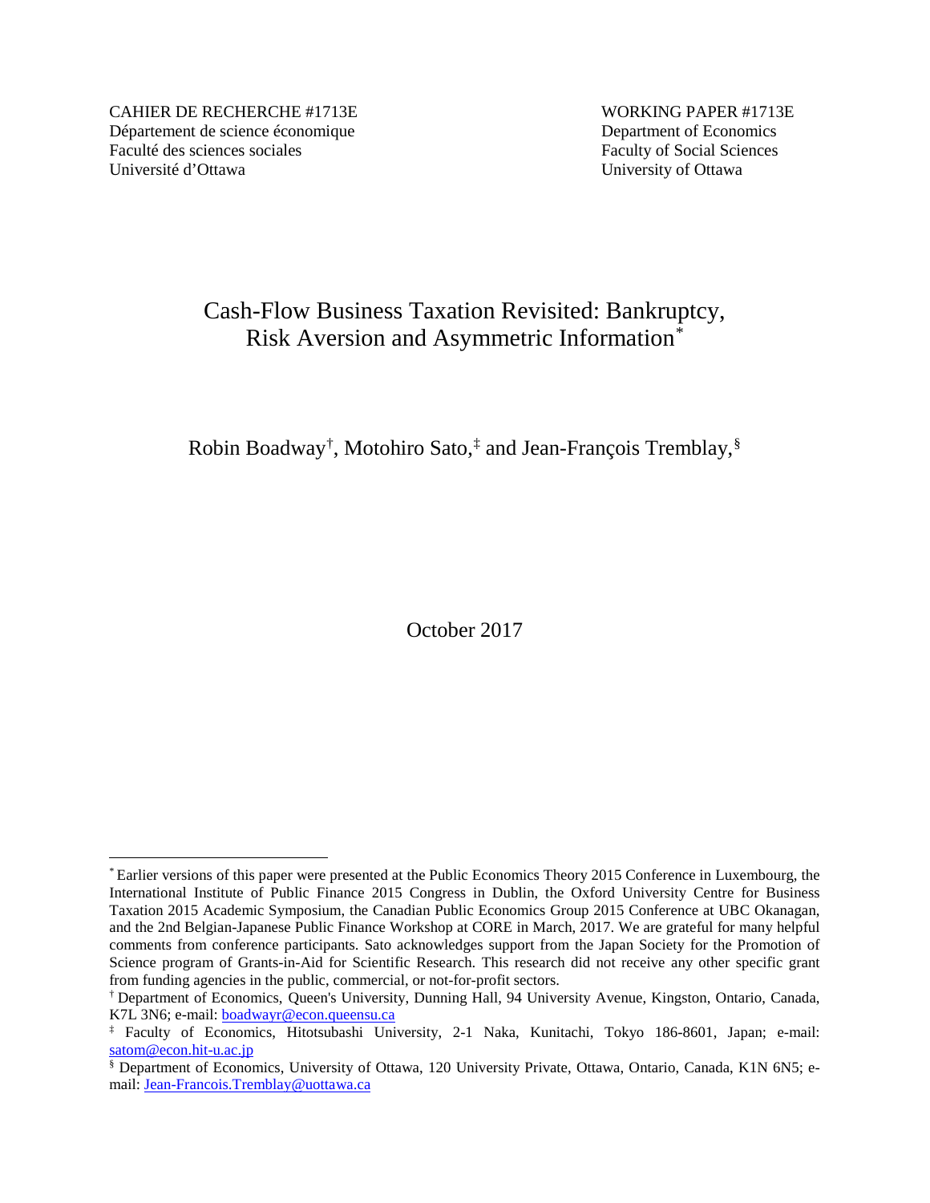CAHIER DE RECHERCHE #1713E
Département de science économique
Faculté des sciences sociales
Université d'Ottawa

WORKING PAPER #1713E
Department of Economics
Faculty of Social Sciences
University of Ottawa

# Cash-Flow Business Taxation Revisited: Bankruptcy, Risk Aversion and Asymmetric Information[*]

Robin Boadway[†], Motohiro Sato,[‡] and Jean-François Tremblay,[§]

October 2017

---

[*] Earlier versions of this paper were presented at the Public Economics Theory 2015 Conference in Luxembourg, the International Institute of Public Finance 2015 Congress in Dublin, the Oxford University Centre for Business Taxation 2015 Academic Symposium, the Canadian Public Economics Group 2015 Conference at UBC Okanagan, and the 2nd Belgian-Japanese Public Finance Workshop at CORE in March, 2017. We are grateful for many helpful comments from conference participants. Sato acknowledges support from the Japan Society for the Promotion of Science program of Grants-in-Aid for Scientific Research. This research did not receive any other specific grant from funding agencies in the public, commercial, or not-for-profit sectors.

[†] Department of Economics, Queen's University, Dunning Hall, 94 University Avenue, Kingston, Ontario, Canada, K7L 3N6; e-mail: boadwayr@econ.queensu.ca

[‡] Faculty of Economics, Hitotsubashi University, 2-1 Naka, Kunitachi, Tokyo 186-8601, Japan; e-mail: satom@econ.hit-u.ac.jp

[§] Department of Economics, University of Ottawa, 120 University Private, Ottawa, Ontario, Canada, K1N 6N5; e-mail: Jean-Francois.Tremblay@uottawa.ca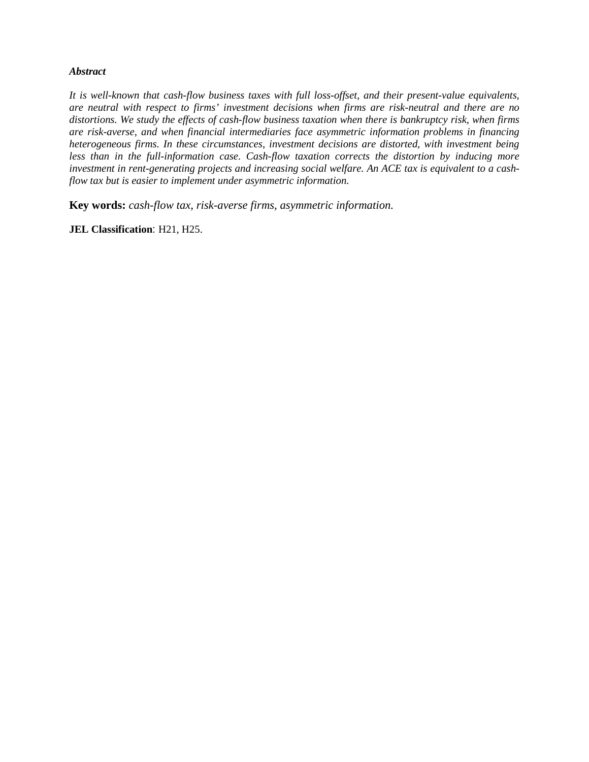***Abstract***

*It is well-known that cash-flow business taxes with full loss-offset, and their present-value equivalents, are neutral with respect to firms' investment decisions when firms are risk-neutral and there are no distortions. We study the effects of cash-flow business taxation when there is bankruptcy risk, when firms are risk-averse, and when financial intermediaries face asymmetric information problems in financing heterogeneous firms. In these circumstances, investment decisions are distorted, with investment being less than in the full-information case. Cash-flow taxation corrects the distortion by inducing more investment in rent-generating projects and increasing social welfare. An ACE tax is equivalent to a cash-flow tax but is easier to implement under asymmetric information.*

**Key words:** *cash-flow tax, risk-averse firms, asymmetric information.*

**JEL Classification**: H21, H25.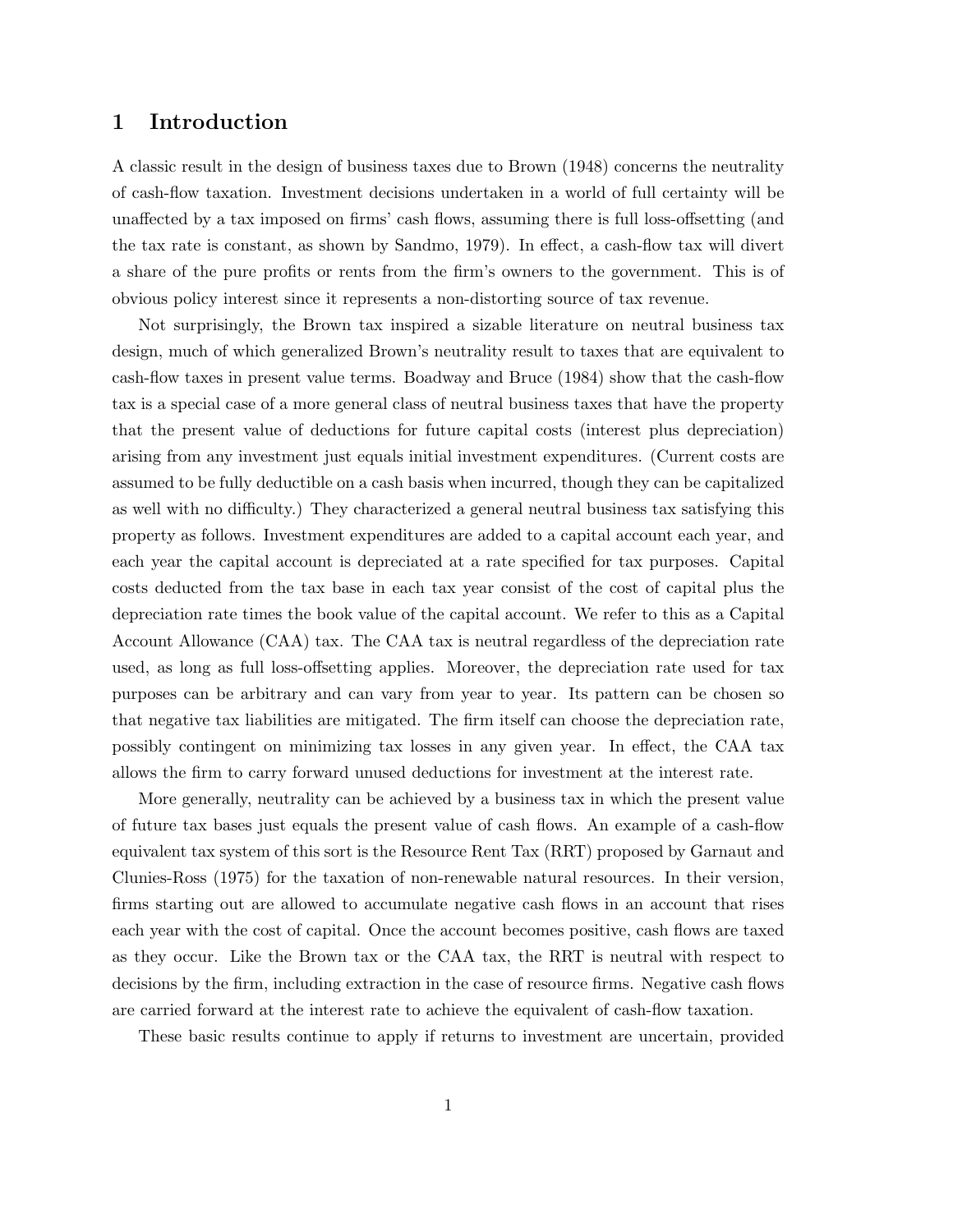# 1 Introduction

A classic result in the design of business taxes due to Brown (1948) concerns the neutrality of cash-flow taxation. Investment decisions undertaken in a world of full certainty will be unaffected by a tax imposed on firms' cash flows, assuming there is full loss-offsetting (and the tax rate is constant, as shown by Sandmo, 1979). In effect, a cash-flow tax will divert a share of the pure profits or rents from the firm's owners to the government. This is of obvious policy interest since it represents a non-distorting source of tax revenue.

Not surprisingly, the Brown tax inspired a sizable literature on neutral business tax design, much of which generalized Brown's neutrality result to taxes that are equivalent to cash-flow taxes in present value terms. Boadway and Bruce (1984) show that the cash-flow tax is a special case of a more general class of neutral business taxes that have the property that the present value of deductions for future capital costs (interest plus depreciation) arising from any investment just equals initial investment expenditures. (Current costs are assumed to be fully deductible on a cash basis when incurred, though they can be capitalized as well with no difficulty.) They characterized a general neutral business tax satisfying this property as follows. Investment expenditures are added to a capital account each year, and each year the capital account is depreciated at a rate specified for tax purposes. Capital costs deducted from the tax base in each tax year consist of the cost of capital plus the depreciation rate times the book value of the capital account. We refer to this as a Capital Account Allowance (CAA) tax. The CAA tax is neutral regardless of the depreciation rate used, as long as full loss-offsetting applies. Moreover, the depreciation rate used for tax purposes can be arbitrary and can vary from year to year. Its pattern can be chosen so that negative tax liabilities are mitigated. The firm itself can choose the depreciation rate, possibly contingent on minimizing tax losses in any given year. In effect, the CAA tax allows the firm to carry forward unused deductions for investment at the interest rate.

More generally, neutrality can be achieved by a business tax in which the present value of future tax bases just equals the present value of cash flows. An example of a cash-flow equivalent tax system of this sort is the Resource Rent Tax (RRT) proposed by Garnaut and Clunies-Ross (1975) for the taxation of non-renewable natural resources. In their version, firms starting out are allowed to accumulate negative cash flows in an account that rises each year with the cost of capital. Once the account becomes positive, cash flows are taxed as they occur. Like the Brown tax or the CAA tax, the RRT is neutral with respect to decisions by the firm, including extraction in the case of resource firms. Negative cash flows are carried forward at the interest rate to achieve the equivalent of cash-flow taxation.

These basic results continue to apply if returns to investment are uncertain, provided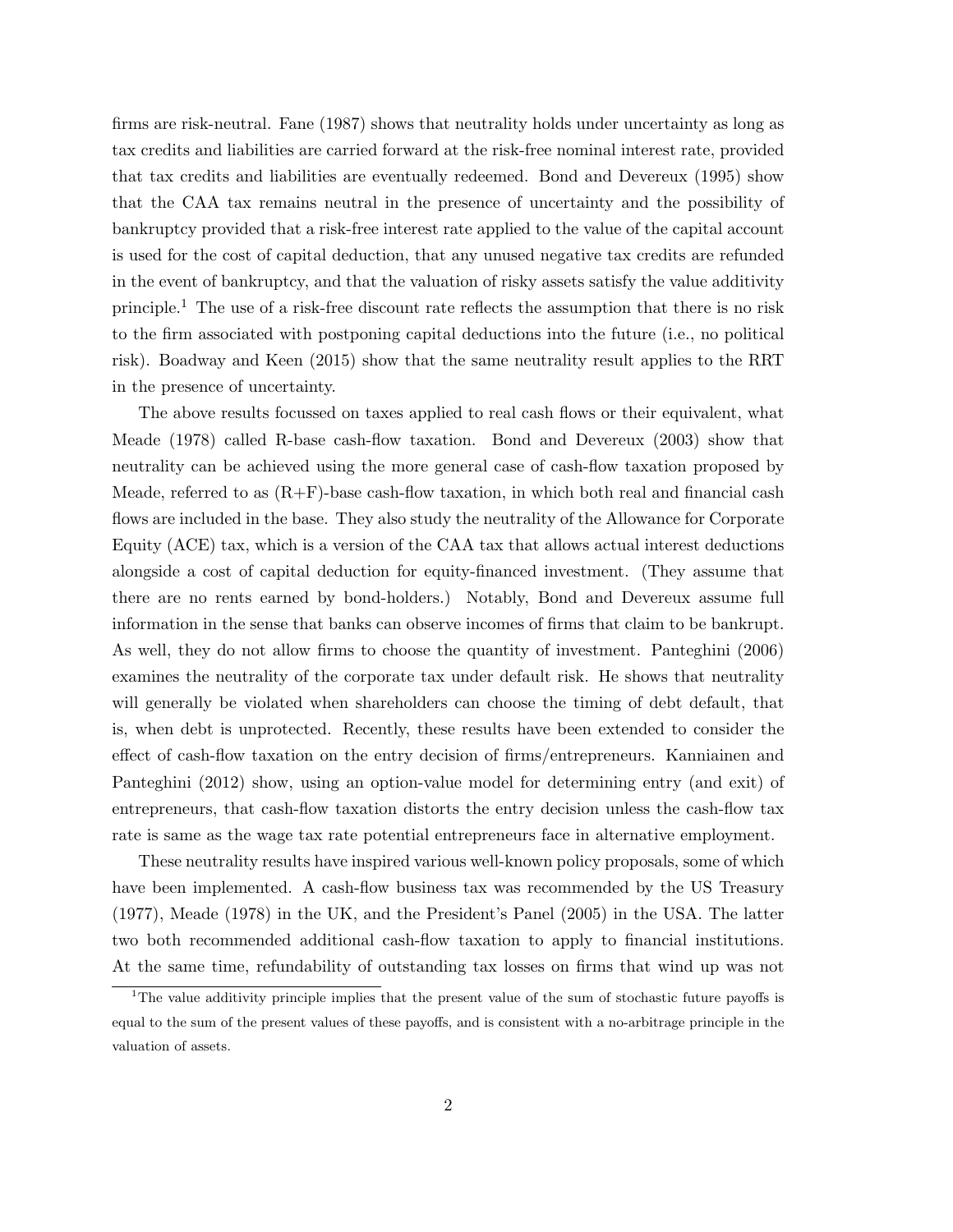firms are risk-neutral. Fane (1987) shows that neutrality holds under uncertainty as long as tax credits and liabilities are carried forward at the risk-free nominal interest rate, provided that tax credits and liabilities are eventually redeemed. Bond and Devereux (1995) show that the CAA tax remains neutral in the presence of uncertainty and the possibility of bankruptcy provided that a risk-free interest rate applied to the value of the capital account is used for the cost of capital deduction, that any unused negative tax credits are refunded in the event of bankruptcy, and that the valuation of risky assets satisfy the value additivity principle.[1] The use of a risk-free discount rate reflects the assumption that there is no risk to the firm associated with postponing capital deductions into the future (i.e., no political risk). Boadway and Keen (2015) show that the same neutrality result applies to the RRT in the presence of uncertainty.

The above results focussed on taxes applied to real cash flows or their equivalent, what Meade (1978) called R-base cash-flow taxation. Bond and Devereux (2003) show that neutrality can be achieved using the more general case of cash-flow taxation proposed by Meade, referred to as (R+F)-base cash-flow taxation, in which both real and financial cash flows are included in the base. They also study the neutrality of the Allowance for Corporate Equity (ACE) tax, which is a version of the CAA tax that allows actual interest deductions alongside a cost of capital deduction for equity-financed investment. (They assume that there are no rents earned by bond-holders.) Notably, Bond and Devereux assume full information in the sense that banks can observe incomes of firms that claim to be bankrupt. As well, they do not allow firms to choose the quantity of investment. Panteghini (2006) examines the neutrality of the corporate tax under default risk. He shows that neutrality will generally be violated when shareholders can choose the timing of debt default, that is, when debt is unprotected. Recently, these results have been extended to consider the effect of cash-flow taxation on the entry decision of firms/entrepreneurs. Kanniainen and Panteghini (2012) show, using an option-value model for determining entry (and exit) of entrepreneurs, that cash-flow taxation distorts the entry decision unless the cash-flow tax rate is same as the wage tax rate potential entrepreneurs face in alternative employment.

These neutrality results have inspired various well-known policy proposals, some of which have been implemented. A cash-flow business tax was recommended by the US Treasury (1977), Meade (1978) in the UK, and the President's Panel (2005) in the USA. The latter two both recommended additional cash-flow taxation to apply to financial institutions. At the same time, refundability of outstanding tax losses on firms that wind up was not

[1] The value additivity principle implies that the present value of the sum of stochastic future payoffs is equal to the sum of the present values of these payoffs, and is consistent with a no-arbitrage principle in the valuation of assets.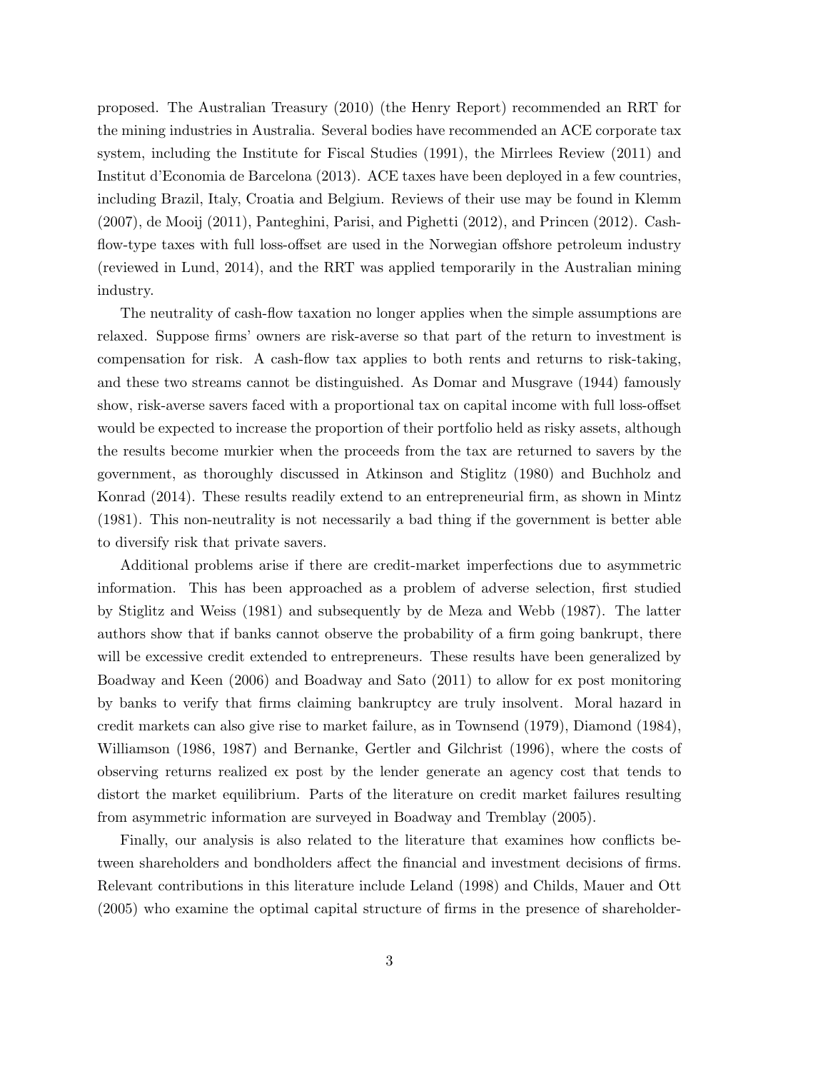proposed. The Australian Treasury (2010) (the Henry Report) recommended an RRT for the mining industries in Australia. Several bodies have recommended an ACE corporate tax system, including the Institute for Fiscal Studies (1991), the Mirrlees Review (2011) and Institut d'Economia de Barcelona (2013). ACE taxes have been deployed in a few countries, including Brazil, Italy, Croatia and Belgium. Reviews of their use may be found in Klemm (2007), de Mooij (2011), Panteghini, Parisi, and Pighetti (2012), and Princen (2012). Cash-flow-type taxes with full loss-offset are used in the Norwegian offshore petroleum industry (reviewed in Lund, 2014), and the RRT was applied temporarily in the Australian mining industry.

The neutrality of cash-flow taxation no longer applies when the simple assumptions are relaxed. Suppose firms' owners are risk-averse so that part of the return to investment is compensation for risk. A cash-flow tax applies to both rents and returns to risk-taking, and these two streams cannot be distinguished. As Domar and Musgrave (1944) famously show, risk-averse savers faced with a proportional tax on capital income with full loss-offset would be expected to increase the proportion of their portfolio held as risky assets, although the results become murkier when the proceeds from the tax are returned to savers by the government, as thoroughly discussed in Atkinson and Stiglitz (1980) and Buchholz and Konrad (2014). These results readily extend to an entrepreneurial firm, as shown in Mintz (1981). This non-neutrality is not necessarily a bad thing if the government is better able to diversify risk that private savers.

Additional problems arise if there are credit-market imperfections due to asymmetric information. This has been approached as a problem of adverse selection, first studied by Stiglitz and Weiss (1981) and subsequently by de Meza and Webb (1987). The latter authors show that if banks cannot observe the probability of a firm going bankrupt, there will be excessive credit extended to entrepreneurs. These results have been generalized by Boadway and Keen (2006) and Boadway and Sato (2011) to allow for ex post monitoring by banks to verify that firms claiming bankruptcy are truly insolvent. Moral hazard in credit markets can also give rise to market failure, as in Townsend (1979), Diamond (1984), Williamson (1986, 1987) and Bernanke, Gertler and Gilchrist (1996), where the costs of observing returns realized ex post by the lender generate an agency cost that tends to distort the market equilibrium. Parts of the literature on credit market failures resulting from asymmetric information are surveyed in Boadway and Tremblay (2005).

Finally, our analysis is also related to the literature that examines how conflicts between shareholders and bondholders affect the financial and investment decisions of firms. Relevant contributions in this literature include Leland (1998) and Childs, Mauer and Ott (2005) who examine the optimal capital structure of firms in the presence of shareholder-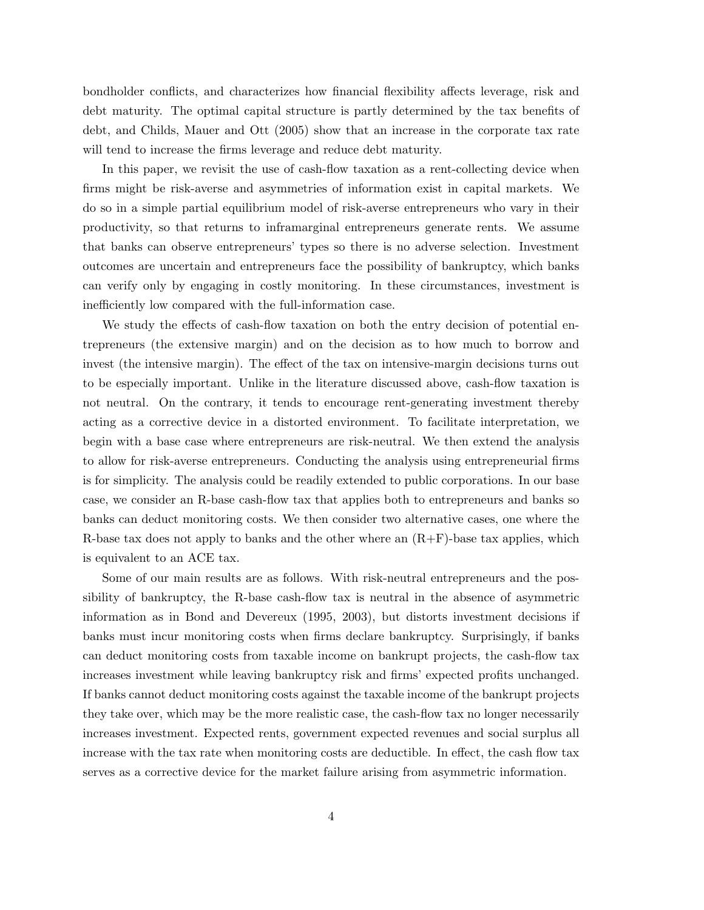bondholder conflicts, and characterizes how financial flexibility affects leverage, risk and debt maturity. The optimal capital structure is partly determined by the tax benefits of debt, and Childs, Mauer and Ott (2005) show that an increase in the corporate tax rate will tend to increase the firms leverage and reduce debt maturity.

In this paper, we revisit the use of cash-flow taxation as a rent-collecting device when firms might be risk-averse and asymmetries of information exist in capital markets. We do so in a simple partial equilibrium model of risk-averse entrepreneurs who vary in their productivity, so that returns to inframarginal entrepreneurs generate rents. We assume that banks can observe entrepreneurs' types so there is no adverse selection. Investment outcomes are uncertain and entrepreneurs face the possibility of bankruptcy, which banks can verify only by engaging in costly monitoring. In these circumstances, investment is inefficiently low compared with the full-information case.

We study the effects of cash-flow taxation on both the entry decision of potential entrepreneurs (the extensive margin) and on the decision as to how much to borrow and invest (the intensive margin). The effect of the tax on intensive-margin decisions turns out to be especially important. Unlike in the literature discussed above, cash-flow taxation is not neutral. On the contrary, it tends to encourage rent-generating investment thereby acting as a corrective device in a distorted environment. To facilitate interpretation, we begin with a base case where entrepreneurs are risk-neutral. We then extend the analysis to allow for risk-averse entrepreneurs. Conducting the analysis using entrepreneurial firms is for simplicity. The analysis could be readily extended to public corporations. In our base case, we consider an R-base cash-flow tax that applies both to entrepreneurs and banks so banks can deduct monitoring costs. We then consider two alternative cases, one where the R-base tax does not apply to banks and the other where an (R+F)-base tax applies, which is equivalent to an ACE tax.

Some of our main results are as follows. With risk-neutral entrepreneurs and the possibility of bankruptcy, the R-base cash-flow tax is neutral in the absence of asymmetric information as in Bond and Devereux (1995, 2003), but distorts investment decisions if banks must incur monitoring costs when firms declare bankruptcy. Surprisingly, if banks can deduct monitoring costs from taxable income on bankrupt projects, the cash-flow tax increases investment while leaving bankruptcy risk and firms' expected profits unchanged. If banks cannot deduct monitoring costs against the taxable income of the bankrupt projects they take over, which may be the more realistic case, the cash-flow tax no longer necessarily increases investment. Expected rents, government expected revenues and social surplus all increase with the tax rate when monitoring costs are deductible. In effect, the cash flow tax serves as a corrective device for the market failure arising from asymmetric information.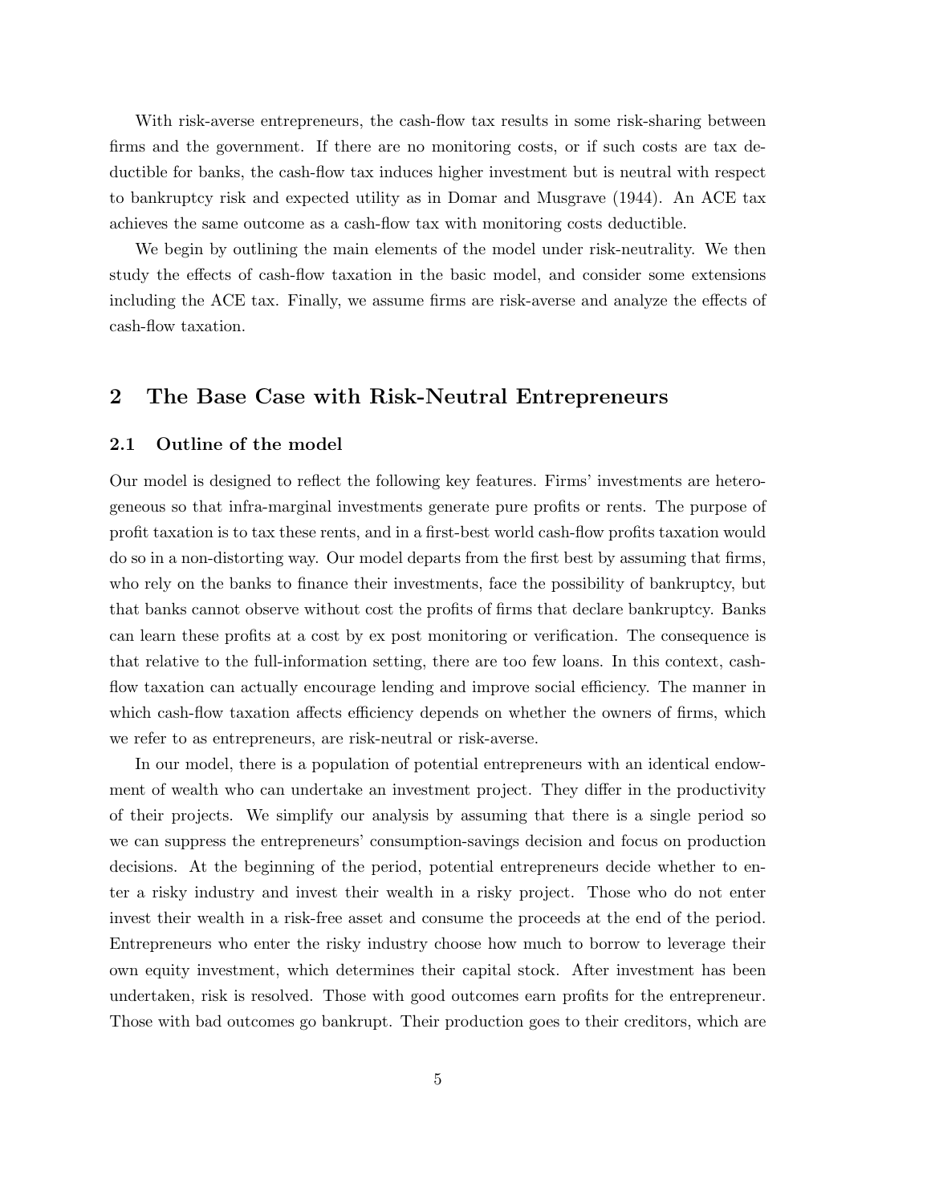With risk-averse entrepreneurs, the cash-flow tax results in some risk-sharing between firms and the government. If there are no monitoring costs, or if such costs are tax deductible for banks, the cash-flow tax induces higher investment but is neutral with respect to bankruptcy risk and expected utility as in Domar and Musgrave (1944). An ACE tax achieves the same outcome as a cash-flow tax with monitoring costs deductible.

We begin by outlining the main elements of the model under risk-neutrality. We then study the effects of cash-flow taxation in the basic model, and consider some extensions including the ACE tax. Finally, we assume firms are risk-averse and analyze the effects of cash-flow taxation.

## 2 The Base Case with Risk-Neutral Entrepreneurs

### 2.1 Outline of the model

Our model is designed to reflect the following key features. Firms' investments are heterogeneous so that infra-marginal investments generate pure profits or rents. The purpose of profit taxation is to tax these rents, and in a first-best world cash-flow profits taxation would do so in a non-distorting way. Our model departs from the first best by assuming that firms, who rely on the banks to finance their investments, face the possibility of bankruptcy, but that banks cannot observe without cost the profits of firms that declare bankruptcy. Banks can learn these profits at a cost by ex post monitoring or verification. The consequence is that relative to the full-information setting, there are too few loans. In this context, cash-flow taxation can actually encourage lending and improve social efficiency. The manner in which cash-flow taxation affects efficiency depends on whether the owners of firms, which we refer to as entrepreneurs, are risk-neutral or risk-averse.

In our model, there is a population of potential entrepreneurs with an identical endowment of wealth who can undertake an investment project. They differ in the productivity of their projects. We simplify our analysis by assuming that there is a single period so we can suppress the entrepreneurs' consumption-savings decision and focus on production decisions. At the beginning of the period, potential entrepreneurs decide whether to enter a risky industry and invest their wealth in a risky project. Those who do not enter invest their wealth in a risk-free asset and consume the proceeds at the end of the period. Entrepreneurs who enter the risky industry choose how much to borrow to leverage their own equity investment, which determines their capital stock. After investment has been undertaken, risk is resolved. Those with good outcomes earn profits for the entrepreneur. Those with bad outcomes go bankrupt. Their production goes to their creditors, which are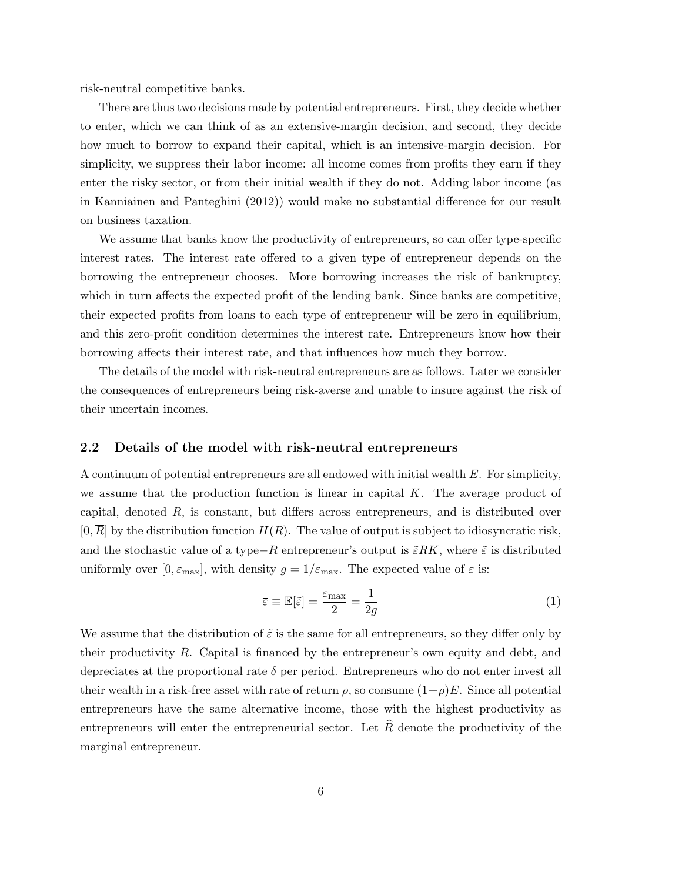risk-neutral competitive banks.

There are thus two decisions made by potential entrepreneurs. First, they decide whether to enter, which we can think of as an extensive-margin decision, and second, they decide how much to borrow to expand their capital, which is an intensive-margin decision. For simplicity, we suppress their labor income: all income comes from profits they earn if they enter the risky sector, or from their initial wealth if they do not. Adding labor income (as in Kanniainen and Panteghini (2012)) would make no substantial difference for our result on business taxation.

We assume that banks know the productivity of entrepreneurs, so can offer type-specific interest rates. The interest rate offered to a given type of entrepreneur depends on the borrowing the entrepreneur chooses. More borrowing increases the risk of bankruptcy, which in turn affects the expected profit of the lending bank. Since banks are competitive, their expected profits from loans to each type of entrepreneur will be zero in equilibrium, and this zero-profit condition determines the interest rate. Entrepreneurs know how their borrowing affects their interest rate, and that influences how much they borrow.

The details of the model with risk-neutral entrepreneurs are as follows. Later we consider the consequences of entrepreneurs being risk-averse and unable to insure against the risk of their uncertain incomes.

## 2.2 Details of the model with risk-neutral entrepreneurs

A continuum of potential entrepreneurs are all endowed with initial wealth $E$. For simplicity, we assume that the production function is linear in capital $K$. The average product of capital, denoted $R$, is constant, but differs across entrepreneurs, and is distributed over $[0, \overline{R}]$ by the distribution function $H(R)$. The value of output is subject to idiosyncratic risk, and the stochastic value of a type$-R$ entrepreneur's output is $\tilde{\varepsilon}RK$, where $\tilde{\varepsilon}$ is distributed uniformly over $[0, \varepsilon_{\max}]$, with density $g = 1/\varepsilon_{\max}$. The expected value of $\varepsilon$ is:

$$\overline{\varepsilon} \equiv \mathbb{E}[\tilde{\varepsilon}] = \frac{\varepsilon_{\max}}{2} = \frac{1}{2g} \tag{1}$$

We assume that the distribution of $\tilde{\varepsilon}$ is the same for all entrepreneurs, so they differ only by their productivity $R$. Capital is financed by the entrepreneur's own equity and debt, and depreciates at the proportional rate $\delta$ per period. Entrepreneurs who do not enter invest all their wealth in a risk-free asset with rate of return $\rho$, so consume $(1+\rho)E$. Since all potential entrepreneurs have the same alternative income, those with the highest productivity as entrepreneurs will enter the entrepreneurial sector. Let $\widehat{R}$ denote the productivity of the marginal entrepreneur.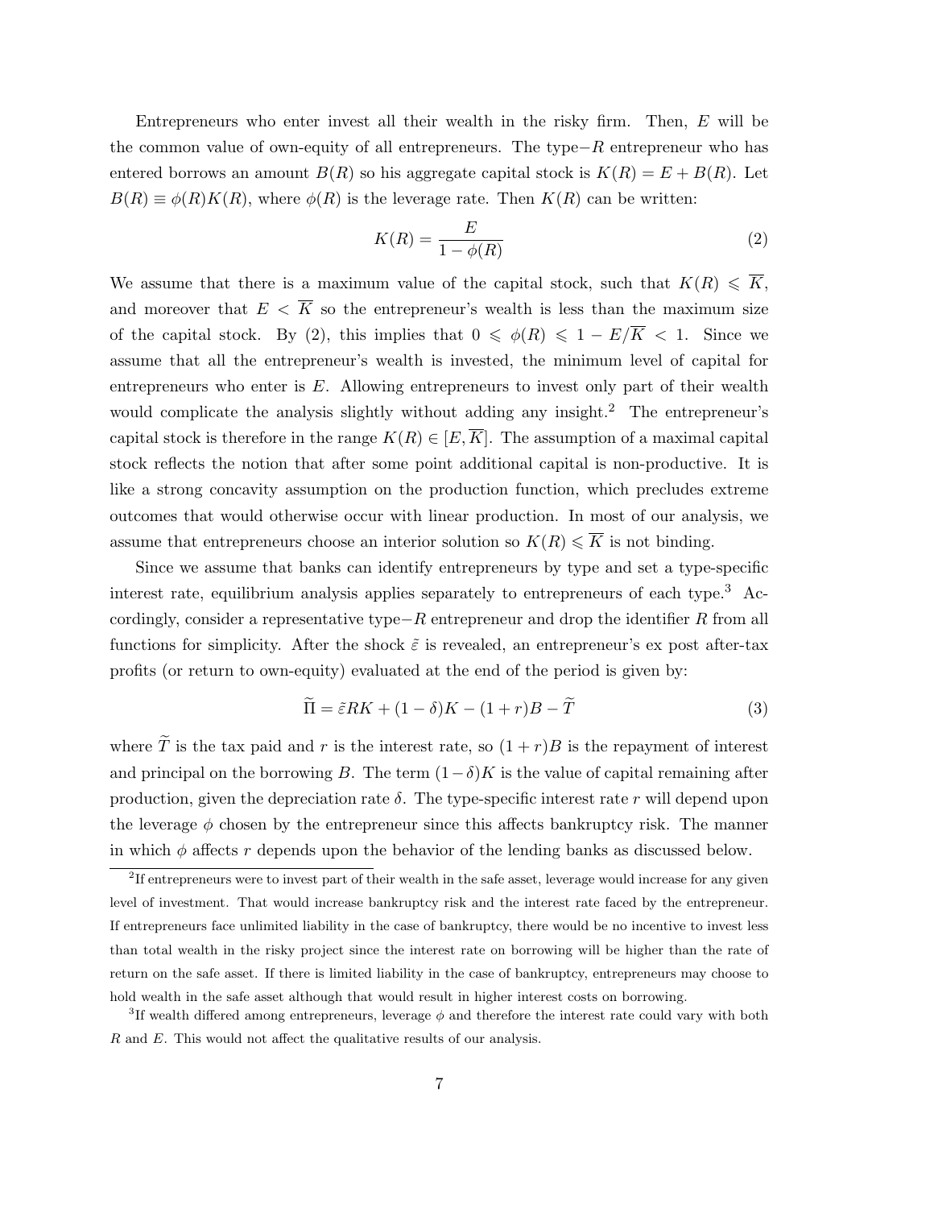Entrepreneurs who enter invest all their wealth in the risky firm. Then, $E$ will be the common value of own-equity of all entrepreneurs. The type$-R$ entrepreneur who has entered borrows an amount $B(R)$ so his aggregate capital stock is $K(R) = E + B(R)$. Let $B(R) \equiv \phi(R)K(R)$, where $\phi(R)$ is the leverage rate. Then $K(R)$ can be written:

$$K(R) = \frac{E}{1 - \phi(R)} \tag{2}$$

We assume that there is a maximum value of the capital stock, such that $K(R) \leqslant \overline{K}$, and moreover that $E < \overline{K}$ so the entrepreneur's wealth is less than the maximum size of the capital stock. By (2), this implies that $0 \leqslant \phi(R) \leqslant 1 - E/\overline{K} < 1$. Since we assume that all the entrepreneur's wealth is invested, the minimum level of capital for entrepreneurs who enter is $E$. Allowing entrepreneurs to invest only part of their wealth would complicate the analysis slightly without adding any insight.[2] The entrepreneur's capital stock is therefore in the range $K(R) \in [E, \overline{K}]$. The assumption of a maximal capital stock reflects the notion that after some point additional capital is non-productive. It is like a strong concavity assumption on the production function, which precludes extreme outcomes that would otherwise occur with linear production. In most of our analysis, we assume that entrepreneurs choose an interior solution so $K(R) \leqslant \overline{K}$ is not binding.

Since we assume that banks can identify entrepreneurs by type and set a type-specific interest rate, equilibrium analysis applies separately to entrepreneurs of each type.[3] Accordingly, consider a representative type$-R$ entrepreneur and drop the identifier $R$ from all functions for simplicity. After the shock $\tilde{\varepsilon}$ is revealed, an entrepreneur's ex post after-tax profits (or return to own-equity) evaluated at the end of the period is given by:

$$\widetilde{\Pi} = \tilde{\varepsilon} RK + (1 - \delta)K - (1 + r)B - \widetilde{T} \tag{3}$$

where $\widetilde{T}$ is the tax paid and $r$ is the interest rate, so $(1 + r)B$ is the repayment of interest and principal on the borrowing $B$. The term $(1 - \delta)K$ is the value of capital remaining after production, given the depreciation rate $\delta$. The type-specific interest rate $r$ will depend upon the leverage $\phi$ chosen by the entrepreneur since this affects bankruptcy risk. The manner in which $\phi$ affects $r$ depends upon the behavior of the lending banks as discussed below.

[2] If entrepreneurs were to invest part of their wealth in the safe asset, leverage would increase for any given level of investment. That would increase bankruptcy risk and the interest rate faced by the entrepreneur. If entrepreneurs face unlimited liability in the case of bankruptcy, there would be no incentive to invest less than total wealth in the risky project since the interest rate on borrowing will be higher than the rate of return on the safe asset. If there is limited liability in the case of bankruptcy, entrepreneurs may choose to hold wealth in the safe asset although that would result in higher interest costs on borrowing.

[3] If wealth differed among entrepreneurs, leverage $\phi$ and therefore the interest rate could vary with both $R$ and $E$. This would not affect the qualitative results of our analysis.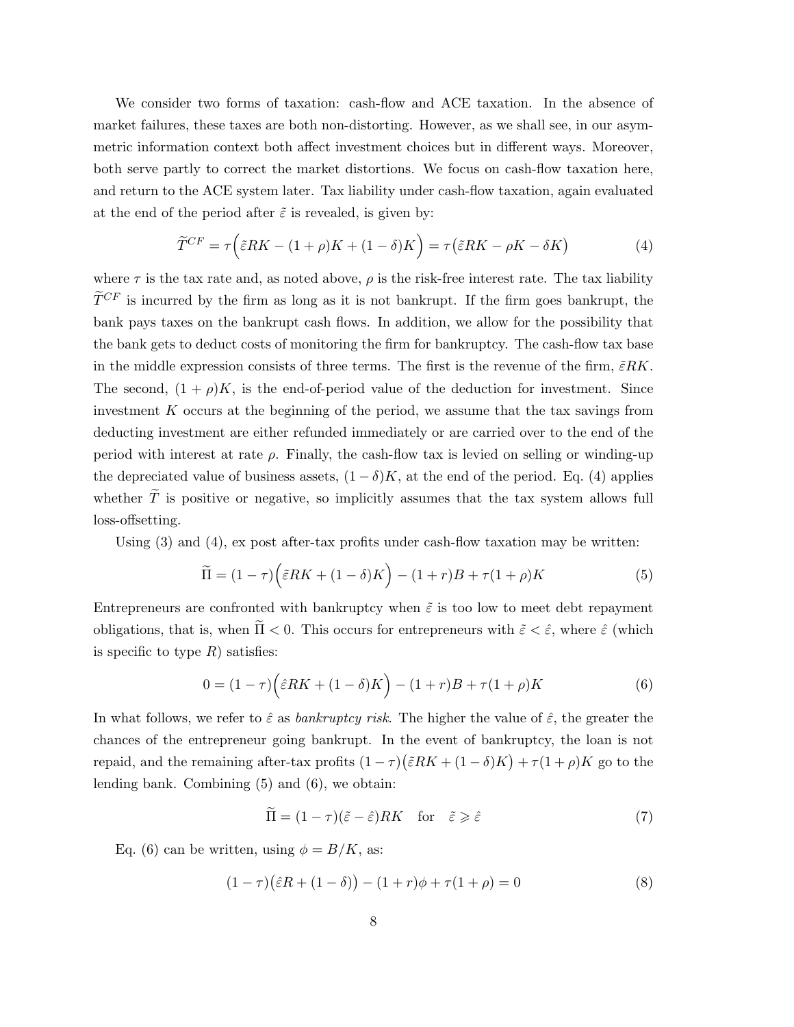We consider two forms of taxation: cash-flow and ACE taxation. In the absence of market failures, these taxes are both non-distorting. However, as we shall see, in our asymmetric information context both affect investment choices but in different ways. Moreover, both serve partly to correct the market distortions. We focus on cash-flow taxation here, and return to the ACE system later. Tax liability under cash-flow taxation, again evaluated at the end of the period after $\tilde{\varepsilon}$ is revealed, is given by:

$$\widetilde{T}^{CF} = \tau\Big(\tilde{\varepsilon}RK - (1+\rho)K + (1-\delta)K\Big) = \tau\big(\tilde{\varepsilon}RK - \rho K - \delta K\big) \tag{4}$$

where $\tau$ is the tax rate and, as noted above, $\rho$ is the risk-free interest rate. The tax liability $\widetilde{T}^{CF}$ is incurred by the firm as long as it is not bankrupt. If the firm goes bankrupt, the bank pays taxes on the bankrupt cash flows. In addition, we allow for the possibility that the bank gets to deduct costs of monitoring the firm for bankruptcy. The cash-flow tax base in the middle expression consists of three terms. The first is the revenue of the firm, $\tilde{\varepsilon}RK$. The second, $(1+\rho)K$, is the end-of-period value of the deduction for investment. Since investment $K$ occurs at the beginning of the period, we assume that the tax savings from deducting investment are either refunded immediately or are carried over to the end of the period with interest at rate $\rho$. Finally, the cash-flow tax is levied on selling or winding-up the depreciated value of business assets, $(1-\delta)K$, at the end of the period. Eq. (4) applies whether $\widetilde{T}$ is positive or negative, so implicitly assumes that the tax system allows full loss-offsetting.

Using (3) and (4), ex post after-tax profits under cash-flow taxation may be written:

$$\widetilde{\Pi} = (1-\tau)\Big(\tilde{\varepsilon}RK + (1-\delta)K\Big) - (1+r)B + \tau(1+\rho)K \tag{5}$$

Entrepreneurs are confronted with bankruptcy when $\tilde{\varepsilon}$ is too low to meet debt repayment obligations, that is, when $\widetilde{\Pi} < 0$. This occurs for entrepreneurs with $\tilde{\varepsilon} < \hat{\varepsilon}$, where $\hat{\varepsilon}$ (which is specific to type $R$) satisfies:

$$0 = (1-\tau)\Big(\hat{\varepsilon}RK + (1-\delta)K\Big) - (1+r)B + \tau(1+\rho)K \tag{6}$$

In what follows, we refer to $\hat{\varepsilon}$ as *bankruptcy risk*. The higher the value of $\hat{\varepsilon}$, the greater the chances of the entrepreneur going bankrupt. In the event of bankruptcy, the loan is not repaid, and the remaining after-tax profits $(1-\tau)\big(\tilde{\varepsilon}RK + (1-\delta)K\big) + \tau(1+\rho)K$ go to the lending bank. Combining (5) and (6), we obtain:

$$\widetilde{\Pi} = (1-\tau)(\tilde{\varepsilon} - \hat{\varepsilon})RK \quad \text{for} \quad \tilde{\varepsilon} \geqslant \hat{\varepsilon} \tag{7}$$

Eq. (6) can be written, using $\phi = B/K$, as:

$$(1-\tau)\big(\hat{\varepsilon}R + (1-\delta)\big) - (1+r)\phi + \tau(1+\rho) = 0 \tag{8}$$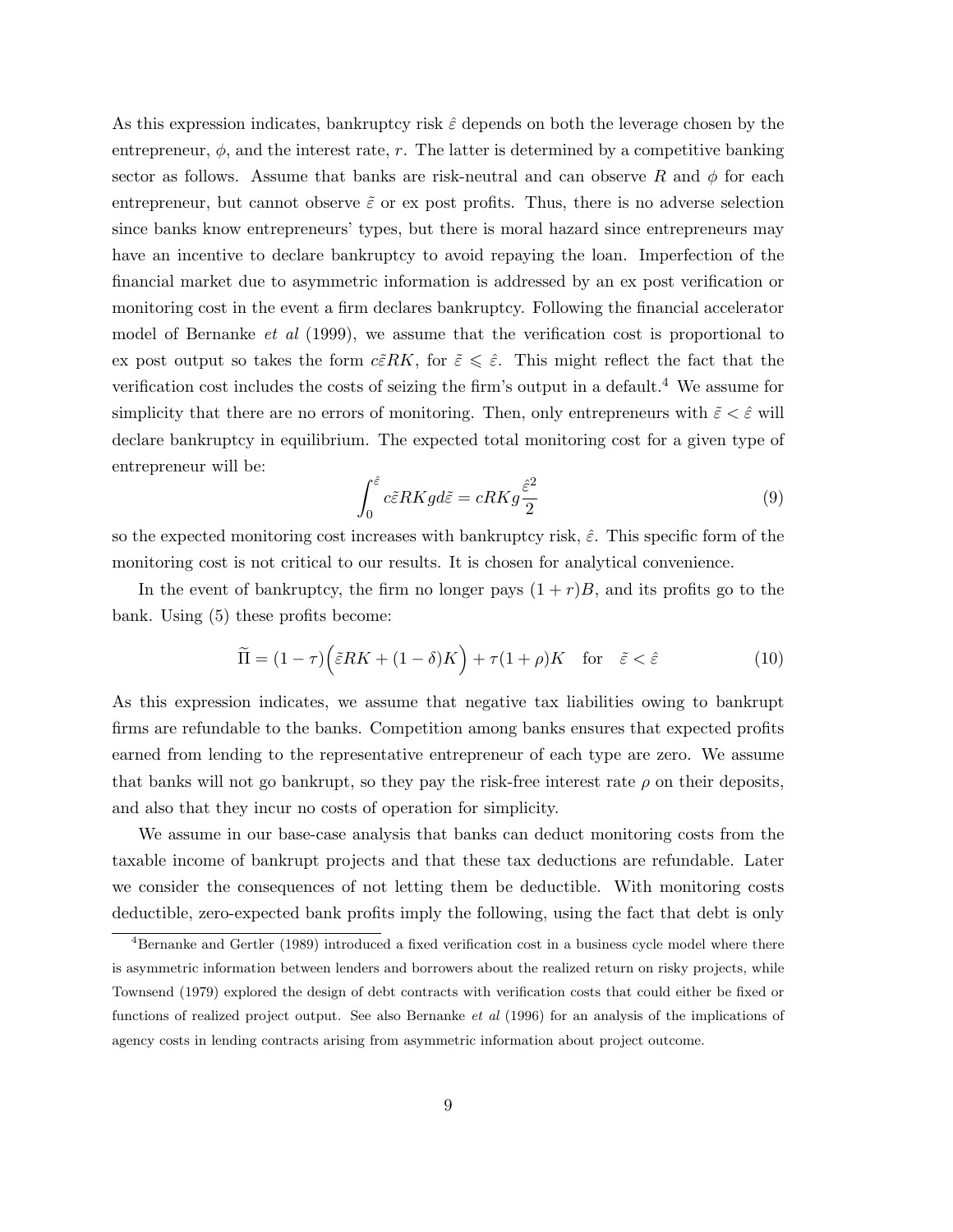As this expression indicates, bankruptcy risk $\hat{\varepsilon}$ depends on both the leverage chosen by the entrepreneur, $\phi$, and the interest rate, $r$. The latter is determined by a competitive banking sector as follows. Assume that banks are risk-neutral and can observe $R$ and $\phi$ for each entrepreneur, but cannot observe $\tilde{\varepsilon}$ or ex post profits. Thus, there is no adverse selection since banks know entrepreneurs' types, but there is moral hazard since entrepreneurs may have an incentive to declare bankruptcy to avoid repaying the loan. Imperfection of the financial market due to asymmetric information is addressed by an ex post verification or monitoring cost in the event a firm declares bankruptcy. Following the financial accelerator model of Bernanke *et al* (1999), we assume that the verification cost is proportional to ex post output so takes the form $c\tilde{\varepsilon}RK$, for $\tilde{\varepsilon} \leqslant \hat{\varepsilon}$. This might reflect the fact that the verification cost includes the costs of seizing the firm's output in a default.[4] We assume for simplicity that there are no errors of monitoring. Then, only entrepreneurs with $\tilde{\varepsilon} < \hat{\varepsilon}$ will declare bankruptcy in equilibrium. The expected total monitoring cost for a given type of entrepreneur will be:

$$\int_0^{\hat{\varepsilon}} c\tilde{\varepsilon}RKg d\tilde{\varepsilon} = cRKg\frac{\hat{\varepsilon}^2}{2} \tag{9}$$

so the expected monitoring cost increases with bankruptcy risk, $\hat{\varepsilon}$. This specific form of the monitoring cost is not critical to our results. It is chosen for analytical convenience.

In the event of bankruptcy, the firm no longer pays $(1+r)B$, and its profits go to the bank. Using (5) these profits become:

$$\widetilde{\Pi} = (1-\tau)\Big(\tilde{\varepsilon}RK + (1-\delta)K\Big) + \tau(1+\rho)K \quad \text{for} \quad \tilde{\varepsilon} < \hat{\varepsilon} \tag{10}$$

As this expression indicates, we assume that negative tax liabilities owing to bankrupt firms are refundable to the banks. Competition among banks ensures that expected profits earned from lending to the representative entrepreneur of each type are zero. We assume that banks will not go bankrupt, so they pay the risk-free interest rate $\rho$ on their deposits, and also that they incur no costs of operation for simplicity.

We assume in our base-case analysis that banks can deduct monitoring costs from the taxable income of bankrupt projects and that these tax deductions are refundable. Later we consider the consequences of not letting them be deductible. With monitoring costs deductible, zero-expected bank profits imply the following, using the fact that debt is only

[4] Bernanke and Gertler (1989) introduced a fixed verification cost in a business cycle model where there is asymmetric information between lenders and borrowers about the realized return on risky projects, while Townsend (1979) explored the design of debt contracts with verification costs that could either be fixed or functions of realized project output. See also Bernanke *et al* (1996) for an analysis of the implications of agency costs in lending contracts arising from asymmetric information about project outcome.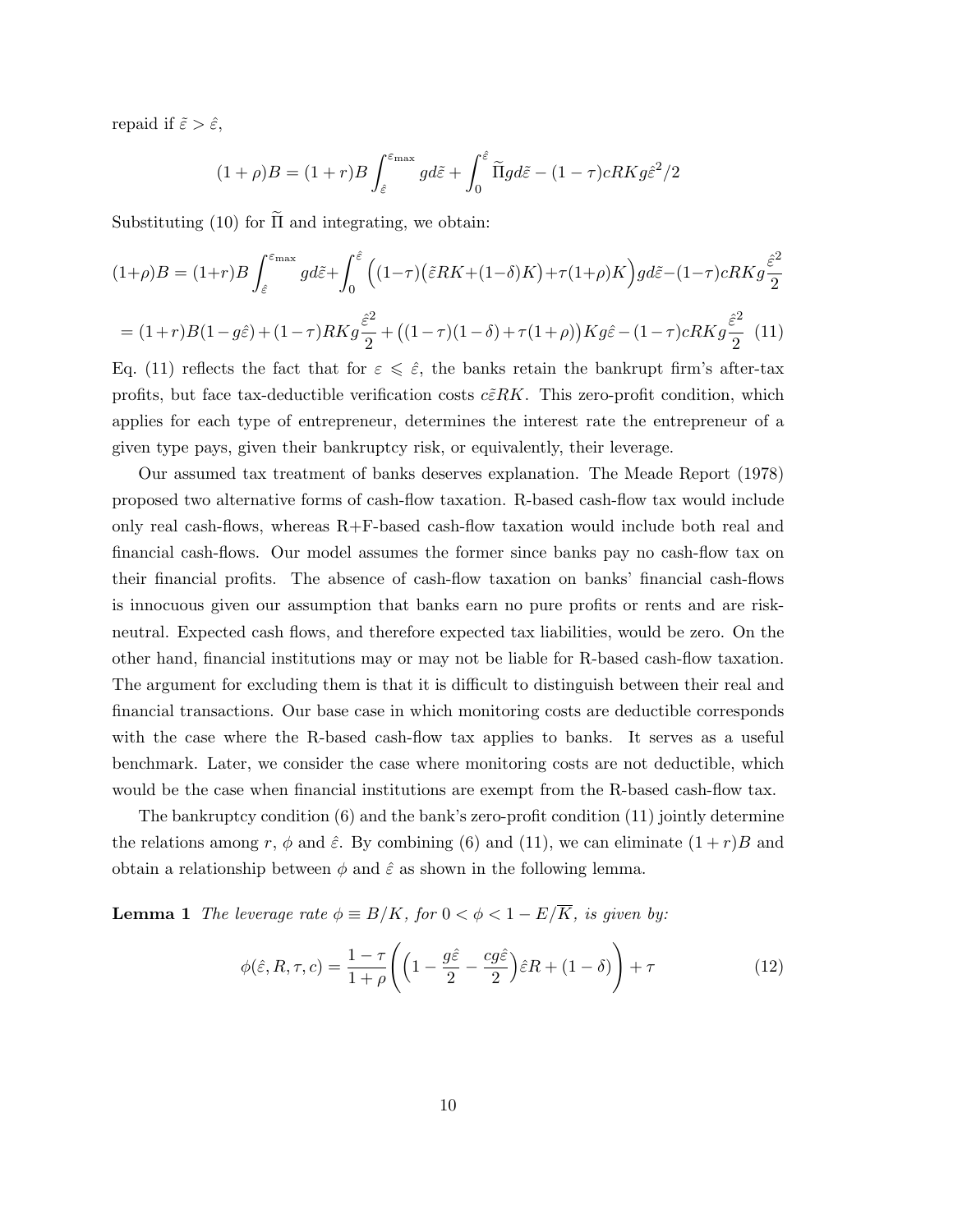repaid if $\tilde{\varepsilon} > \hat{\varepsilon}$,

$$(1+\rho)B = (1+r)B\int_{\hat{\varepsilon}}^{\varepsilon_{\max}} g d\tilde{\varepsilon} + \int_0^{\hat{\varepsilon}} \widetilde{\Pi} g d\tilde{\varepsilon} - (1-\tau)cRKg\hat{\varepsilon}^2/2$$

Substituting (10) for $\widetilde{\Pi}$ and integrating, we obtain:

$$(1+\rho)B = (1+r)B\int_{\hat{\varepsilon}}^{\varepsilon_{\max}} g d\tilde{\varepsilon} + \int_0^{\hat{\varepsilon}} \Big((1-\tau)\big(\tilde{\varepsilon}RK + (1-\delta)K\big) + \tau(1+\rho)K\Big) g d\tilde{\varepsilon} - (1-\tau)cRKg\frac{\hat{\varepsilon}^2}{2}$$

$$= (1+r)B(1-g\hat{\varepsilon}) + (1-\tau)RKg\frac{\hat{\varepsilon}^2}{2} + \big((1-\tau)(1-\delta) + \tau(1+\rho)\big)Kg\hat{\varepsilon} - (1-\tau)cRKg\frac{\hat{\varepsilon}^2}{2} \quad (11)$$

Eq. (11) reflects the fact that for $\varepsilon \leqslant \hat{\varepsilon}$, the banks retain the bankrupt firm's after-tax profits, but face tax-deductible verification costs $c\tilde{\varepsilon}RK$. This zero-profit condition, which applies for each type of entrepreneur, determines the interest rate the entrepreneur of a given type pays, given their bankruptcy risk, or equivalently, their leverage.

Our assumed tax treatment of banks deserves explanation. The Meade Report (1978) proposed two alternative forms of cash-flow taxation. R-based cash-flow tax would include only real cash-flows, whereas R+F-based cash-flow taxation would include both real and financial cash-flows. Our model assumes the former since banks pay no cash-flow tax on their financial profits. The absence of cash-flow taxation on banks' financial cash-flows is innocuous given our assumption that banks earn no pure profits or rents and are risk-neutral. Expected cash flows, and therefore expected tax liabilities, would be zero. On the other hand, financial institutions may or may not be liable for R-based cash-flow taxation. The argument for excluding them is that it is difficult to distinguish between their real and financial transactions. Our base case in which monitoring costs are deductible corresponds with the case where the R-based cash-flow tax applies to banks. It serves as a useful benchmark. Later, we consider the case where monitoring costs are not deductible, which would be the case when financial institutions are exempt from the R-based cash-flow tax.

The bankruptcy condition (6) and the bank's zero-profit condition (11) jointly determine the relations among $r$, $\phi$ and $\hat{\varepsilon}$. By combining (6) and (11), we can eliminate $(1+r)B$ and obtain a relationship between $\phi$ and $\hat{\varepsilon}$ as shown in the following lemma.

**Lemma 1** *The leverage rate $\phi \equiv B/K$, for $0 < \phi < 1 - E/\overline{K}$, is given by:*

$$\phi(\hat{\varepsilon}, R, \tau, c) = \frac{1-\tau}{1+\rho}\left(\left(1 - \frac{g\hat{\varepsilon}}{2} - \frac{cg\hat{\varepsilon}}{2}\right)\hat{\varepsilon}R + (1-\delta)\right) + \tau \quad (12)$$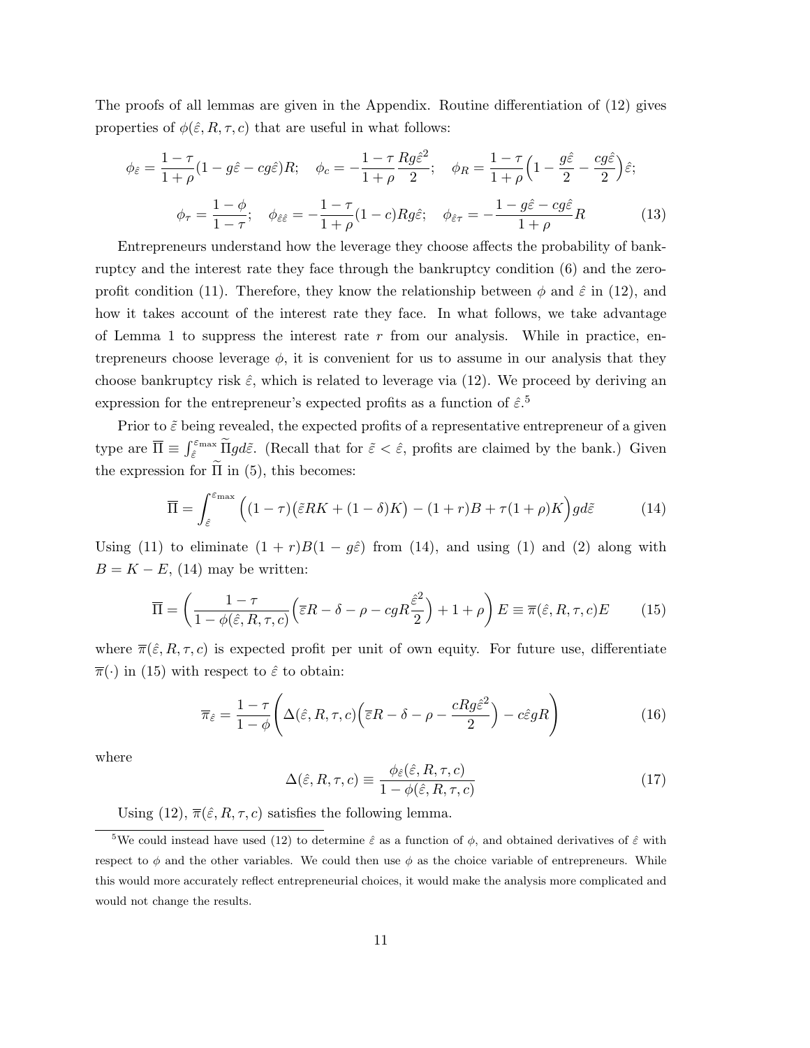The proofs of all lemmas are given in the Appendix. Routine differentiation of (12) gives properties of $\phi(\hat{\varepsilon}, R, \tau, c)$ that are useful in what follows:

$$\phi_{\hat{\varepsilon}} = \frac{1-\tau}{1+\rho}(1 - g\hat{\varepsilon} - cg\hat{\varepsilon})R; \quad \phi_c = -\frac{1-\tau}{1+\rho}\frac{Rg\hat{\varepsilon}^2}{2}; \quad \phi_R = \frac{1-\tau}{1+\rho}\Big(1 - \frac{g\hat{\varepsilon}}{2} - \frac{cg\hat{\varepsilon}}{2}\Big)\hat{\varepsilon};$$

$$\phi_\tau = \frac{1-\phi}{1-\tau}; \quad \phi_{\hat{\varepsilon}\hat{\varepsilon}} = -\frac{1-\tau}{1+\rho}(1-c)Rg\hat{\varepsilon}; \quad \phi_{\hat{\varepsilon}\tau} = -\frac{1 - g\hat{\varepsilon} - cg\hat{\varepsilon}}{1+\rho}R \tag{13}$$

Entrepreneurs understand how the leverage they choose affects the probability of bankruptcy and the interest rate they face through the bankruptcy condition (6) and the zero-profit condition (11). Therefore, they know the relationship between $\phi$ and $\hat{\varepsilon}$ in (12), and how it takes account of the interest rate they face. In what follows, we take advantage of Lemma 1 to suppress the interest rate $r$ from our analysis. While in practice, entrepreneurs choose leverage $\phi$, it is convenient for us to assume in our analysis that they choose bankruptcy risk $\hat{\varepsilon}$, which is related to leverage via (12). We proceed by deriving an expression for the entrepreneur's expected profits as a function of $\hat{\varepsilon}$.[5]

Prior to $\tilde{\varepsilon}$ being revealed, the expected profits of a representative entrepreneur of a given type are $\overline{\Pi} \equiv \int_{\hat{\varepsilon}}^{\varepsilon_{\max}} \widetilde{\Pi} g d\tilde{\varepsilon}$. (Recall that for $\tilde{\varepsilon} < \hat{\varepsilon}$, profits are claimed by the bank.) Given the expression for $\widetilde{\Pi}$ in (5), this becomes:

$$\overline{\Pi} = \int_{\hat{\varepsilon}}^{\varepsilon_{\max}} \Big((1-\tau)\big(\tilde{\varepsilon}RK + (1-\delta)K\big) - (1+r)B + \tau(1+\rho)K\Big) g d\tilde{\varepsilon} \tag{14}$$

Using (11) to eliminate $(1+r)B(1-g\hat{\varepsilon})$ from (14), and using (1) and (2) along with $B = K - E$, (14) may be written:

$$\overline{\Pi} = \left(\frac{1-\tau}{1-\phi(\hat{\varepsilon}, R, \tau, c)}\Big(\overline{\varepsilon}R - \delta - \rho - cgR\frac{\hat{\varepsilon}^2}{2}\Big) + 1 + \rho\right) E \equiv \overline{\pi}(\hat{\varepsilon}, R, \tau, c)E \tag{15}$$

where $\overline{\pi}(\hat{\varepsilon}, R, \tau, c)$ is expected profit per unit of own equity. For future use, differentiate $\overline{\pi}(\cdot)$ in (15) with respect to $\hat{\varepsilon}$ to obtain:

$$\overline{\pi}_{\hat{\varepsilon}} = \frac{1-\tau}{1-\phi}\left(\Delta(\hat{\varepsilon}, R, \tau, c)\Big(\overline{\varepsilon}R - \delta - \rho - \frac{cRg\hat{\varepsilon}^2}{2}\Big) - c\hat{\varepsilon}gR\right) \tag{16}$$

where

$$\Delta(\hat{\varepsilon}, R, \tau, c) \equiv \frac{\phi_{\hat{\varepsilon}}(\hat{\varepsilon}, R, \tau, c)}{1 - \phi(\hat{\varepsilon}, R, \tau, c)} \tag{17}$$

Using (12), $\overline{\pi}(\hat{\varepsilon}, R, \tau, c)$ satisfies the following lemma.

[5] We could instead have used (12) to determine $\hat{\varepsilon}$ as a function of $\phi$, and obtained derivatives of $\hat{\varepsilon}$ with respect to $\phi$ and the other variables. We could then use $\phi$ as the choice variable of entrepreneurs. While this would more accurately reflect entrepreneurial choices, it would make the analysis more complicated and would not change the results.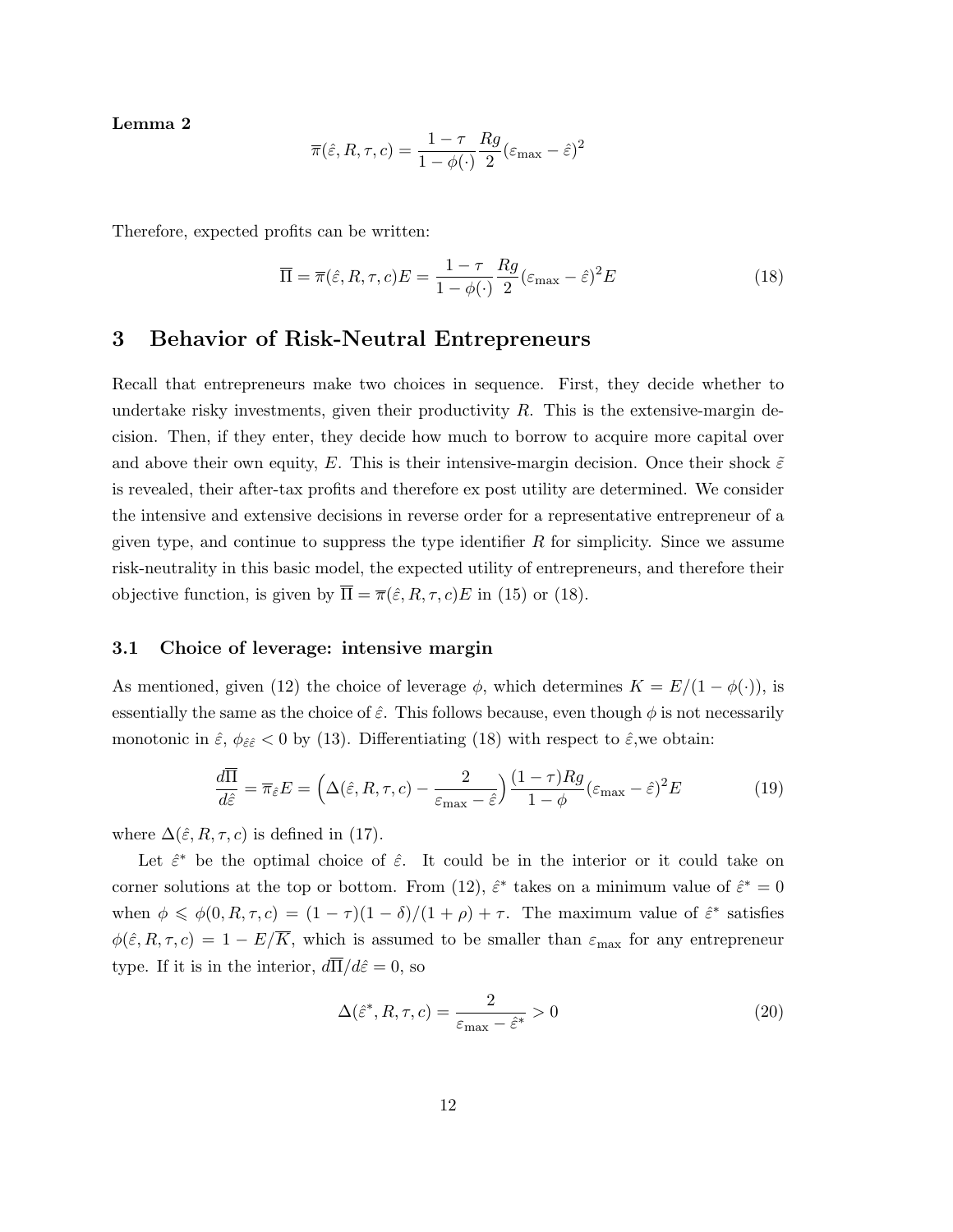**Lemma 2**

$$\overline{\pi}(\hat{\varepsilon}, R, \tau, c) = \frac{1-\tau}{1-\phi(\cdot)} \frac{Rg}{2} (\varepsilon_{\max} - \hat{\varepsilon})^2$$

Therefore, expected profits can be written:

$$\overline{\Pi} = \overline{\pi}(\hat{\varepsilon}, R, \tau, c)E = \frac{1-\tau}{1-\phi(\cdot)} \frac{Rg}{2} (\varepsilon_{\max} - \hat{\varepsilon})^2 E \tag{18}$$

## 3 Behavior of Risk-Neutral Entrepreneurs

Recall that entrepreneurs make two choices in sequence. First, they decide whether to undertake risky investments, given their productivity $R$. This is the extensive-margin decision. Then, if they enter, they decide how much to borrow to acquire more capital over and above their own equity, $E$. This is their intensive-margin decision. Once their shock $\tilde{\varepsilon}$ is revealed, their after-tax profits and therefore ex post utility are determined. We consider the intensive and extensive decisions in reverse order for a representative entrepreneur of a given type, and continue to suppress the type identifier $R$ for simplicity. Since we assume risk-neutrality in this basic model, the expected utility of entrepreneurs, and therefore their objective function, is given by $\overline{\Pi} = \overline{\pi}(\hat{\varepsilon}, R, \tau, c)E$ in (15) or (18).

### 3.1 Choice of leverage: intensive margin

As mentioned, given (12) the choice of leverage $\phi$, which determines $K = E/(1-\phi(\cdot))$, is essentially the same as the choice of $\hat{\varepsilon}$. This follows because, even though $\phi$ is not necessarily monotonic in $\hat{\varepsilon}$, $\phi_{\hat{\varepsilon}\hat{\varepsilon}} < 0$ by (13). Differentiating (18) with respect to $\hat{\varepsilon}$,we obtain:

$$\frac{d\overline{\Pi}}{d\hat{\varepsilon}} = \overline{\pi}_{\hat{\varepsilon}} E = \Big(\Delta(\hat{\varepsilon}, R, \tau, c) - \frac{2}{\varepsilon_{\max} - \hat{\varepsilon}}\Big) \frac{(1-\tau)Rg}{1-\phi} (\varepsilon_{\max} - \hat{\varepsilon})^2 E \tag{19}$$

where $\Delta(\hat{\varepsilon}, R, \tau, c)$ is defined in (17).

Let $\hat{\varepsilon}^*$ be the optimal choice of $\hat{\varepsilon}$. It could be in the interior or it could take on corner solutions at the top or bottom. From (12), $\hat{\varepsilon}^*$ takes on a minimum value of $\hat{\varepsilon}^* = 0$ when $\phi \leqslant \phi(0, R, \tau, c) = (1-\tau)(1-\delta)/(1+\rho) + \tau$. The maximum value of $\hat{\varepsilon}^*$ satisfies $\phi(\hat{\varepsilon}, R, \tau, c) = 1 - E/\overline{K}$, which is assumed to be smaller than $\varepsilon_{\max}$ for any entrepreneur type. If it is in the interior, $d\overline{\Pi}/d\hat{\varepsilon} = 0$, so

$$\Delta(\hat{\varepsilon}^*, R, \tau, c) = \frac{2}{\varepsilon_{\max} - \hat{\varepsilon}^*} > 0 \tag{20}$$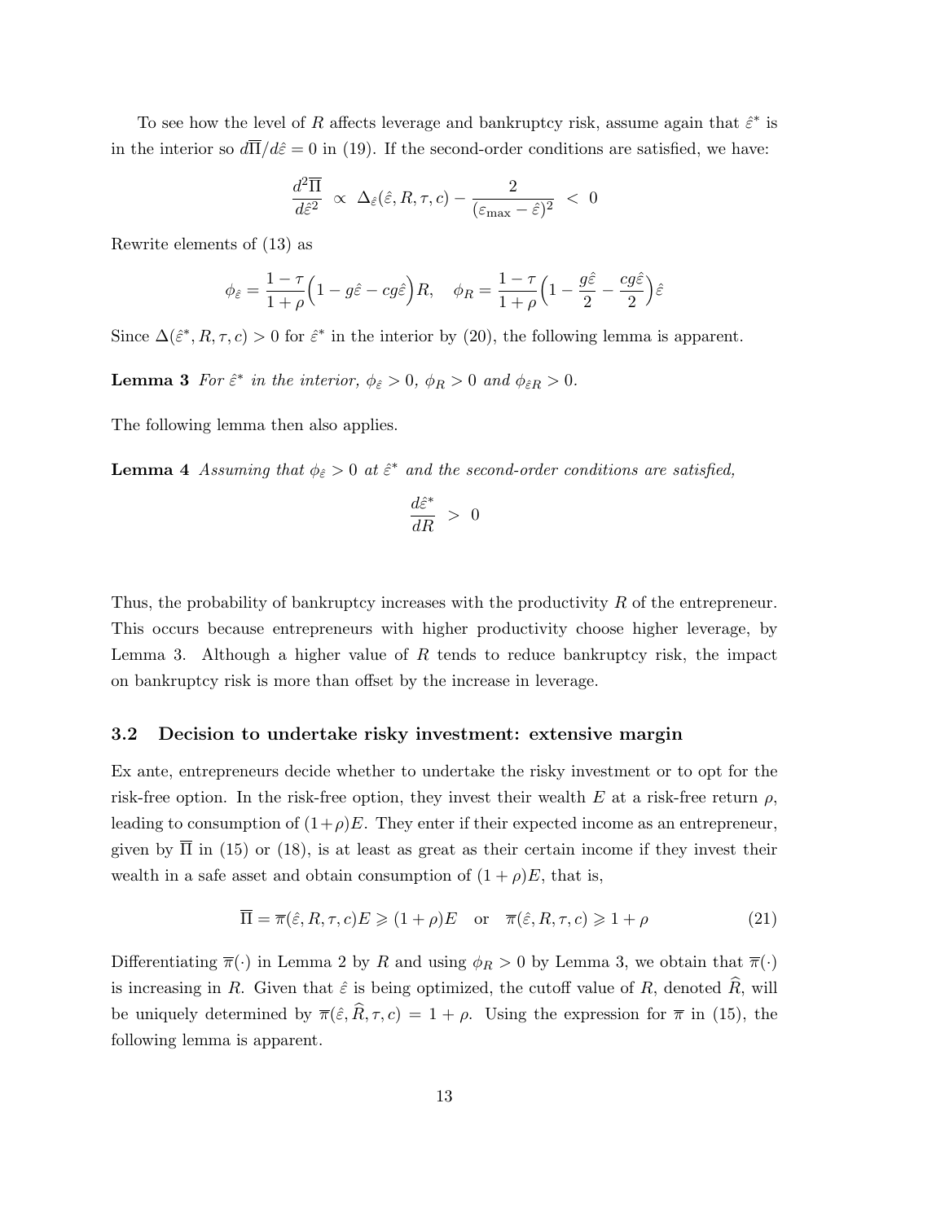To see how the level of $R$ affects leverage and bankruptcy risk, assume again that $\hat{\varepsilon}^*$ is in the interior so $d\overline{\Pi}/d\hat{\varepsilon} = 0$ in (19). If the second-order conditions are satisfied, we have:

$$\frac{d^2\overline{\Pi}}{d\hat{\varepsilon}^2} \;\propto\; \Delta_{\hat{\varepsilon}}(\hat{\varepsilon}, R, \tau, c) - \frac{2}{(\varepsilon_{\max} - \hat{\varepsilon})^2} \;<\; 0$$

Rewrite elements of (13) as

$$\phi_{\hat{\varepsilon}} = \frac{1-\tau}{1+\rho}\Big(1 - g\hat{\varepsilon} - cg\hat{\varepsilon}\Big)R, \quad \phi_R = \frac{1-\tau}{1+\rho}\Big(1 - \frac{g\hat{\varepsilon}}{2} - \frac{cg\hat{\varepsilon}}{2}\Big)\hat{\varepsilon}$$

Since $\Delta(\hat{\varepsilon}^*, R, \tau, c) > 0$ for $\hat{\varepsilon}^*$ in the interior by (20), the following lemma is apparent.

**Lemma 3** *For $\hat{\varepsilon}^*$ in the interior, $\phi_{\hat{\varepsilon}} > 0$, $\phi_R > 0$ and $\phi_{\hat{\varepsilon}R} > 0$.*

The following lemma then also applies.

**Lemma 4** *Assuming that $\phi_{\hat{\varepsilon}} > 0$ at $\hat{\varepsilon}^*$ and the second-order conditions are satisfied,*

$$\frac{d\hat{\varepsilon}^*}{dR} \;>\; 0$$

Thus, the probability of bankruptcy increases with the productivity $R$ of the entrepreneur. This occurs because entrepreneurs with higher productivity choose higher leverage, by Lemma 3. Although a higher value of $R$ tends to reduce bankruptcy risk, the impact on bankruptcy risk is more than offset by the increase in leverage.

### 3.2 Decision to undertake risky investment: extensive margin

Ex ante, entrepreneurs decide whether to undertake the risky investment or to opt for the risk-free option. In the risk-free option, they invest their wealth $E$ at a risk-free return $\rho$, leading to consumption of $(1+\rho)E$. They enter if their expected income as an entrepreneur, given by $\overline{\Pi}$ in (15) or (18), is at least as great as their certain income if they invest their wealth in a safe asset and obtain consumption of $(1+\rho)E$, that is,

$$\overline{\Pi} = \overline{\pi}(\hat{\varepsilon}, R, \tau, c)E \geqslant (1+\rho)E \quad \text{or} \quad \overline{\pi}(\hat{\varepsilon}, R, \tau, c) \geqslant 1+\rho \tag{21}$$

Differentiating $\overline{\pi}(\cdot)$ in Lemma 2 by $R$ and using $\phi_R > 0$ by Lemma 3, we obtain that $\overline{\pi}(\cdot)$ is increasing in $R$. Given that $\hat{\varepsilon}$ is being optimized, the cutoff value of $R$, denoted $\widehat{R}$, will be uniquely determined by $\overline{\pi}(\hat{\varepsilon}, \widehat{R}, \tau, c) = 1+\rho$. Using the expression for $\overline{\pi}$ in (15), the following lemma is apparent.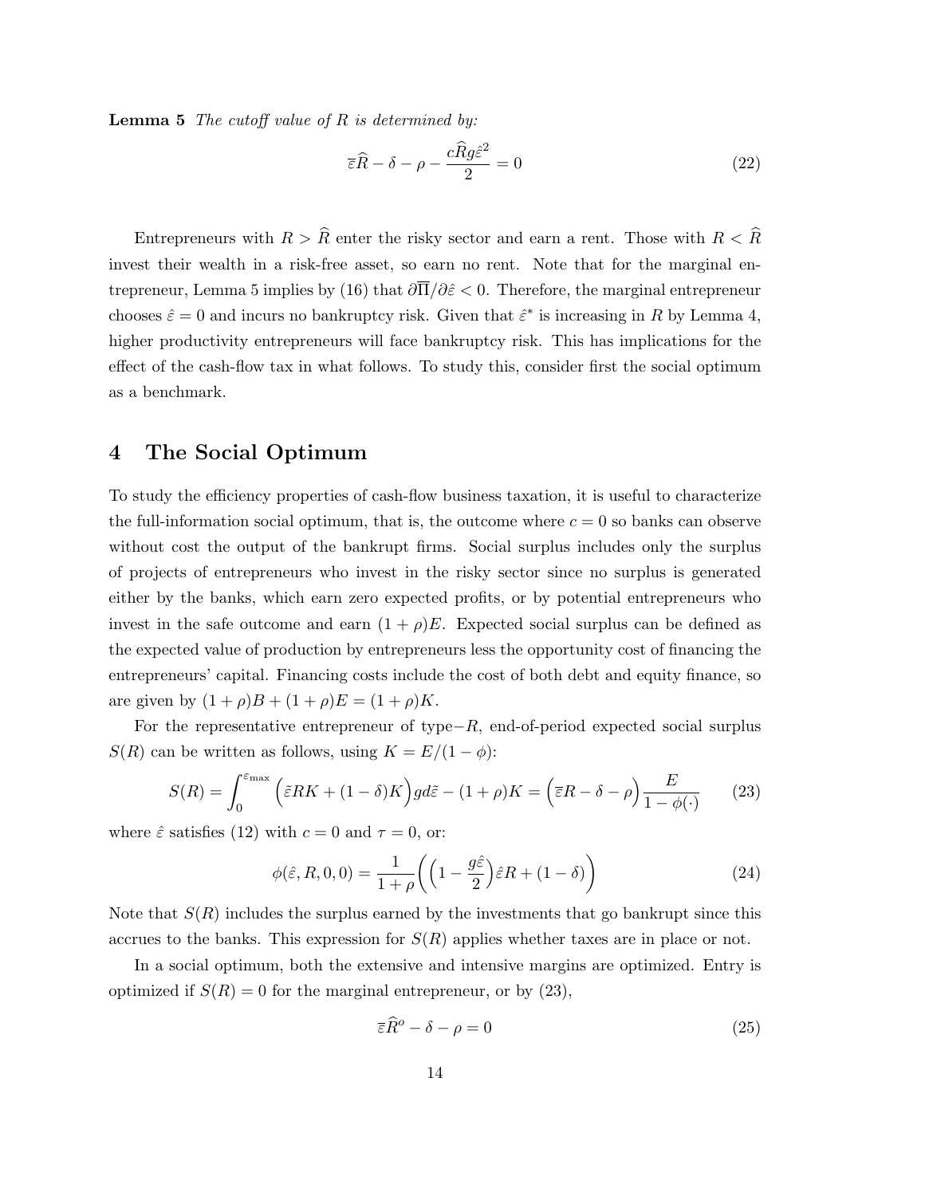**Lemma 5** *The cutoff value of $R$ is determined by:*

$$\bar{\varepsilon}\widehat{R} - \delta - \rho - \frac{c\widehat{R}g\hat{\varepsilon}^2}{2} = 0 \tag{22}$$

Entrepreneurs with $R > \widehat{R}$ enter the risky sector and earn a rent. Those with $R < \widehat{R}$ invest their wealth in a risk-free asset, so earn no rent. Note that for the marginal entrepreneur, Lemma 5 implies by (16) that $\partial\overline{\Pi}/\partial\hat{\varepsilon} < 0$. Therefore, the marginal entrepreneur chooses $\hat{\varepsilon} = 0$ and incurs no bankruptcy risk. Given that $\hat{\varepsilon}^*$ is increasing in $R$ by Lemma 4, higher productivity entrepreneurs will face bankruptcy risk. This has implications for the effect of the cash-flow tax in what follows. To study this, consider first the social optimum as a benchmark.

# 4 The Social Optimum

To study the efficiency properties of cash-flow business taxation, it is useful to characterize the full-information social optimum, that is, the outcome where $c = 0$ so banks can observe without cost the output of the bankrupt firms. Social surplus includes only the surplus of projects of entrepreneurs who invest in the risky sector since no surplus is generated either by the banks, which earn zero expected profits, or by potential entrepreneurs who invest in the safe outcome and earn $(1 + \rho)E$. Expected social surplus can be defined as the expected value of production by entrepreneurs less the opportunity cost of financing the entrepreneurs' capital. Financing costs include the cost of both debt and equity finance, so are given by $(1 + \rho)B + (1 + \rho)E = (1 + \rho)K$.

For the representative entrepreneur of type$-R$, end-of-period expected social surplus $S(R)$ can be written as follows, using $K = E/(1 - \phi)$:

$$S(R) = \int_0^{\varepsilon_{\max}} \Big(\tilde{\varepsilon}RK + (1-\delta)K\Big)gd\tilde{\varepsilon} - (1+\rho)K = \Big(\bar{\varepsilon}R - \delta - \rho\Big)\frac{E}{1-\phi(\cdot)} \tag{23}$$

where $\hat{\varepsilon}$ satisfies (12) with $c = 0$ and $\tau = 0$, or:

$$\phi(\hat{\varepsilon}, R, 0, 0) = \frac{1}{1+\rho}\bigg(\Big(1 - \frac{g\hat{\varepsilon}}{2}\Big)\hat{\varepsilon}R + (1-\delta)\bigg) \tag{24}$$

Note that $S(R)$ includes the surplus earned by the investments that go bankrupt since this accrues to the banks. This expression for $S(R)$ applies whether taxes are in place or not.

In a social optimum, both the extensive and intensive margins are optimized. Entry is optimized if $S(R) = 0$ for the marginal entrepreneur, or by (23),

$$\bar{\varepsilon}\widehat{R}^o - \delta - \rho = 0 \tag{25}$$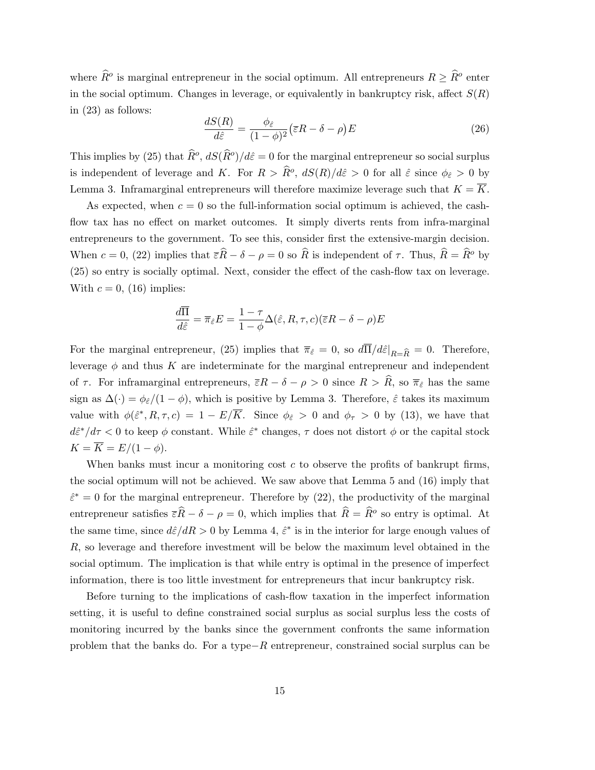where $\widehat{R}^o$ is marginal entrepreneur in the social optimum. All entrepreneurs $R \geq \widehat{R}^o$ enter in the social optimum. Changes in leverage, or equivalently in bankruptcy risk, affect $S(R)$ in (23) as follows:

$$\frac{dS(R)}{d\hat{\varepsilon}} = \frac{\phi_{\hat{\varepsilon}}}{(1-\phi)^2}\big(\overline{\varepsilon}R - \delta - \rho\big)E \tag{26}$$

This implies by (25) that $\widehat{R}^o$, $dS(\widehat{R}^o)/d\hat{\varepsilon} = 0$ for the marginal entrepreneur so social surplus is independent of leverage and $K$. For $R > \widehat{R}^o$, $dS(R)/d\hat{\varepsilon} > 0$ for all $\hat{\varepsilon}$ since $\phi_{\hat{\varepsilon}} > 0$ by Lemma 3. Inframarginal entrepreneurs will therefore maximize leverage such that $K = \overline{K}$.

As expected, when $c = 0$ so the full-information social optimum is achieved, the cash-flow tax has no effect on market outcomes. It simply diverts rents from infra-marginal entrepreneurs to the government. To see this, consider first the extensive-margin decision. When $c = 0$, (22) implies that $\overline{\varepsilon}\widehat{R} - \delta - \rho = 0$ so $\widehat{R}$ is independent of $\tau$. Thus, $\widehat{R} = \widehat{R}^o$ by (25) so entry is socially optimal. Next, consider the effect of the cash-flow tax on leverage. With $c = 0$, (16) implies:

$$\frac{d\overline{\Pi}}{d\hat{\varepsilon}} = \overline{\pi}_{\hat{\varepsilon}}E = \frac{1-\tau}{1-\phi}\Delta(\hat{\varepsilon}, R, \tau, c)(\overline{\varepsilon}R - \delta - \rho)E$$

For the marginal entrepreneur, (25) implies that $\overline{\pi}_{\hat{\varepsilon}} = 0$, so $d\overline{\Pi}/d\hat{\varepsilon}|_{R=\widehat{R}} = 0$. Therefore, leverage $\phi$ and thus $K$ are indeterminate for the marginal entrepreneur and independent of $\tau$. For inframarginal entrepreneurs, $\overline{\varepsilon}R - \delta - \rho > 0$ since $R > \widehat{R}$, so $\overline{\pi}_{\hat{\varepsilon}}$ has the same sign as $\Delta(\cdot) = \phi_{\hat{\varepsilon}}/(1-\phi)$, which is positive by Lemma 3. Therefore, $\hat{\varepsilon}$ takes its maximum value with $\phi(\hat{\varepsilon}^*, R, \tau, c) = 1 - E/\overline{K}$. Since $\phi_{\hat{\varepsilon}} > 0$ and $\phi_\tau > 0$ by (13), we have that $d\hat{\varepsilon}^*/d\tau < 0$ to keep $\phi$ constant. While $\hat{\varepsilon}^*$ changes, $\tau$ does not distort $\phi$ or the capital stock $K = \overline{K} = E/(1-\phi)$.

When banks must incur a monitoring cost $c$ to observe the profits of bankrupt firms, the social optimum will not be achieved. We saw above that Lemma 5 and (16) imply that $\hat{\varepsilon}^* = 0$ for the marginal entrepreneur. Therefore by (22), the productivity of the marginal entrepreneur satisfies $\overline{\varepsilon}\widehat{R} - \delta - \rho = 0$, which implies that $\widehat{R} = \widehat{R}^o$ so entry is optimal. At the same time, since $d\hat{\varepsilon}/dR > 0$ by Lemma 4, $\hat{\varepsilon}^*$ is in the interior for large enough values of $R$, so leverage and therefore investment will be below the maximum level obtained in the social optimum. The implication is that while entry is optimal in the presence of imperfect information, there is too little investment for entrepreneurs that incur bankruptcy risk.

Before turning to the implications of cash-flow taxation in the imperfect information setting, it is useful to define constrained social surplus as social surplus less the costs of monitoring incurred by the banks since the government confronts the same information problem that the banks do. For a type$-R$ entrepreneur, constrained social surplus can be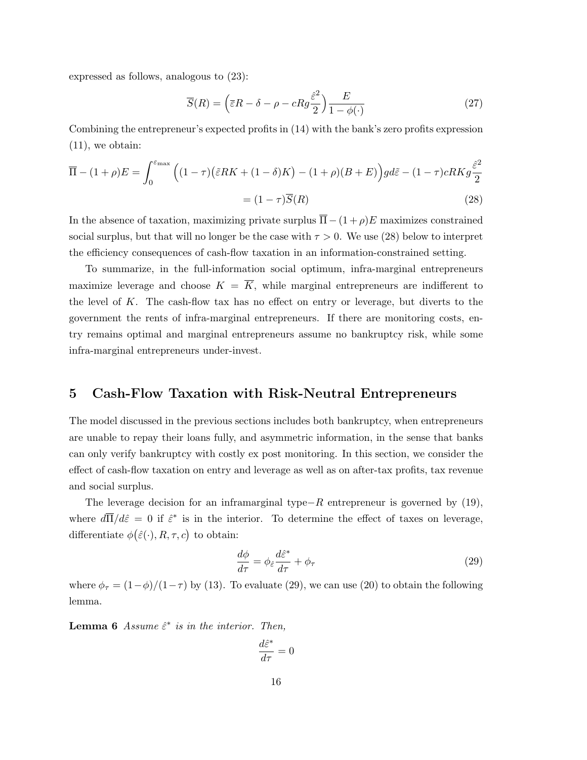expressed as follows, analogous to (23):

$$\overline{S}(R) = \Big(\overline{\varepsilon}R - \delta - \rho - cRg\frac{\hat{\varepsilon}^2}{2}\Big)\frac{E}{1-\phi(\cdot)} \tag{27}$$

Combining the entrepreneur's expected profits in (14) with the bank's zero profits expression (11), we obtain:

$$\begin{aligned}\overline{\Pi} - (1+\rho)E &= \int_0^{\varepsilon_{\max}} \Big((1-\tau)\big(\tilde{\varepsilon}RK + (1-\delta)K\big) - (1+\rho)(B+E)\Big)g d\tilde{\varepsilon} - (1-\tau)cRKg\frac{\hat{\varepsilon}^2}{2} \\ &= (1-\tau)\overline{S}(R) \end{aligned} \tag{28}$$

In the absence of taxation, maximizing private surplus $\overline{\Pi} - (1+\rho)E$ maximizes constrained social surplus, but that will no longer be the case with $\tau > 0$. We use (28) below to interpret the efficiency consequences of cash-flow taxation in an information-constrained setting.

To summarize, in the full-information social optimum, infra-marginal entrepreneurs maximize leverage and choose $K = \overline{K}$, while marginal entrepreneurs are indifferent to the level of $K$. The cash-flow tax has no effect on entry or leverage, but diverts to the government the rents of infra-marginal entrepreneurs. If there are monitoring costs, entry remains optimal and marginal entrepreneurs assume no bankruptcy risk, while some infra-marginal entrepreneurs under-invest.

## 5 Cash-Flow Taxation with Risk-Neutral Entrepreneurs

The model discussed in the previous sections includes both bankruptcy, when entrepreneurs are unable to repay their loans fully, and asymmetric information, in the sense that banks can only verify bankruptcy with costly ex post monitoring. In this section, we consider the effect of cash-flow taxation on entry and leverage as well as on after-tax profits, tax revenue and social surplus.

The leverage decision for an inframarginal type$-R$ entrepreneur is governed by (19), where $d\overline{\Pi}/d\hat{\varepsilon} = 0$ if $\hat{\varepsilon}^*$ is in the interior. To determine the effect of taxes on leverage, differentiate $\phi\big(\hat{\varepsilon}(\cdot), R, \tau, c\big)$ to obtain:

$$\frac{d\phi}{d\tau} = \phi_{\hat{\varepsilon}}\frac{d\hat{\varepsilon}^*}{d\tau} + \phi_\tau \tag{29}$$

where $\phi_\tau = (1-\phi)/(1-\tau)$ by (13). To evaluate (29), we can use (20) to obtain the following lemma.

**Lemma 6** *Assume $\hat{\varepsilon}^*$ is in the interior. Then,*

$$\frac{d\hat{\varepsilon}^*}{d\tau} = 0$$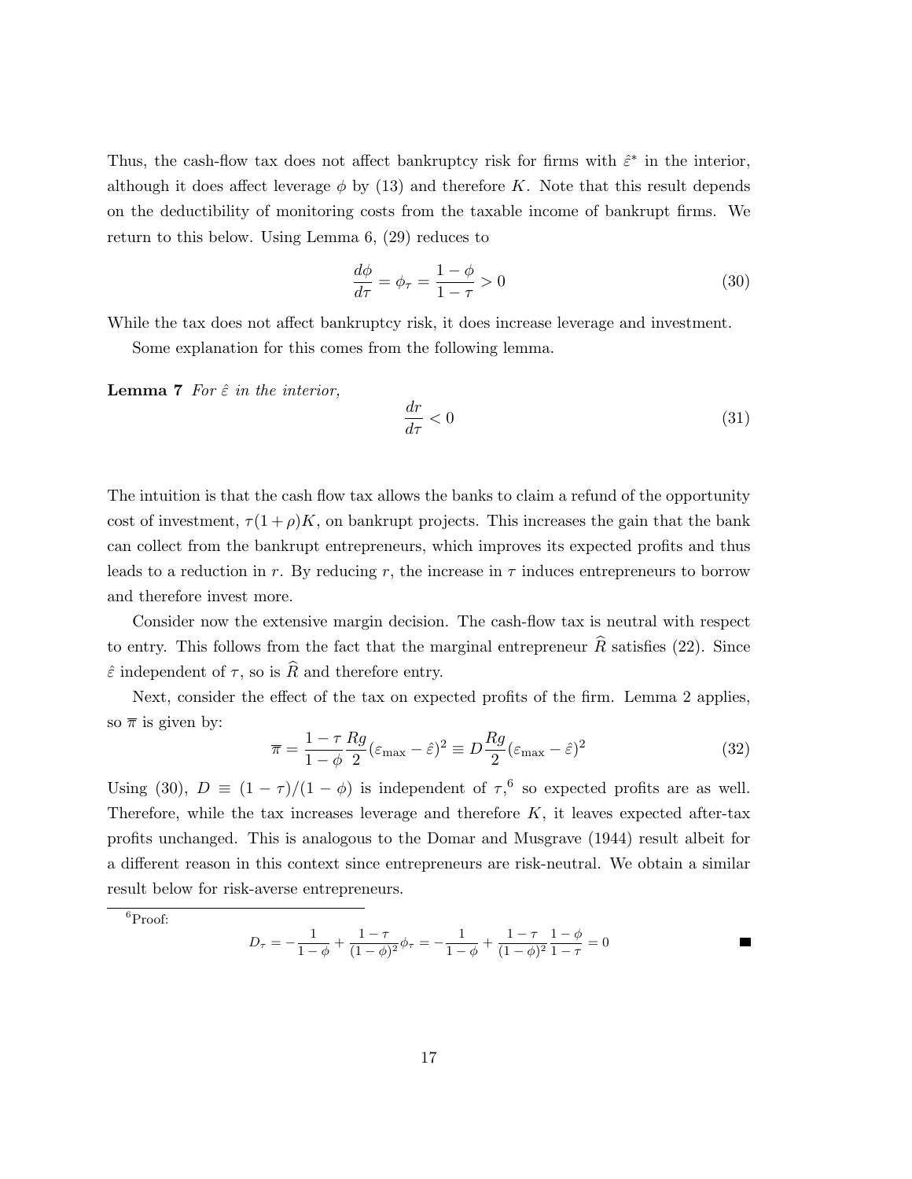Thus, the cash-flow tax does not affect bankruptcy risk for firms with $\hat{\varepsilon}^*$ in the interior, although it does affect leverage $\phi$ by (13) and therefore $K$. Note that this result depends on the deductibility of monitoring costs from the taxable income of bankrupt firms. We return to this below. Using Lemma 6, (29) reduces to

$$\frac{d\phi}{d\tau} = \phi_\tau = \frac{1-\phi}{1-\tau} > 0 \tag{30}$$

While the tax does not affect bankruptcy risk, it does increase leverage and investment.

Some explanation for this comes from the following lemma.

**Lemma 7** *For $\hat{\varepsilon}$ in the interior,*

$$\frac{dr}{d\tau} < 0 \tag{31}$$

The intuition is that the cash flow tax allows the banks to claim a refund of the opportunity cost of investment, $\tau(1+\rho)K$, on bankrupt projects. This increases the gain that the bank can collect from the bankrupt entrepreneurs, which improves its expected profits and thus leads to a reduction in $r$. By reducing $r$, the increase in $\tau$ induces entrepreneurs to borrow and therefore invest more.

Consider now the extensive margin decision. The cash-flow tax is neutral with respect to entry. This follows from the fact that the marginal entrepreneur $\widehat{R}$ satisfies (22). Since $\hat{\varepsilon}$ independent of $\tau$, so is $\widehat{R}$ and therefore entry.

Next, consider the effect of the tax on expected profits of the firm. Lemma 2 applies, so $\overline{\pi}$ is given by:

$$\overline{\pi} = \frac{1-\tau}{1-\phi}\frac{Rg}{2}(\varepsilon_{\max} - \hat{\varepsilon})^2 \equiv D\frac{Rg}{2}(\varepsilon_{\max} - \hat{\varepsilon})^2 \tag{32}$$

Using (30), $D \equiv (1-\tau)/(1-\phi)$ is independent of $\tau$,[6] so expected profits are as well. Therefore, while the tax increases leverage and therefore $K$, it leaves expected after-tax profits unchanged. This is analogous to the Domar and Musgrave (1944) result albeit for a different reason in this context since entrepreneurs are risk-neutral. We obtain a similar result below for risk-averse entrepreneurs.

[6] Proof:

$$D_\tau = -\frac{1}{1-\phi} + \frac{1-\tau}{(1-\phi)^2}\phi_\tau = -\frac{1}{1-\phi} + \frac{1-\tau}{(1-\phi)^2}\frac{1-\phi}{1-\tau} = 0 \qquad \blacksquare$$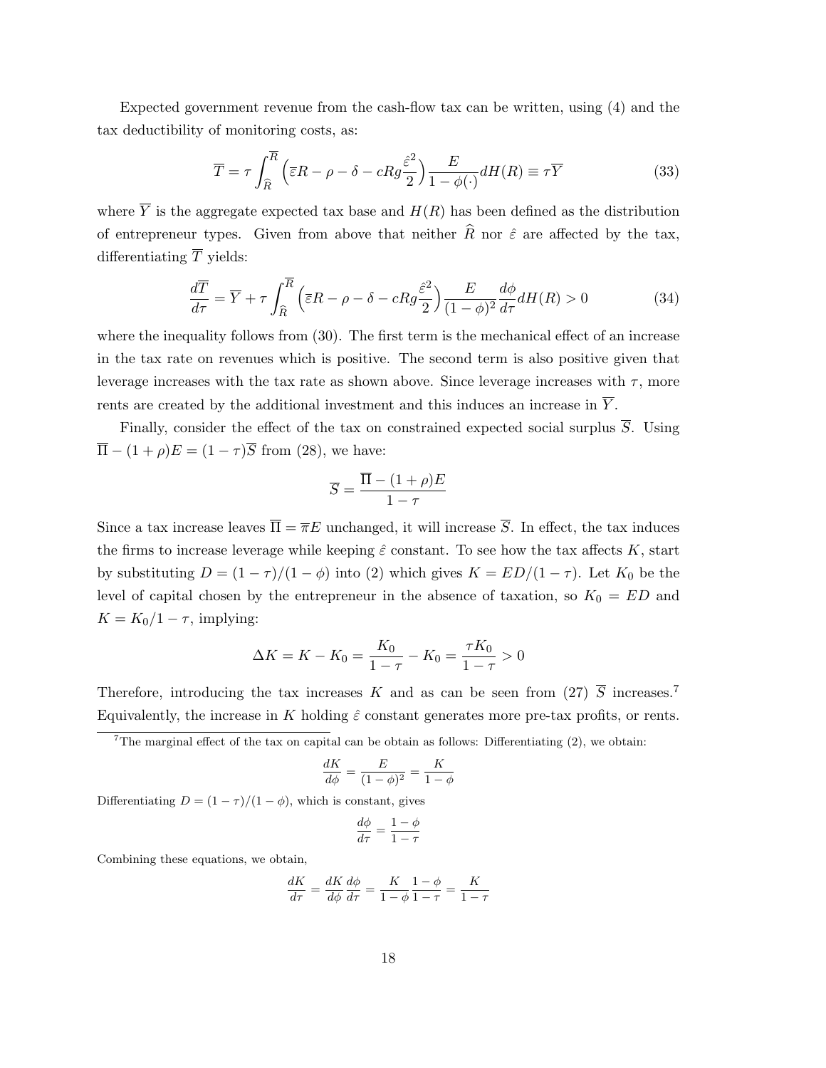Expected government revenue from the cash-flow tax can be written, using (4) and the tax deductibility of monitoring costs, as:

$$\overline{T} = \tau \int_{\widehat{R}}^{\overline{R}} \left(\overline{\varepsilon}R - \rho - \delta - cRg\frac{\hat{\varepsilon}^2}{2}\right)\frac{E}{1-\phi(\cdot)}dH(R) \equiv \tau\overline{Y} \tag{33}$$

where $\overline{Y}$ is the aggregate expected tax base and $H(R)$ has been defined as the distribution of entrepreneur types. Given from above that neither $\widehat{R}$ nor $\hat{\varepsilon}$ are affected by the tax, differentiating $\overline{T}$ yields:

$$\frac{d\overline{T}}{d\tau} = \overline{Y} + \tau \int_{\widehat{R}}^{\overline{R}} \left(\overline{\varepsilon}R - \rho - \delta - cRg\frac{\hat{\varepsilon}^2}{2}\right)\frac{E}{(1-\phi)^2}\frac{d\phi}{d\tau}dH(R) > 0 \tag{34}$$

where the inequality follows from (30). The first term is the mechanical effect of an increase in the tax rate on revenues which is positive. The second term is also positive given that leverage increases with the tax rate as shown above. Since leverage increases with $\tau$, more rents are created by the additional investment and this induces an increase in $\overline{Y}$.

Finally, consider the effect of the tax on constrained expected social surplus $\overline{S}$. Using $\overline{\Pi} - (1+\rho)E = (1-\tau)\overline{S}$ from (28), we have:

$$\overline{S} = \frac{\overline{\Pi} - (1+\rho)E}{1-\tau}$$

Since a tax increase leaves $\overline{\Pi} = \overline{\pi}E$ unchanged, it will increase $\overline{S}$. In effect, the tax induces the firms to increase leverage while keeping $\hat{\varepsilon}$ constant. To see how the tax affects $K$, start by substituting $D = (1-\tau)/(1-\phi)$ into (2) which gives $K = ED/(1-\tau)$. Let $K_0$ be the level of capital chosen by the entrepreneur in the absence of taxation, so $K_0 = ED$ and $K = K_0/1-\tau$, implying:

$$\Delta K = K - K_0 = \frac{K_0}{1-\tau} - K_0 = \frac{\tau K_0}{1-\tau} > 0$$

Therefore, introducing the tax increases $K$ and as can be seen from (27) $\overline{S}$ increases.[7] Equivalently, the increase in $K$ holding $\hat{\varepsilon}$ constant generates more pre-tax profits, or rents.

[7]The marginal effect of the tax on capital can be obtain as follows: Differentiating (2), we obtain:

$$\frac{dK}{d\phi} = \frac{E}{(1-\phi)^2} = \frac{K}{1-\phi}$$

Differentiating $D = (1-\tau)/(1-\phi)$, which is constant, gives

$$\frac{d\phi}{d\tau} = \frac{1-\phi}{1-\tau}$$

Combining these equations, we obtain,

$$\frac{dK}{d\tau} = \frac{dK}{d\phi}\frac{d\phi}{d\tau} = \frac{K}{1-\phi}\frac{1-\phi}{1-\tau} = \frac{K}{1-\tau}$$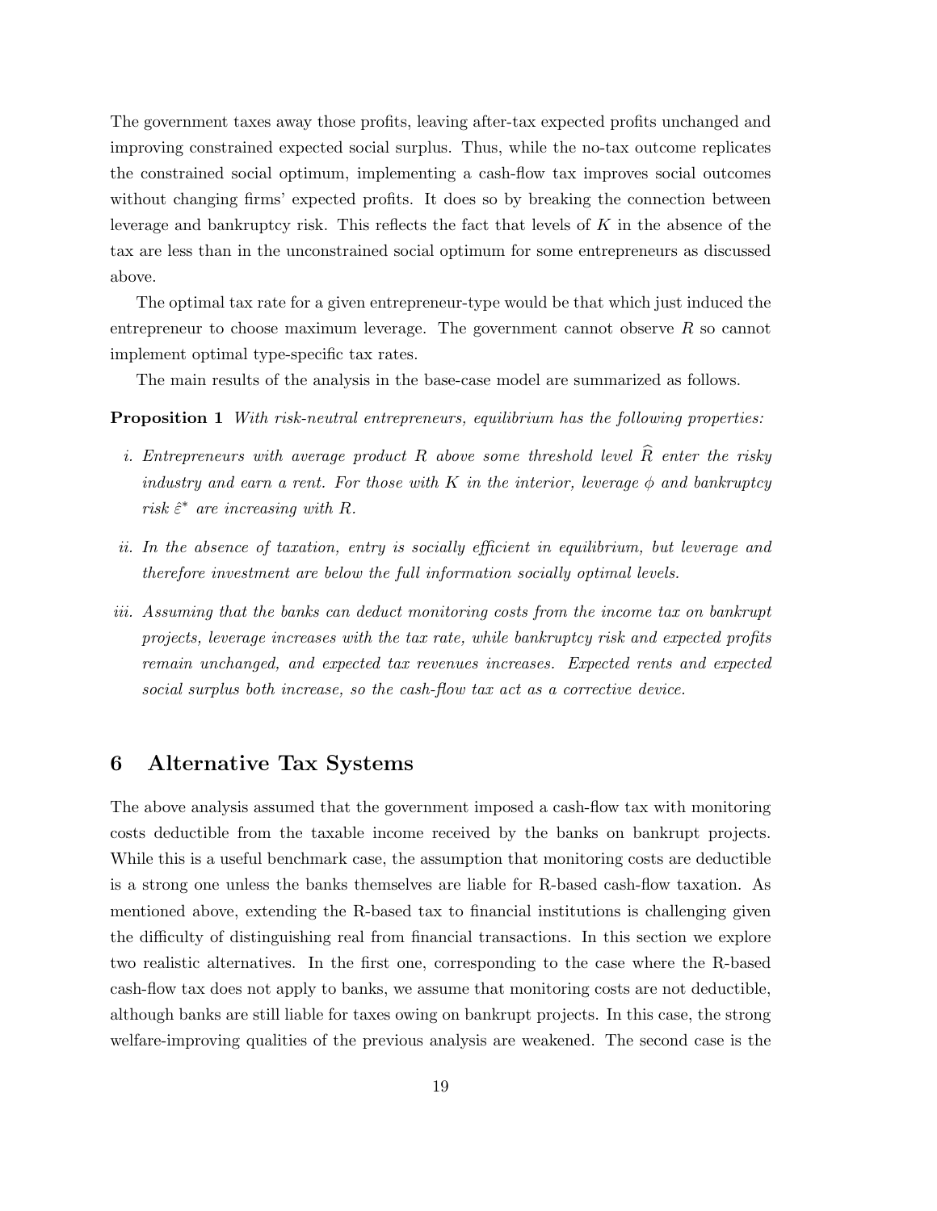The government taxes away those profits, leaving after-tax expected profits unchanged and improving constrained expected social surplus. Thus, while the no-tax outcome replicates the constrained social optimum, implementing a cash-flow tax improves social outcomes without changing firms' expected profits. It does so by breaking the connection between leverage and bankruptcy risk. This reflects the fact that levels of $K$ in the absence of the tax are less than in the unconstrained social optimum for some entrepreneurs as discussed above.

The optimal tax rate for a given entrepreneur-type would be that which just induced the entrepreneur to choose maximum leverage. The government cannot observe $R$ so cannot implement optimal type-specific tax rates.

The main results of the analysis in the base-case model are summarized as follows.

**Proposition 1** *With risk-neutral entrepreneurs, equilibrium has the following properties:*

*i. Entrepreneurs with average product $R$ above some threshold level $\widehat{R}$ enter the risky industry and earn a rent. For those with $K$ in the interior, leverage $\phi$ and bankruptcy risk $\hat{\varepsilon}^*$ are increasing with $R$.*

*ii. In the absence of taxation, entry is socially efficient in equilibrium, but leverage and therefore investment are below the full information socially optimal levels.*

*iii. Assuming that the banks can deduct monitoring costs from the income tax on bankrupt projects, leverage increases with the tax rate, while bankruptcy risk and expected profits remain unchanged, and expected tax revenues increases. Expected rents and expected social surplus both increase, so the cash-flow tax act as a corrective device.*

## 6 Alternative Tax Systems

The above analysis assumed that the government imposed a cash-flow tax with monitoring costs deductible from the taxable income received by the banks on bankrupt projects. While this is a useful benchmark case, the assumption that monitoring costs are deductible is a strong one unless the banks themselves are liable for R-based cash-flow taxation. As mentioned above, extending the R-based tax to financial institutions is challenging given the difficulty of distinguishing real from financial transactions. In this section we explore two realistic alternatives. In the first one, corresponding to the case where the R-based cash-flow tax does not apply to banks, we assume that monitoring costs are not deductible, although banks are still liable for taxes owing on bankrupt projects. In this case, the strong welfare-improving qualities of the previous analysis are weakened. The second case is the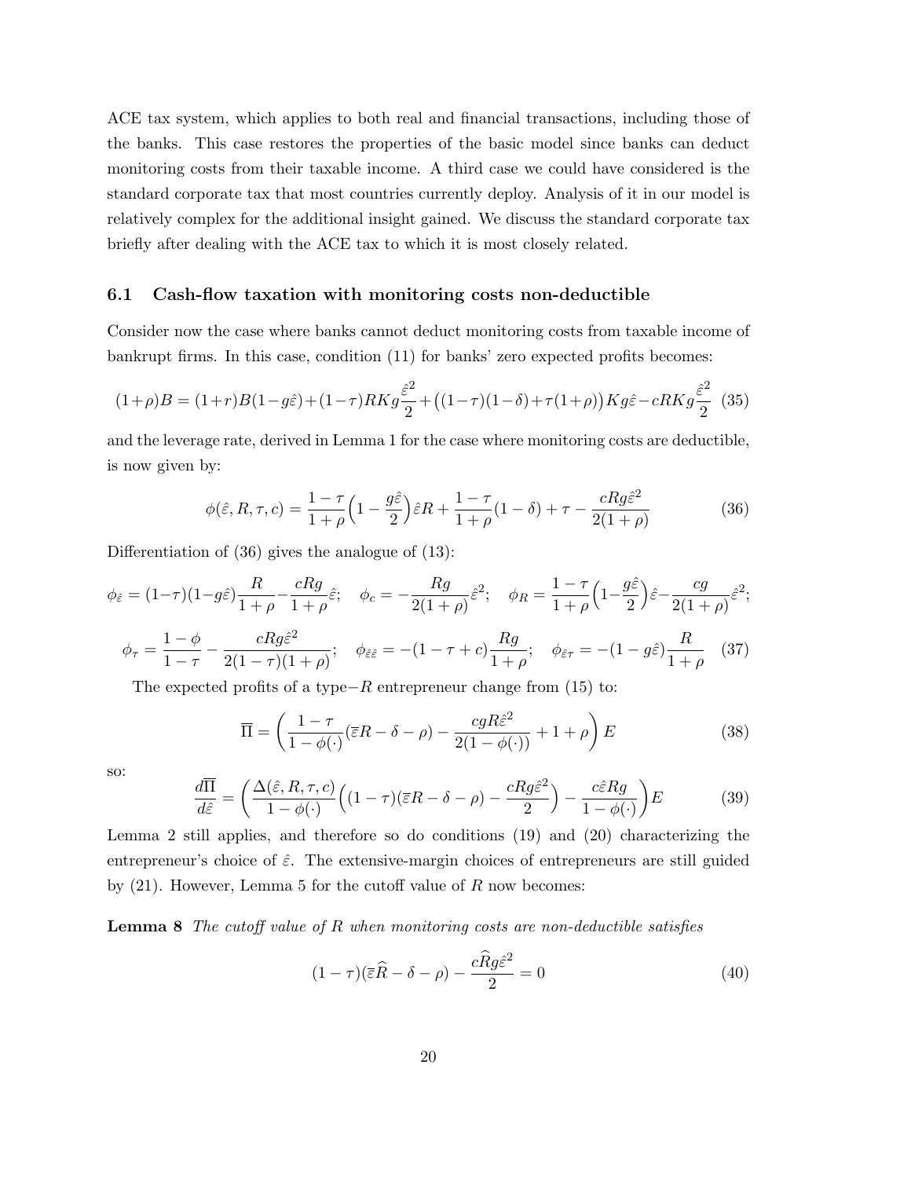ACE tax system, which applies to both real and financial transactions, including those of the banks. This case restores the properties of the basic model since banks can deduct monitoring costs from their taxable income. A third case we could have considered is the standard corporate tax that most countries currently deploy. Analysis of it in our model is relatively complex for the additional insight gained. We discuss the standard corporate tax briefly after dealing with the ACE tax to which it is most closely related.

## 6.1 Cash-flow taxation with monitoring costs non-deductible

Consider now the case where banks cannot deduct monitoring costs from taxable income of bankrupt firms. In this case, condition (11) for banks' zero expected profits becomes:

$$(1+\rho)B = (1+r)B(1-g\hat{\varepsilon}) + (1-\tau)RKg\frac{\hat{\varepsilon}^2}{2} + \big((1-\tau)(1-\delta)+\tau(1+\rho)\big)Kg\hat{\varepsilon} - cRKg\frac{\hat{\varepsilon}^2}{2} \quad (35)$$

and the leverage rate, derived in Lemma 1 for the case where monitoring costs are deductible, is now given by:

$$\phi(\hat{\varepsilon}, R, \tau, c) = \frac{1-\tau}{1+\rho}\Big(1-\frac{g\hat{\varepsilon}}{2}\Big)\hat{\varepsilon}R + \frac{1-\tau}{1+\rho}(1-\delta) + \tau - \frac{cRg\hat{\varepsilon}^2}{2(1+\rho)} \quad (36)$$

Differentiation of (36) gives the analogue of (13):

$$\phi_{\hat{\varepsilon}} = (1-\tau)(1-g\hat{\varepsilon})\frac{R}{1+\rho} - \frac{cRg}{1+\rho}\hat{\varepsilon}; \quad \phi_c = -\frac{Rg}{2(1+\rho)}\hat{\varepsilon}^2; \quad \phi_R = \frac{1-\tau}{1+\rho}\Big(1-\frac{g\hat{\varepsilon}}{2}\Big)\hat{\varepsilon} - \frac{cg}{2(1+\rho)}\hat{\varepsilon}^2;$$

$$\phi_\tau = \frac{1-\phi}{1-\tau} - \frac{cRg\hat{\varepsilon}^2}{2(1-\tau)(1+\rho)}; \quad \phi_{\hat{\varepsilon}\hat{\varepsilon}} = -(1-\tau+c)\frac{Rg}{1+\rho}; \quad \phi_{\hat{\varepsilon}\tau} = -(1-g\hat{\varepsilon})\frac{R}{1+\rho} \quad (37)$$

The expected profits of a type$-R$ entrepreneur change from (15) to:

$$\overline{\Pi} = \left(\frac{1-\tau}{1-\phi(\cdot)}(\overline{\varepsilon}R-\delta-\rho) - \frac{cgR\hat{\varepsilon}^2}{2(1-\phi(\cdot))} + 1 + \rho\right)E \quad (38)$$

so:

$$\frac{d\overline{\Pi}}{d\hat{\varepsilon}} = \left(\frac{\Delta(\hat{\varepsilon}, R, \tau, c)}{1-\phi(\cdot)}\Big((1-\tau)(\overline{\varepsilon}R-\delta-\rho) - \frac{cRg\hat{\varepsilon}^2}{2}\Big) - \frac{c\hat{\varepsilon}Rg}{1-\phi(\cdot)}\right)E \quad (39)$$

Lemma 2 still applies, and therefore so do conditions (19) and (20) characterizing the entrepreneur's choice of $\hat{\varepsilon}$. The extensive-margin choices of entrepreneurs are still guided by (21). However, Lemma 5 for the cutoff value of $R$ now becomes:

**Lemma 8** *The cutoff value of $R$ when monitoring costs are non-deductible satisfies*

$$(1-\tau)(\overline{\varepsilon}\widehat{R}-\delta-\rho) - \frac{c\widehat{R}g\hat{\varepsilon}^2}{2} = 0 \quad (40)$$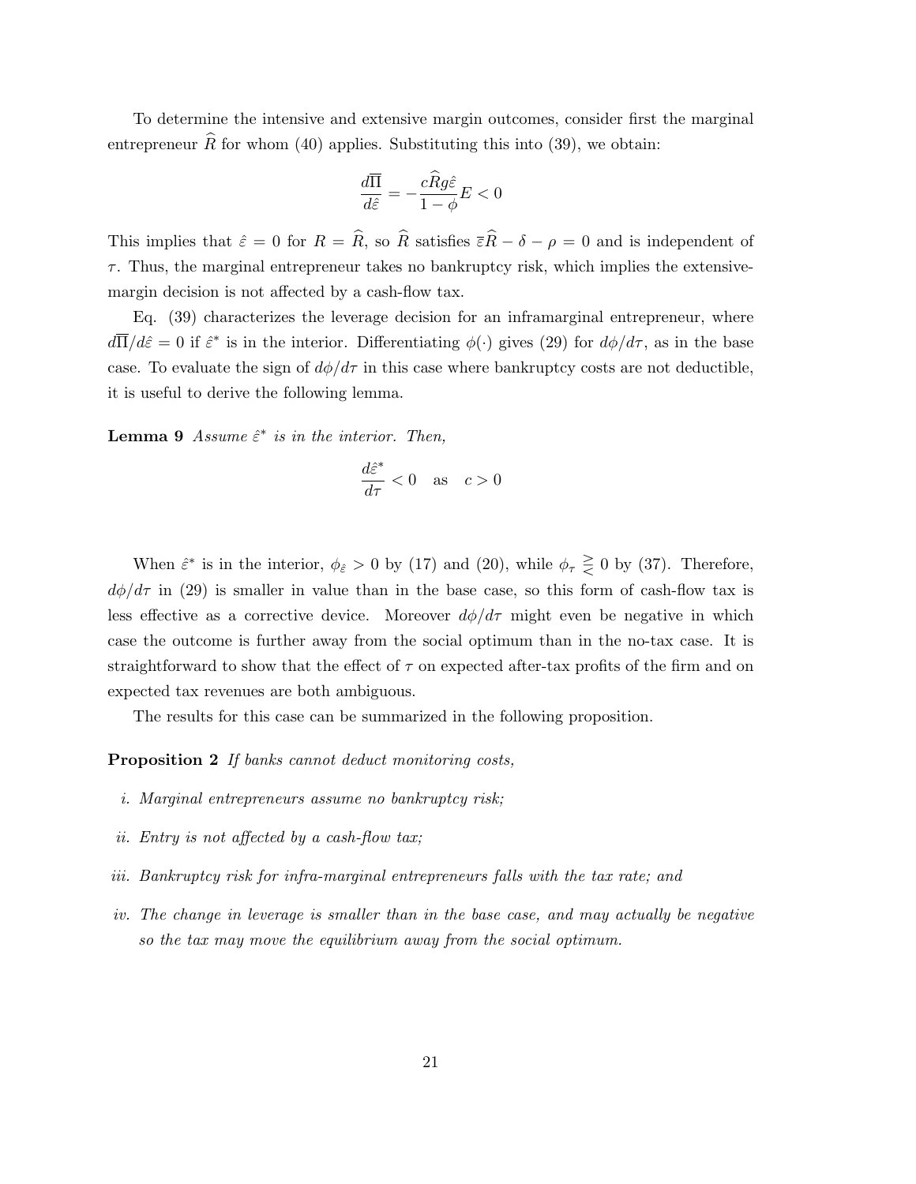To determine the intensive and extensive margin outcomes, consider first the marginal entrepreneur $\widehat{R}$ for whom (40) applies. Substituting this into (39), we obtain:

$$\frac{d\overline{\Pi}}{d\hat{\varepsilon}} = -\frac{c\widehat{R}g\hat{\varepsilon}}{1-\phi}E < 0$$

This implies that $\hat{\varepsilon} = 0$ for $R = \widehat{R}$, so $\widehat{R}$ satisfies $\overline{\varepsilon}\widehat{R} - \delta - \rho = 0$ and is independent of $\tau$. Thus, the marginal entrepreneur takes no bankruptcy risk, which implies the extensive-margin decision is not affected by a cash-flow tax.

Eq. (39) characterizes the leverage decision for an inframarginal entrepreneur, where $d\overline{\Pi}/d\hat{\varepsilon} = 0$ if $\hat{\varepsilon}^*$ is in the interior. Differentiating $\phi(\cdot)$ gives (29) for $d\phi/d\tau$, as in the base case. To evaluate the sign of $d\phi/d\tau$ in this case where bankruptcy costs are not deductible, it is useful to derive the following lemma.

**Lemma 9** *Assume $\hat{\varepsilon}^*$ is in the interior. Then,*

$$\frac{d\hat{\varepsilon}^*}{d\tau} < 0 \quad \text{as} \quad c > 0$$

When $\hat{\varepsilon}^*$ is in the interior, $\phi_{\hat{\varepsilon}} > 0$ by (17) and (20), while $\phi_\tau \gtrless 0$ by (37). Therefore, $d\phi/d\tau$ in (29) is smaller in value than in the base case, so this form of cash-flow tax is less effective as a corrective device. Moreover $d\phi/d\tau$ might even be negative in which case the outcome is further away from the social optimum than in the no-tax case. It is straightforward to show that the effect of $\tau$ on expected after-tax profits of the firm and on expected tax revenues are both ambiguous.

The results for this case can be summarized in the following proposition.

**Proposition 2** *If banks cannot deduct monitoring costs,*

*i. Marginal entrepreneurs assume no bankruptcy risk;*

*ii. Entry is not affected by a cash-flow tax;*

*iii. Bankruptcy risk for infra-marginal entrepreneurs falls with the tax rate; and*

*iv. The change in leverage is smaller than in the base case, and may actually be negative so the tax may move the equilibrium away from the social optimum.*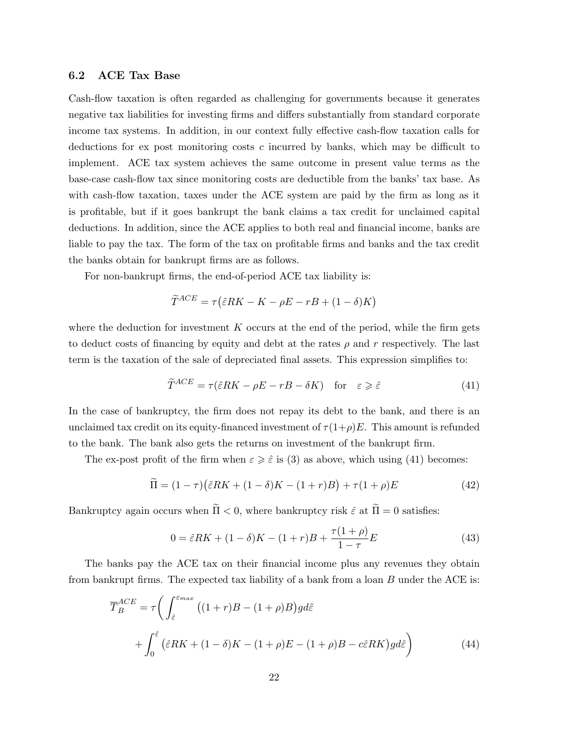### 6.2 ACE Tax Base

Cash-flow taxation is often regarded as challenging for governments because it generates negative tax liabilities for investing firms and differs substantially from standard corporate income tax systems. In addition, in our context fully effective cash-flow taxation calls for deductions for ex post monitoring costs $c$ incurred by banks, which may be difficult to implement. ACE tax system achieves the same outcome in present value terms as the base-case cash-flow tax since monitoring costs are deductible from the banks' tax base. As with cash-flow taxation, taxes under the ACE system are paid by the firm as long as it is profitable, but if it goes bankrupt the bank claims a tax credit for unclaimed capital deductions. In addition, since the ACE applies to both real and financial income, banks are liable to pay the tax. The form of the tax on profitable firms and banks and the tax credit the banks obtain for bankrupt firms are as follows.

For non-bankrupt firms, the end-of-period ACE tax liability is:

$$\widetilde{T}^{ACE} = \tau\big(\tilde{\varepsilon}RK - K - \rho E - rB + (1-\delta)K\big)$$

where the deduction for investment $K$ occurs at the end of the period, while the firm gets to deduct costs of financing by equity and debt at the rates $\rho$ and $r$ respectively. The last term is the taxation of the sale of depreciated final assets. This expression simplifies to:

$$\widetilde{T}^{ACE} = \tau(\tilde{\varepsilon}RK - \rho E - rB - \delta K) \quad \text{for} \quad \varepsilon \geqslant \hat{\varepsilon} \tag{41}$$

In the case of bankruptcy, the firm does not repay its debt to the bank, and there is an unclaimed tax credit on its equity-financed investment of $\tau(1+\rho)E$. This amount is refunded to the bank. The bank also gets the returns on investment of the bankrupt firm.

The ex-post profit of the firm when $\varepsilon \geqslant \hat{\varepsilon}$ is (3) as above, which using (41) becomes:

$$\widetilde{\Pi} = (1-\tau)\big(\tilde{\varepsilon}RK + (1-\delta)K - (1+r)B\big) + \tau(1+\rho)E \tag{42}$$

Bankruptcy again occurs when $\widetilde{\Pi} < 0$, where bankruptcy risk $\hat{\varepsilon}$ at $\widetilde{\Pi} = 0$ satisfies:

$$0 = \hat{\varepsilon}RK + (1-\delta)K - (1+r)B + \frac{\tau(1+\rho)}{1-\tau}E \tag{43}$$

The banks pay the ACE tax on their financial income plus any revenues they obtain from bankrupt firms. The expected tax liability of a bank from a loan $B$ under the ACE is:

$$\begin{aligned}\overline{T}_B^{ACE} = \tau\bigg(&\int_{\hat{\varepsilon}}^{\varepsilon_{max}} \big((1+r)B - (1+\rho)B\big) g d\tilde{\varepsilon} \\ &+ \int_0^{\hat{\varepsilon}} \big(\hat{\varepsilon}RK + (1-\delta)K - (1+\rho)E - (1+\rho)B - c\hat{\varepsilon}RK\big) g d\hat{\varepsilon}\bigg)\end{aligned} \tag{44}$$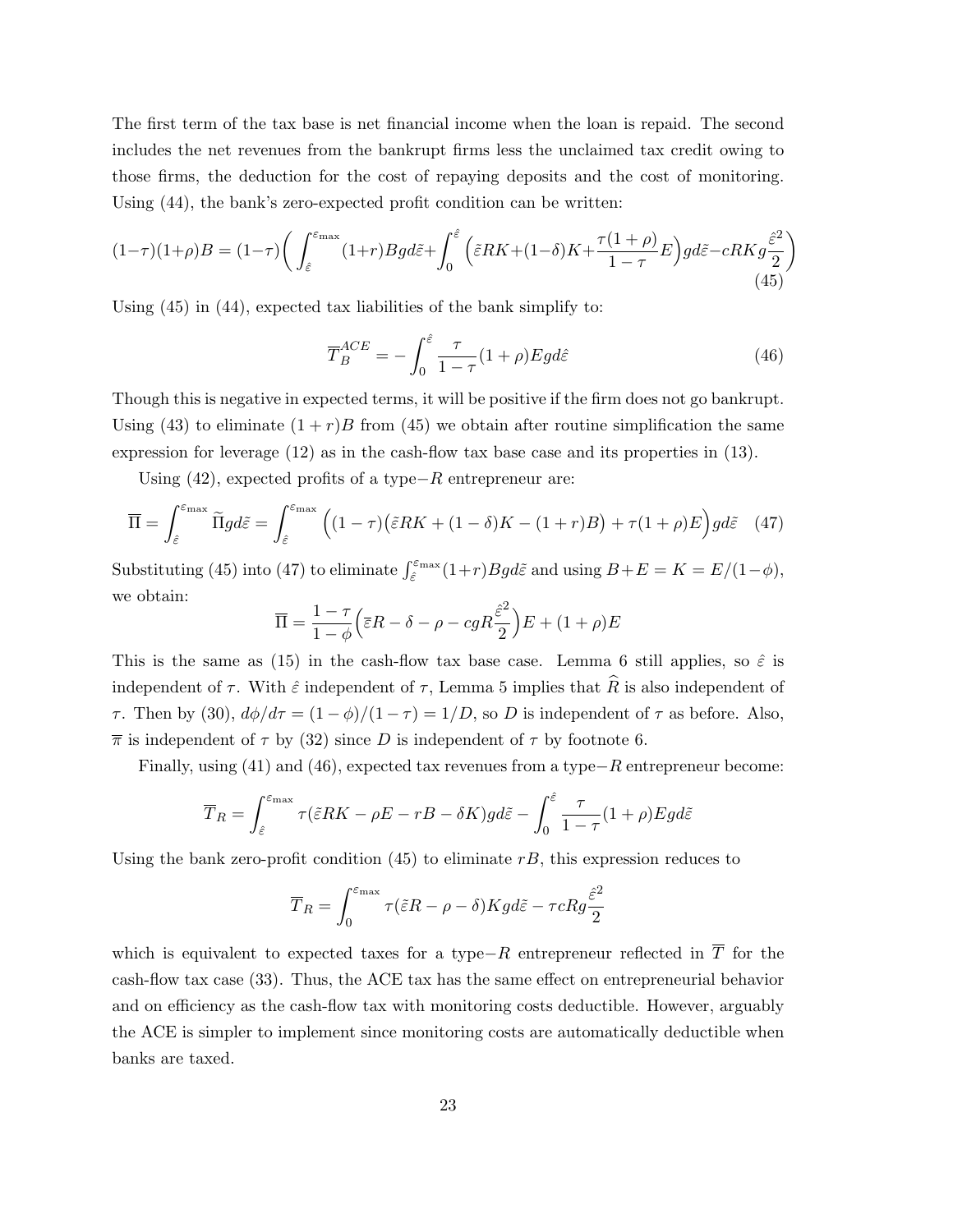The first term of the tax base is net financial income when the loan is repaid. The second includes the net revenues from the bankrupt firms less the unclaimed tax credit owing to those firms, the deduction for the cost of repaying deposits and the cost of monitoring. Using (44), the bank's zero-expected profit condition can be written:

$$(1-\tau)(1+\rho)B = (1-\tau)\bigg(\int_{\hat{\varepsilon}}^{\varepsilon_{\max}}(1+r)Bgd\tilde{\varepsilon}+\int_0^{\hat{\varepsilon}}\Big(\tilde{\varepsilon}RK+(1-\delta)K+\frac{\tau(1+\rho)}{1-\tau}E\Big)gd\tilde{\varepsilon}-cRKg\frac{\hat{\varepsilon}^2}{2}\bigg) \tag{45}$$

Using (45) in (44), expected tax liabilities of the bank simplify to:

$$\overline{T}_B^{ACE} = -\int_0^{\hat{\varepsilon}}\frac{\tau}{1-\tau}(1+\rho)Egd\hat{\varepsilon} \tag{46}$$

Though this is negative in expected terms, it will be positive if the firm does not go bankrupt. Using (43) to eliminate $(1+r)B$ from (45) we obtain after routine simplification the same expression for leverage (12) as in the cash-flow tax base case and its properties in (13).

Using (42), expected profits of a type$-R$ entrepreneur are:

$$\overline{\Pi} = \int_{\hat{\varepsilon}}^{\varepsilon_{\max}}\widetilde{\Pi}gd\tilde{\varepsilon} = \int_{\hat{\varepsilon}}^{\varepsilon_{\max}}\Big((1-\tau)\big(\tilde{\varepsilon}RK+(1-\delta)K-(1+r)B\big)+\tau(1+\rho)E\Big)gd\tilde{\varepsilon} \tag{47}$$

Substituting (45) into (47) to eliminate $\int_{\hat{\varepsilon}}^{\varepsilon_{\max}}(1+r)Bgd\tilde{\varepsilon}$ and using $B+E=K=E/(1-\phi)$, we obtain:

$$\overline{\Pi} = \frac{1-\tau}{1-\phi}\Big(\overline{\varepsilon}R-\delta-\rho-cgR\frac{\hat{\varepsilon}^2}{2}\Big)E+(1+\rho)E$$

This is the same as (15) in the cash-flow tax base case. Lemma 6 still applies, so $\hat{\varepsilon}$ is independent of $\tau$. With $\hat{\varepsilon}$ independent of $\tau$, Lemma 5 implies that $\widehat{R}$ is also independent of $\tau$. Then by (30), $d\phi/d\tau = (1-\phi)/(1-\tau) = 1/D$, so $D$ is independent of $\tau$ as before. Also, $\overline{\pi}$ is independent of $\tau$ by (32) since $D$ is independent of $\tau$ by footnote 6.

Finally, using (41) and (46), expected tax revenues from a type$-R$ entrepreneur become:

$$\overline{T}_R = \int_{\hat{\varepsilon}}^{\varepsilon_{\max}}\tau(\tilde{\varepsilon}RK-\rho E-rB-\delta K)gd\tilde{\varepsilon} - \int_0^{\hat{\varepsilon}}\frac{\tau}{1-\tau}(1+\rho)Egd\tilde{\varepsilon}$$

Using the bank zero-profit condition (45) to eliminate $rB$, this expression reduces to

$$\overline{T}_R = \int_0^{\varepsilon_{\max}}\tau(\tilde{\varepsilon}R-\rho-\delta)Kgd\tilde{\varepsilon} - \tau cRg\frac{\hat{\varepsilon}^2}{2}$$

which is equivalent to expected taxes for a type$-R$ entrepreneur reflected in $\overline{T}$ for the cash-flow tax case (33). Thus, the ACE tax has the same effect on entrepreneurial behavior and on efficiency as the cash-flow tax with monitoring costs deductible. However, arguably the ACE is simpler to implement since monitoring costs are automatically deductible when banks are taxed.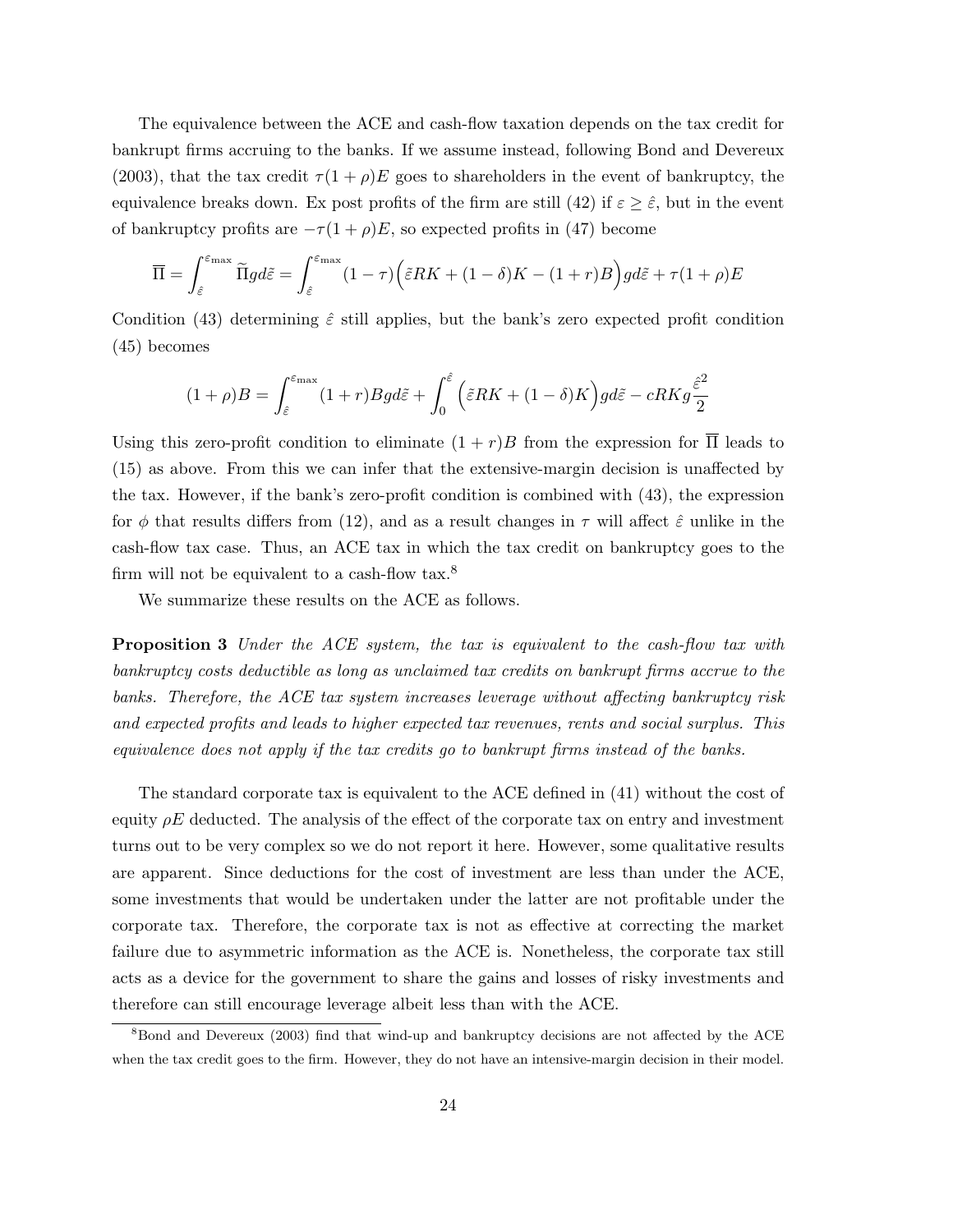The equivalence between the ACE and cash-flow taxation depends on the tax credit for bankrupt firms accruing to the banks. If we assume instead, following Bond and Devereux (2003), that the tax credit $\tau(1+\rho)E$ goes to shareholders in the event of bankruptcy, the equivalence breaks down. Ex post profits of the firm are still (42) if $\varepsilon \geq \hat{\varepsilon}$, but in the event of bankruptcy profits are $-\tau(1+\rho)E$, so expected profits in (47) become

$$\overline{\Pi} = \int_{\hat{\varepsilon}}^{\varepsilon_{\max}} \widetilde{\Pi} g d\tilde{\varepsilon} = \int_{\hat{\varepsilon}}^{\varepsilon_{\max}} (1-\tau)\Big(\tilde{\varepsilon}RK + (1-\delta)K - (1+r)B\Big) g d\tilde{\varepsilon} + \tau(1+\rho)E$$

Condition (43) determining $\hat{\varepsilon}$ still applies, but the bank's zero expected profit condition (45) becomes

$$(1+\rho)B = \int_{\hat{\varepsilon}}^{\varepsilon_{\max}} (1+r)B g d\tilde{\varepsilon} + \int_{0}^{\hat{\varepsilon}} \Big(\tilde{\varepsilon}RK + (1-\delta)K\Big) g d\tilde{\varepsilon} - cRKg\frac{\hat{\varepsilon}^2}{2}$$

Using this zero-profit condition to eliminate $(1+r)B$ from the expression for $\overline{\Pi}$ leads to (15) as above. From this we can infer that the extensive-margin decision is unaffected by the tax. However, if the bank's zero-profit condition is combined with (43), the expression for $\phi$ that results differs from (12), and as a result changes in $\tau$ will affect $\hat{\varepsilon}$ unlike in the cash-flow tax case. Thus, an ACE tax in which the tax credit on bankruptcy goes to the firm will not be equivalent to a cash-flow tax.[8]

We summarize these results on the ACE as follows.

**Proposition 3** *Under the ACE system, the tax is equivalent to the cash-flow tax with bankruptcy costs deductible as long as unclaimed tax credits on bankrupt firms accrue to the banks. Therefore, the ACE tax system increases leverage without affecting bankruptcy risk and expected profits and leads to higher expected tax revenues, rents and social surplus. This equivalence does not apply if the tax credits go to bankrupt firms instead of the banks.*

The standard corporate tax is equivalent to the ACE defined in (41) without the cost of equity $\rho E$ deducted. The analysis of the effect of the corporate tax on entry and investment turns out to be very complex so we do not report it here. However, some qualitative results are apparent. Since deductions for the cost of investment are less than under the ACE, some investments that would be undertaken under the latter are not profitable under the corporate tax. Therefore, the corporate tax is not as effective at correcting the market failure due to asymmetric information as the ACE is. Nonetheless, the corporate tax still acts as a device for the government to share the gains and losses of risky investments and therefore can still encourage leverage albeit less than with the ACE.

[8] Bond and Devereux (2003) find that wind-up and bankruptcy decisions are not affected by the ACE when the tax credit goes to the firm. However, they do not have an intensive-margin decision in their model.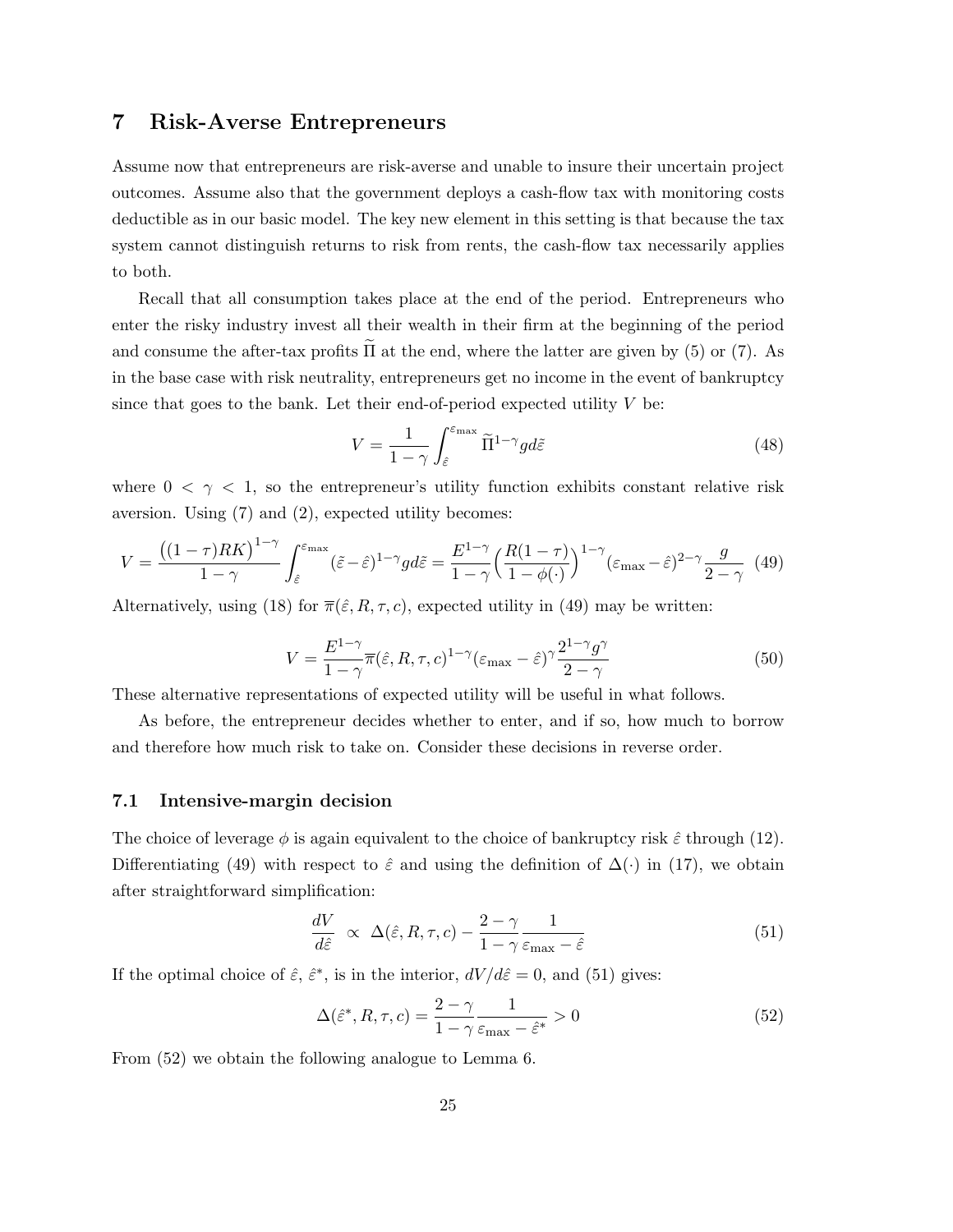## 7 Risk-Averse Entrepreneurs

Assume now that entrepreneurs are risk-averse and unable to insure their uncertain project outcomes. Assume also that the government deploys a cash-flow tax with monitoring costs deductible as in our basic model. The key new element in this setting is that because the tax system cannot distinguish returns to risk from rents, the cash-flow tax necessarily applies to both.

Recall that all consumption takes place at the end of the period. Entrepreneurs who enter the risky industry invest all their wealth in their firm at the beginning of the period and consume the after-tax profits $\widetilde{\Pi}$ at the end, where the latter are given by (5) or (7). As in the base case with risk neutrality, entrepreneurs get no income in the event of bankruptcy since that goes to the bank. Let their end-of-period expected utility $V$ be:

$$V = \frac{1}{1-\gamma} \int_{\hat{\varepsilon}}^{\varepsilon_{\max}} \widetilde{\Pi}^{1-\gamma} g d\tilde{\varepsilon} \tag{48}$$

where $0 < \gamma < 1$, so the entrepreneur's utility function exhibits constant relative risk aversion. Using (7) and (2), expected utility becomes:

$$V = \frac{\big((1-\tau)RK\big)^{1-\gamma}}{1-\gamma} \int_{\hat{\varepsilon}}^{\varepsilon_{\max}} (\tilde{\varepsilon} - \hat{\varepsilon})^{1-\gamma} g d\tilde{\varepsilon} = \frac{E^{1-\gamma}}{1-\gamma} \Big( \frac{R(1-\tau)}{1-\phi(\cdot)} \Big)^{1-\gamma} (\varepsilon_{\max} - \hat{\varepsilon})^{2-\gamma} \frac{g}{2-\gamma} \tag{49}$$

Alternatively, using (18) for $\overline{\pi}(\hat{\varepsilon}, R, \tau, c)$, expected utility in (49) may be written:

$$V = \frac{E^{1-\gamma}}{1-\gamma} \overline{\pi}(\hat{\varepsilon}, R, \tau, c)^{1-\gamma} (\varepsilon_{\max} - \hat{\varepsilon})^{\gamma} \frac{2^{1-\gamma} g^{\gamma}}{2-\gamma} \tag{50}$$

These alternative representations of expected utility will be useful in what follows.

As before, the entrepreneur decides whether to enter, and if so, how much to borrow and therefore how much risk to take on. Consider these decisions in reverse order.

### 7.1 Intensive-margin decision

The choice of leverage $\phi$ is again equivalent to the choice of bankruptcy risk $\hat{\varepsilon}$ through (12). Differentiating (49) with respect to $\hat{\varepsilon}$ and using the definition of $\Delta(\cdot)$ in (17), we obtain after straightforward simplification:

$$\frac{dV}{d\hat{\varepsilon}} \;\propto\; \Delta(\hat{\varepsilon}, R, \tau, c) - \frac{2-\gamma}{1-\gamma} \frac{1}{\varepsilon_{\max} - \hat{\varepsilon}} \tag{51}$$

If the optimal choice of $\hat{\varepsilon}$, $\hat{\varepsilon}^*$, is in the interior, $dV/d\hat{\varepsilon} = 0$, and (51) gives:

$$\Delta(\hat{\varepsilon}^*, R, \tau, c) = \frac{2-\gamma}{1-\gamma} \frac{1}{\varepsilon_{\max} - \hat{\varepsilon}^*} > 0 \tag{52}$$

From (52) we obtain the following analogue to Lemma 6.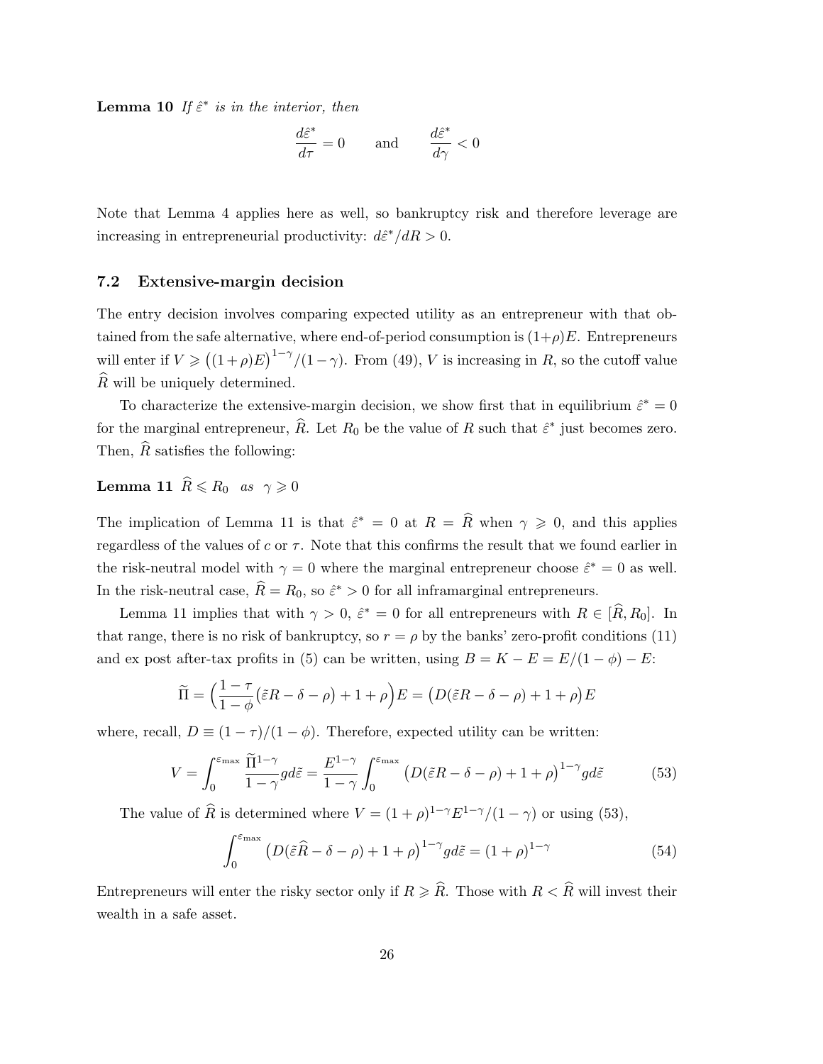**Lemma 10** *If $\hat{\varepsilon}^*$ is in the interior, then*

$$\frac{d\hat{\varepsilon}^*}{d\tau} = 0 \qquad \text{and} \qquad \frac{d\hat{\varepsilon}^*}{d\gamma} < 0$$

Note that Lemma 4 applies here as well, so bankruptcy risk and therefore leverage are increasing in entrepreneurial productivity: $d\hat{\varepsilon}^*/dR > 0$.

### 7.2 Extensive-margin decision

The entry decision involves comparing expected utility as an entrepreneur with that obtained from the safe alternative, where end-of-period consumption is $(1+\rho)E$. Entrepreneurs will enter if $V \geqslant \big((1+\rho)E\big)^{1-\gamma}/(1-\gamma)$. From (49), $V$ is increasing in $R$, so the cutoff value $\widehat{R}$ will be uniquely determined.

To characterize the extensive-margin decision, we show first that in equilibrium $\hat{\varepsilon}^* = 0$ for the marginal entrepreneur, $\widehat{R}$. Let $R_0$ be the value of $R$ such that $\hat{\varepsilon}^*$ just becomes zero. Then, $\widehat{R}$ satisfies the following:

**Lemma 11** $\widehat{R} \leqslant R_0$ *as* $\gamma \geqslant 0$

The implication of Lemma 11 is that $\hat{\varepsilon}^* = 0$ at $R = \widehat{R}$ when $\gamma \geqslant 0$, and this applies regardless of the values of $c$ or $\tau$. Note that this confirms the result that we found earlier in the risk-neutral model with $\gamma = 0$ where the marginal entrepreneur choose $\hat{\varepsilon}^* = 0$ as well. In the risk-neutral case, $\widehat{R} = R_0$, so $\hat{\varepsilon}^* > 0$ for all inframarginal entrepreneurs.

Lemma 11 implies that with $\gamma > 0$, $\hat{\varepsilon}^* = 0$ for all entrepreneurs with $R \in [\widehat{R}, R_0]$. In that range, there is no risk of bankruptcy, so $r = \rho$ by the banks' zero-profit conditions (11) and ex post after-tax profits in (5) can be written, using $B = K - E = E/(1-\phi) - E$:

$$\widetilde{\Pi} = \Big(\frac{1-\tau}{1-\phi}\big(\tilde{\varepsilon}R - \delta - \rho\big) + 1 + \rho\Big)E = \big(D(\tilde{\varepsilon}R - \delta - \rho) + 1 + \rho\big)E$$

where, recall, $D \equiv (1-\tau)/(1-\phi)$. Therefore, expected utility can be written:

$$V = \int_0^{\varepsilon_{\max}} \frac{\widetilde{\Pi}^{1-\gamma}}{1-\gamma} g d\tilde{\varepsilon} = \frac{E^{1-\gamma}}{1-\gamma} \int_0^{\varepsilon_{\max}} \big(D(\tilde{\varepsilon}R - \delta - \rho) + 1 + \rho\big)^{1-\gamma} g d\tilde{\varepsilon} \tag{53}$$

The value of $\widehat{R}$ is determined where $V = (1+\rho)^{1-\gamma}E^{1-\gamma}/(1-\gamma)$ or using (53),

$$\int_0^{\varepsilon_{\max}} \big(D(\tilde{\varepsilon}\widehat{R} - \delta - \rho) + 1 + \rho\big)^{1-\gamma} g d\tilde{\varepsilon} = (1+\rho)^{1-\gamma} \tag{54}$$

Entrepreneurs will enter the risky sector only if $R \geqslant \widehat{R}$. Those with $R < \widehat{R}$ will invest their wealth in a safe asset.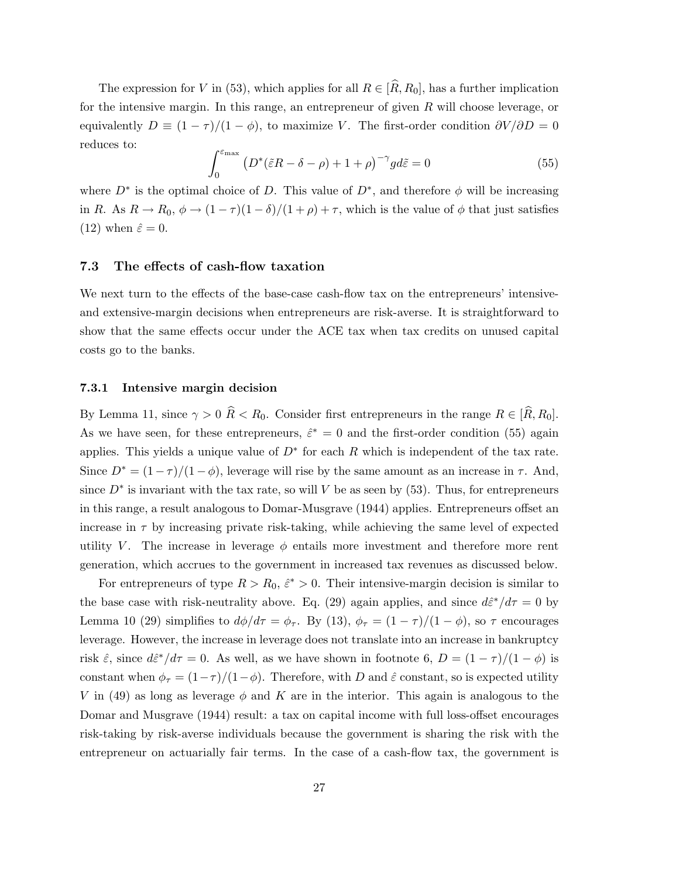The expression for $V$ in (53), which applies for all $R \in [\widehat{R}, R_0]$, has a further implication for the intensive margin. In this range, an entrepreneur of given $R$ will choose leverage, or equivalently $D \equiv (1-\tau)/(1-\phi)$, to maximize $V$. The first-order condition $\partial V/\partial D = 0$ reduces to:

$$\int_0^{\varepsilon_{\max}} \left(D^*(\tilde{\varepsilon}R - \delta - \rho) + 1 + \rho\right)^{-\gamma} g d\tilde{\varepsilon} = 0 \tag{55}$$

where $D^*$ is the optimal choice of $D$. This value of $D^*$, and therefore $\phi$ will be increasing in $R$. As $R \to R_0$, $\phi \to (1-\tau)(1-\delta)/(1+\rho) + \tau$, which is the value of $\phi$ that just satisfies (12) when $\hat{\varepsilon} = 0$.

### 7.3 The effects of cash-flow taxation

We next turn to the effects of the base-case cash-flow tax on the entrepreneurs' intensive- and extensive-margin decisions when entrepreneurs are risk-averse. It is straightforward to show that the same effects occur under the ACE tax when tax credits on unused capital costs go to the banks.

#### 7.3.1 Intensive margin decision

By Lemma 11, since $\gamma > 0$ $\widehat{R} < R_0$. Consider first entrepreneurs in the range $R \in [\widehat{R}, R_0]$. As we have seen, for these entrepreneurs, $\hat{\varepsilon}^* = 0$ and the first-order condition (55) again applies. This yields a unique value of $D^*$ for each $R$ which is independent of the tax rate. Since $D^* = (1-\tau)/(1-\phi)$, leverage will rise by the same amount as an increase in $\tau$. And, since $D^*$ is invariant with the tax rate, so will $V$ be as seen by (53). Thus, for entrepreneurs in this range, a result analogous to Domar-Musgrave (1944) applies. Entrepreneurs offset an increase in $\tau$ by increasing private risk-taking, while achieving the same level of expected utility $V$. The increase in leverage $\phi$ entails more investment and therefore more rent generation, which accrues to the government in increased tax revenues as discussed below.

For entrepreneurs of type $R > R_0$, $\hat{\varepsilon}^* > 0$. Their intensive-margin decision is similar to the base case with risk-neutrality above. Eq. (29) again applies, and since $d\hat{\varepsilon}^*/d\tau = 0$ by Lemma 10 (29) simplifies to $d\phi/d\tau = \phi_\tau$. By (13), $\phi_\tau = (1-\tau)/(1-\phi)$, so $\tau$ encourages leverage. However, the increase in leverage does not translate into an increase in bankruptcy risk $\hat{\varepsilon}$, since $d\hat{\varepsilon}^*/d\tau = 0$. As well, as we have shown in footnote 6, $D = (1-\tau)/(1-\phi)$ is constant when $\phi_\tau = (1-\tau)/(1-\phi)$. Therefore, with $D$ and $\hat{\varepsilon}$ constant, so is expected utility $V$ in (49) as long as leverage $\phi$ and $K$ are in the interior. This again is analogous to the Domar and Musgrave (1944) result: a tax on capital income with full loss-offset encourages risk-taking by risk-averse individuals because the government is sharing the risk with the entrepreneur on actuarially fair terms. In the case of a cash-flow tax, the government is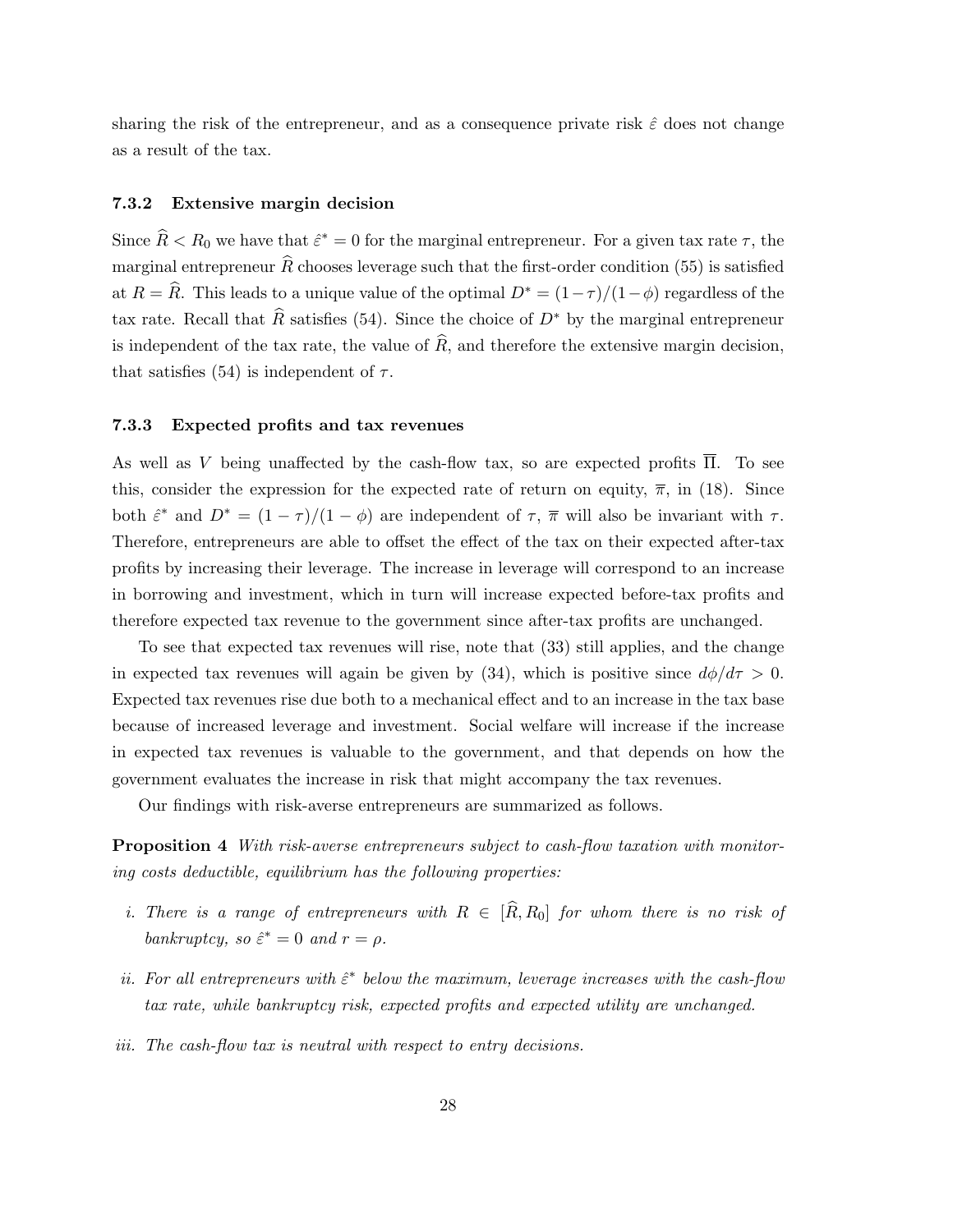sharing the risk of the entrepreneur, and as a consequence private risk $\hat{\varepsilon}$ does not change as a result of the tax.

### 7.3.2 Extensive margin decision

Since $\widehat{R} < R_0$ we have that $\hat{\varepsilon}^* = 0$ for the marginal entrepreneur. For a given tax rate $\tau$, the marginal entrepreneur $\widehat{R}$ chooses leverage such that the first-order condition (55) is satisfied at $R = \widehat{R}$. This leads to a unique value of the optimal $D^* = (1-\tau)/(1-\phi)$ regardless of the tax rate. Recall that $\widehat{R}$ satisfies (54). Since the choice of $D^*$ by the marginal entrepreneur is independent of the tax rate, the value of $\widehat{R}$, and therefore the extensive margin decision, that satisfies (54) is independent of $\tau$.

### 7.3.3 Expected profits and tax revenues

As well as $V$ being unaffected by the cash-flow tax, so are expected profits $\overline{\Pi}$. To see this, consider the expression for the expected rate of return on equity, $\overline{\pi}$, in (18). Since both $\hat{\varepsilon}^*$ and $D^* = (1-\tau)/(1-\phi)$ are independent of $\tau$, $\overline{\pi}$ will also be invariant with $\tau$. Therefore, entrepreneurs are able to offset the effect of the tax on their expected after-tax profits by increasing their leverage. The increase in leverage will correspond to an increase in borrowing and investment, which in turn will increase expected before-tax profits and therefore expected tax revenue to the government since after-tax profits are unchanged.

To see that expected tax revenues will rise, note that (33) still applies, and the change in expected tax revenues will again be given by (34), which is positive since $d\phi/d\tau > 0$. Expected tax revenues rise due both to a mechanical effect and to an increase in the tax base because of increased leverage and investment. Social welfare will increase if the increase in expected tax revenues is valuable to the government, and that depends on how the government evaluates the increase in risk that might accompany the tax revenues.

Our findings with risk-averse entrepreneurs are summarized as follows.

**Proposition 4** *With risk-averse entrepreneurs subject to cash-flow taxation with monitoring costs deductible, equilibrium has the following properties:*

*i. There is a range of entrepreneurs with $R \in [\widehat{R}, R_0]$ for whom there is no risk of bankruptcy, so $\hat{\varepsilon}^* = 0$ and $r = \rho$.*

*ii. For all entrepreneurs with $\hat{\varepsilon}^*$ below the maximum, leverage increases with the cash-flow tax rate, while bankruptcy risk, expected profits and expected utility are unchanged.*

*iii. The cash-flow tax is neutral with respect to entry decisions.*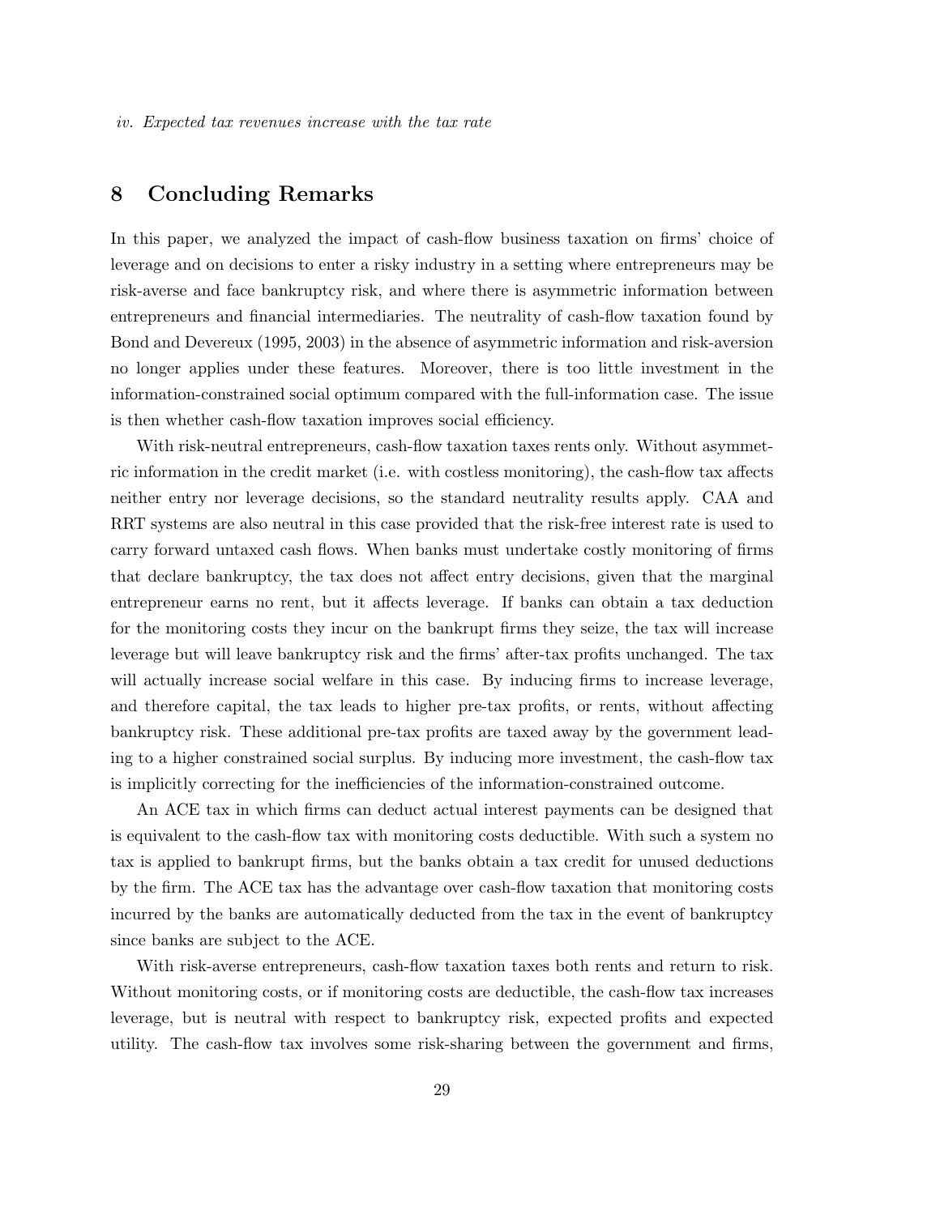*iv. Expected tax revenues increase with the tax rate*

## 8 Concluding Remarks

In this paper, we analyzed the impact of cash-flow business taxation on firms' choice of leverage and on decisions to enter a risky industry in a setting where entrepreneurs may be risk-averse and face bankruptcy risk, and where there is asymmetric information between entrepreneurs and financial intermediaries. The neutrality of cash-flow taxation found by Bond and Devereux (1995, 2003) in the absence of asymmetric information and risk-aversion no longer applies under these features. Moreover, there is too little investment in the information-constrained social optimum compared with the full-information case. The issue is then whether cash-flow taxation improves social efficiency.

With risk-neutral entrepreneurs, cash-flow taxation taxes rents only. Without asymmetric information in the credit market (i.e. with costless monitoring), the cash-flow tax affects neither entry nor leverage decisions, so the standard neutrality results apply. CAA and RRT systems are also neutral in this case provided that the risk-free interest rate is used to carry forward untaxed cash flows. When banks must undertake costly monitoring of firms that declare bankruptcy, the tax does not affect entry decisions, given that the marginal entrepreneur earns no rent, but it affects leverage. If banks can obtain a tax deduction for the monitoring costs they incur on the bankrupt firms they seize, the tax will increase leverage but will leave bankruptcy risk and the firms' after-tax profits unchanged. The tax will actually increase social welfare in this case. By inducing firms to increase leverage, and therefore capital, the tax leads to higher pre-tax profits, or rents, without affecting bankruptcy risk. These additional pre-tax profits are taxed away by the government leading to a higher constrained social surplus. By inducing more investment, the cash-flow tax is implicitly correcting for the inefficiencies of the information-constrained outcome.

An ACE tax in which firms can deduct actual interest payments can be designed that is equivalent to the cash-flow tax with monitoring costs deductible. With such a system no tax is applied to bankrupt firms, but the banks obtain a tax credit for unused deductions by the firm. The ACE tax has the advantage over cash-flow taxation that monitoring costs incurred by the banks are automatically deducted from the tax in the event of bankruptcy since banks are subject to the ACE.

With risk-averse entrepreneurs, cash-flow taxation taxes both rents and return to risk. Without monitoring costs, or if monitoring costs are deductible, the cash-flow tax increases leverage, but is neutral with respect to bankruptcy risk, expected profits and expected utility. The cash-flow tax involves some risk-sharing between the government and firms,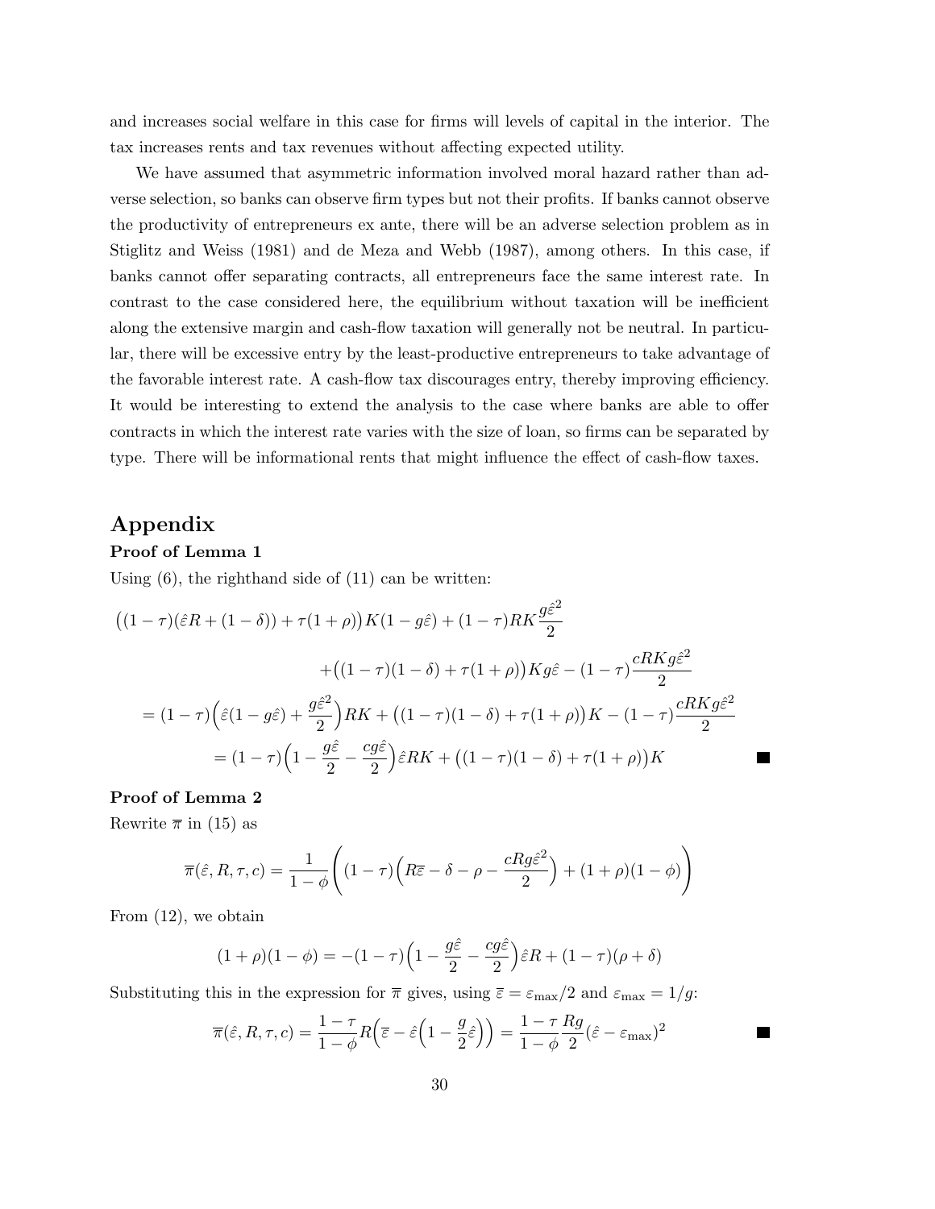and increases social welfare in this case for firms will levels of capital in the interior. The tax increases rents and tax revenues without affecting expected utility.

We have assumed that asymmetric information involved moral hazard rather than adverse selection, so banks can observe firm types but not their profits. If banks cannot observe the productivity of entrepreneurs ex ante, there will be an adverse selection problem as in Stiglitz and Weiss (1981) and de Meza and Webb (1987), among others. In this case, if banks cannot offer separating contracts, all entrepreneurs face the same interest rate. In contrast to the case considered here, the equilibrium without taxation will be inefficient along the extensive margin and cash-flow taxation will generally not be neutral. In particular, there will be excessive entry by the least-productive entrepreneurs to take advantage of the favorable interest rate. A cash-flow tax discourages entry, thereby improving efficiency. It would be interesting to extend the analysis to the case where banks are able to offer contracts in which the interest rate varies with the size of loan, so firms can be separated by type. There will be informational rents that might influence the effect of cash-flow taxes.

## Appendix

**Proof of Lemma 1**

Using (6), the righthand side of (11) can be written:

$$
\begin{aligned}
&\big((1-\tau)(\hat{\varepsilon}R + (1-\delta)) + \tau(1+\rho)\big)K(1-g\hat{\varepsilon}) + (1-\tau)RK\frac{g\hat{\varepsilon}^2}{2} \\
&\qquad\qquad + \big((1-\tau)(1-\delta) + \tau(1+\rho)\big)Kg\hat{\varepsilon} - (1-\tau)\frac{cRKg\hat{\varepsilon}^2}{2} \\
&= (1-\tau)\Big(\hat{\varepsilon}(1-g\hat{\varepsilon}) + \frac{g\hat{\varepsilon}^2}{2}\Big)RK + \big((1-\tau)(1-\delta) + \tau(1+\rho)\big)K - (1-\tau)\frac{cRKg\hat{\varepsilon}^2}{2} \\
&= (1-\tau)\Big(1 - \frac{g\hat{\varepsilon}}{2} - \frac{cg\hat{\varepsilon}}{2}\Big)\hat{\varepsilon}RK + \big((1-\tau)(1-\delta) + \tau(1+\rho)\big)K \qquad \blacksquare
\end{aligned}
$$

**Proof of Lemma 2**

Rewrite $\overline{\pi}$ in (15) as

$$
\overline{\pi}(\hat{\varepsilon}, R, \tau, c) = \frac{1}{1-\phi}\left((1-\tau)\Big(R\overline{\varepsilon} - \delta - \rho - \frac{cRg\hat{\varepsilon}^2}{2}\Big) + (1+\rho)(1-\phi)\right)
$$

From (12), we obtain

$$
(1+\rho)(1-\phi) = -(1-\tau)\Big(1 - \frac{g\hat{\varepsilon}}{2} - \frac{cg\hat{\varepsilon}}{2}\Big)\hat{\varepsilon}R + (1-\tau)(\rho+\delta)
$$

Substituting this in the expression for $\overline{\pi}$ gives, using $\overline{\varepsilon} = \varepsilon_{\max}/2$ and $\varepsilon_{\max} = 1/g$:

$$
\overline{\pi}(\hat{\varepsilon}, R, \tau, c) = \frac{1-\tau}{1-\phi}R\Big(\overline{\varepsilon} - \hat{\varepsilon}\Big(1 - \frac{g}{2}\hat{\varepsilon}\Big)\Big) = \frac{1-\tau}{1-\phi}\frac{Rg}{2}(\hat{\varepsilon} - \varepsilon_{\max})^2 \qquad \blacksquare
$$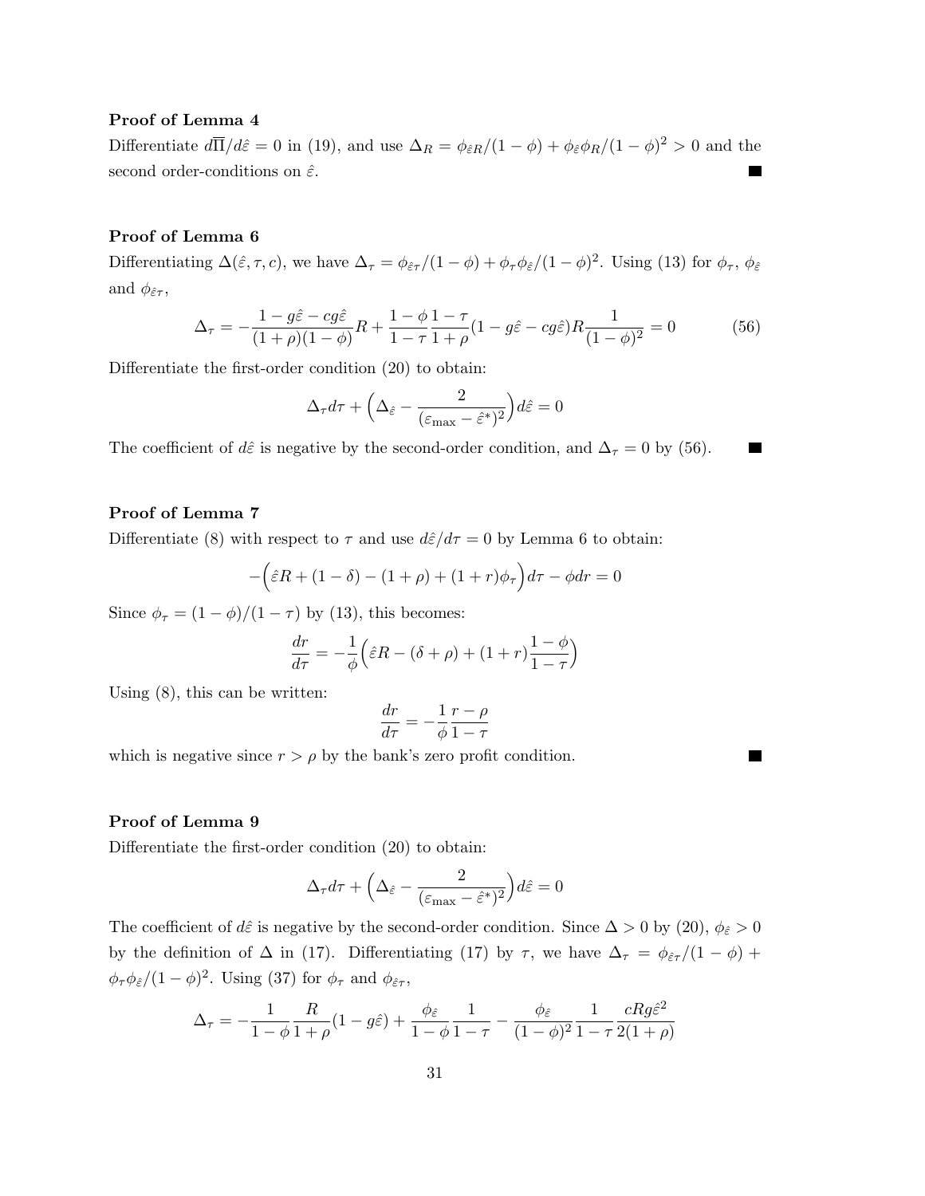**Proof of Lemma 4**

Differentiate $d\overline{\Pi}/d\hat{\varepsilon} = 0$ in (19), and use $\Delta_R = \phi_{\hat{\varepsilon}R}/(1-\phi) + \phi_{\hat{\varepsilon}}\phi_R/(1-\phi)^2 > 0$ and the second order-conditions on $\hat{\varepsilon}$. ■

**Proof of Lemma 6**

Differentiating $\Delta(\hat{\varepsilon}, \tau, c)$, we have $\Delta_\tau = \phi_{\hat{\varepsilon}\tau}/(1-\phi) + \phi_\tau\phi_{\hat{\varepsilon}}/(1-\phi)^2$. Using (13) for $\phi_\tau$, $\phi_{\hat{\varepsilon}}$ and $\phi_{\hat{\varepsilon}\tau}$,

$$\Delta_\tau = -\frac{1 - g\hat{\varepsilon} - cg\hat{\varepsilon}}{(1+\rho)(1-\phi)}R + \frac{1-\phi}{1-\tau}\frac{1-\tau}{1+\rho}(1 - g\hat{\varepsilon} - cg\hat{\varepsilon})R\frac{1}{(1-\phi)^2} = 0 \tag{56}$$

Differentiate the first-order condition (20) to obtain:

$$\Delta_\tau d\tau + \Big(\Delta_{\hat{\varepsilon}} - \frac{2}{(\varepsilon_{\max} - \hat{\varepsilon}^*)^2}\Big)d\hat{\varepsilon} = 0$$

The coefficient of $d\hat{\varepsilon}$ is negative by the second-order condition, and $\Delta_\tau = 0$ by (56). ■

**Proof of Lemma 7**

Differentiate (8) with respect to $\tau$ and use $d\hat{\varepsilon}/d\tau = 0$ by Lemma 6 to obtain:

$$-\Big(\hat{\varepsilon}R + (1-\delta) - (1+\rho) + (1+r)\phi_\tau\Big)d\tau - \phi dr = 0$$

Since $\phi_\tau = (1-\phi)/(1-\tau)$ by (13), this becomes:

$$\frac{dr}{d\tau} = -\frac{1}{\phi}\Big(\hat{\varepsilon}R - (\delta+\rho) + (1+r)\frac{1-\phi}{1-\tau}\Big)$$

Using (8), this can be written:

$$\frac{dr}{d\tau} = -\frac{1}{\phi}\frac{r-\rho}{1-\tau}$$

which is negative since $r > \rho$ by the bank's zero profit condition. ■

**Proof of Lemma 9**

Differentiate the first-order condition (20) to obtain:

$$\Delta_\tau d\tau + \Big(\Delta_{\hat{\varepsilon}} - \frac{2}{(\varepsilon_{\max} - \hat{\varepsilon}^*)^2}\Big)d\hat{\varepsilon} = 0$$

The coefficient of $d\hat{\varepsilon}$ is negative by the second-order condition. Since $\Delta > 0$ by (20), $\phi_{\hat{\varepsilon}} > 0$ by the definition of $\Delta$ in (17). Differentiating (17) by $\tau$, we have $\Delta_\tau = \phi_{\hat{\varepsilon}\tau}/(1-\phi) + \phi_\tau\phi_{\hat{\varepsilon}}/(1-\phi)^2$. Using (37) for $\phi_\tau$ and $\phi_{\hat{\varepsilon}\tau}$,

$$\Delta_\tau = -\frac{1}{1-\phi}\frac{R}{1+\rho}(1 - g\hat{\varepsilon}) + \frac{\phi_{\hat{\varepsilon}}}{1-\phi}\frac{1}{1-\tau} - \frac{\phi_{\hat{\varepsilon}}}{(1-\phi)^2}\frac{1}{1-\tau}\frac{cRg\hat{\varepsilon}^2}{2(1+\rho)}$$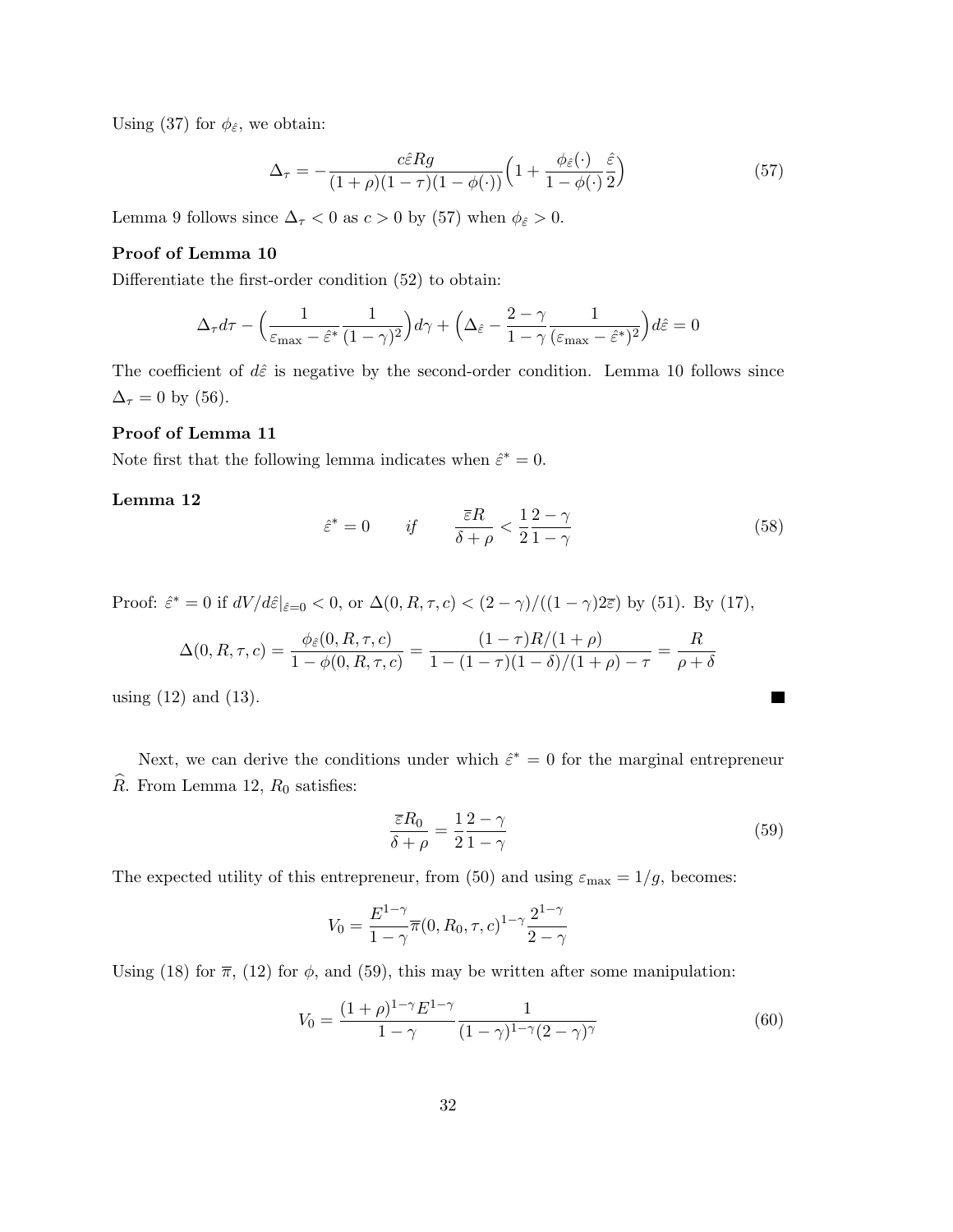Using (37) for $\phi_{\hat{\varepsilon}}$, we obtain:

$$\Delta_\tau = -\frac{c\hat{\varepsilon}Rg}{(1+\rho)(1-\tau)(1-\phi(\cdot))}\Big(1 + \frac{\phi_{\hat{\varepsilon}}(\cdot)}{1-\phi(\cdot)}\frac{\hat{\varepsilon}}{2}\Big) \tag{57}$$

Lemma 9 follows since $\Delta_\tau < 0$ as $c > 0$ by (57) when $\phi_{\hat{\varepsilon}} > 0$.

**Proof of Lemma 10**

Differentiate the first-order condition (52) to obtain:

$$\Delta_\tau d\tau - \Big(\frac{1}{\varepsilon_{\max} - \hat{\varepsilon}^*}\frac{1}{(1-\gamma)^2}\Big)d\gamma + \Big(\Delta_{\hat{\varepsilon}} - \frac{2-\gamma}{1-\gamma}\frac{1}{(\varepsilon_{\max} - \hat{\varepsilon}^*)^2}\Big)d\hat{\varepsilon} = 0$$

The coefficient of $d\hat{\varepsilon}$ is negative by the second-order condition. Lemma 10 follows since $\Delta_\tau = 0$ by (56).

**Proof of Lemma 11**

Note first that the following lemma indicates when $\hat{\varepsilon}^* = 0$.

**Lemma 12**

$$\hat{\varepsilon}^* = 0 \qquad if \qquad \frac{\overline{\varepsilon}R}{\delta+\rho} < \frac{1}{2}\frac{2-\gamma}{1-\gamma} \tag{58}$$

Proof: $\hat{\varepsilon}^* = 0$ if $dV/d\hat{\varepsilon}|_{\hat{\varepsilon}=0} < 0$, or $\Delta(0, R, \tau, c) < (2-\gamma)/((1-\gamma)2\overline{\varepsilon})$ by (51). By (17),

$$\Delta(0, R, \tau, c) = \frac{\phi_{\hat{\varepsilon}}(0, R, \tau, c)}{1-\phi(0, R, \tau, c)} = \frac{(1-\tau)R/(1+\rho)}{1-(1-\tau)(1-\delta)/(1+\rho)-\tau} = \frac{R}{\rho+\delta}$$

using (12) and (13). ■

Next, we can derive the conditions under which $\hat{\varepsilon}^* = 0$ for the marginal entrepreneur $\widehat{R}$. From Lemma 12, $R_0$ satisfies:

$$\frac{\overline{\varepsilon}R_0}{\delta+\rho} = \frac{1}{2}\frac{2-\gamma}{1-\gamma} \tag{59}$$

The expected utility of this entrepreneur, from (50) and using $\varepsilon_{\max} = 1/g$, becomes:

$$V_0 = \frac{E^{1-\gamma}}{1-\gamma}\overline{\pi}(0, R_0, \tau, c)^{1-\gamma}\frac{2^{1-\gamma}}{2-\gamma}$$

Using (18) for $\overline{\pi}$, (12) for $\phi$, and (59), this may be written after some manipulation:

$$V_0 = \frac{(1+\rho)^{1-\gamma}E^{1-\gamma}}{1-\gamma}\frac{1}{(1-\gamma)^{1-\gamma}(2-\gamma)^{\gamma}} \tag{60}$$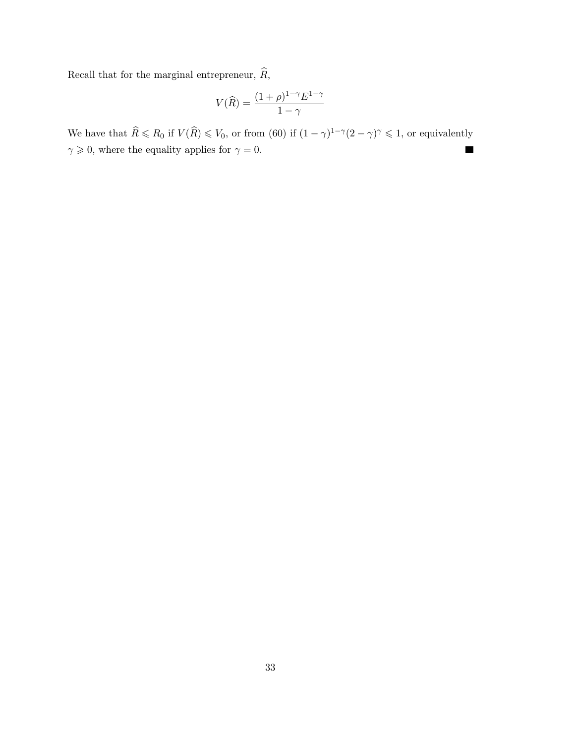Recall that for the marginal entrepreneur, $\widehat{R}$,

$$V(\widehat{R}) = \frac{(1+\rho)^{1-\gamma} E^{1-\gamma}}{1-\gamma}$$

We have that $\widehat{R} \leqslant R_0$ if $V(\widehat{R}) \leqslant V_0$, or from (60) if $(1-\gamma)^{1-\gamma}(2-\gamma)^{\gamma} \leqslant 1$, or equivalently $\gamma \geqslant 0$, where the equality applies for $\gamma = 0$. ■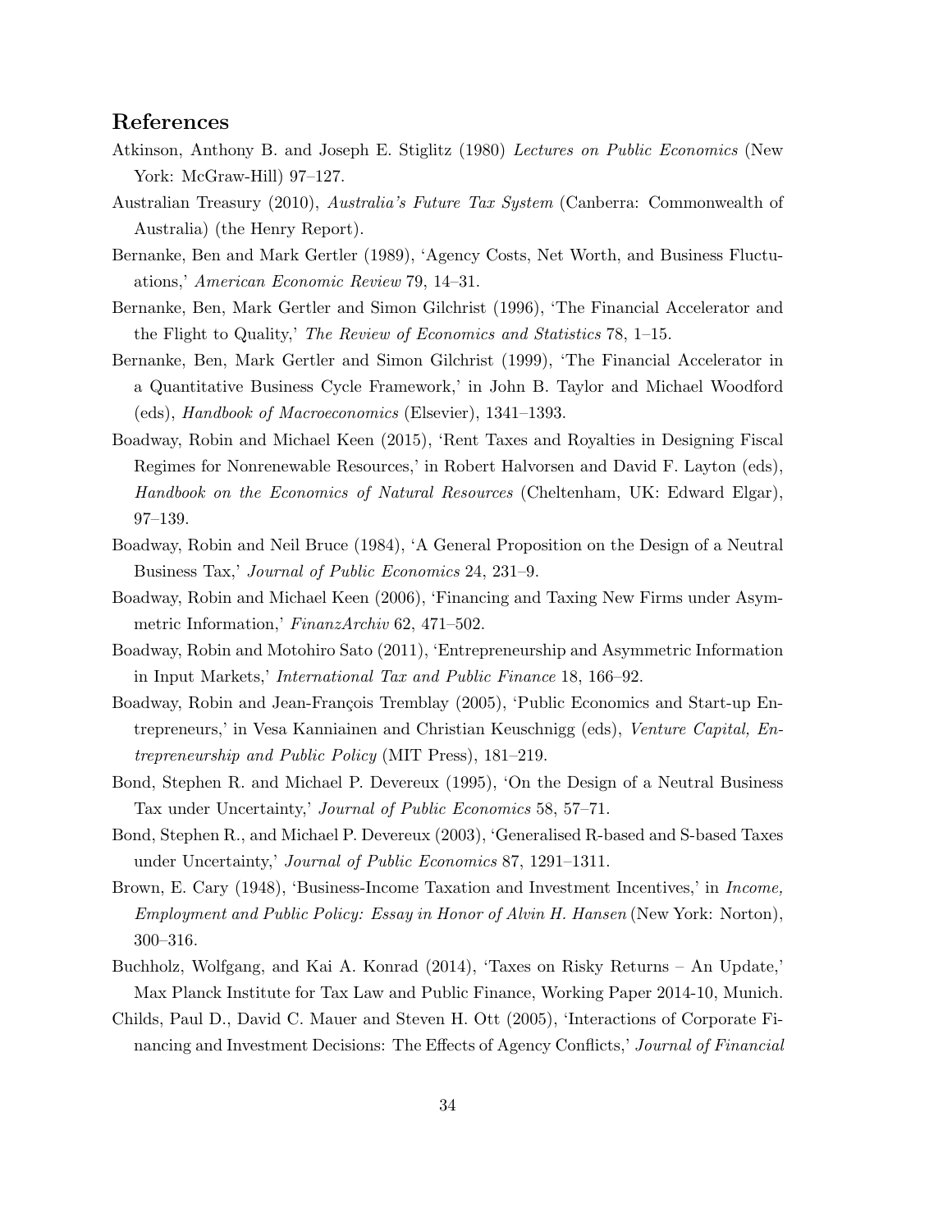## References

Atkinson, Anthony B. and Joseph E. Stiglitz (1980) *Lectures on Public Economics* (New York: McGraw-Hill) 97–127.

Australian Treasury (2010), *Australia's Future Tax System* (Canberra: Commonwealth of Australia) (the Henry Report).

Bernanke, Ben and Mark Gertler (1989), 'Agency Costs, Net Worth, and Business Fluctuations,' *American Economic Review* 79, 14–31.

Bernanke, Ben, Mark Gertler and Simon Gilchrist (1996), 'The Financial Accelerator and the Flight to Quality,' *The Review of Economics and Statistics* 78, 1–15.

Bernanke, Ben, Mark Gertler and Simon Gilchrist (1999), 'The Financial Accelerator in a Quantitative Business Cycle Framework,' in John B. Taylor and Michael Woodford (eds), *Handbook of Macroeconomics* (Elsevier), 1341–1393.

Boadway, Robin and Michael Keen (2015), 'Rent Taxes and Royalties in Designing Fiscal Regimes for Nonrenewable Resources,' in Robert Halvorsen and David F. Layton (eds), *Handbook on the Economics of Natural Resources* (Cheltenham, UK: Edward Elgar), 97–139.

Boadway, Robin and Neil Bruce (1984), 'A General Proposition on the Design of a Neutral Business Tax,' *Journal of Public Economics* 24, 231–9.

Boadway, Robin and Michael Keen (2006), 'Financing and Taxing New Firms under Asymmetric Information,' *FinanzArchiv* 62, 471–502.

Boadway, Robin and Motohiro Sato (2011), 'Entrepreneurship and Asymmetric Information in Input Markets,' *International Tax and Public Finance* 18, 166–92.

Boadway, Robin and Jean-François Tremblay (2005), 'Public Economics and Start-up Entrepreneurs,' in Vesa Kanniainen and Christian Keuschnigg (eds), *Venture Capital, Entrepreneurship and Public Policy* (MIT Press), 181–219.

Bond, Stephen R. and Michael P. Devereux (1995), 'On the Design of a Neutral Business Tax under Uncertainty,' *Journal of Public Economics* 58, 57–71.

Bond, Stephen R., and Michael P. Devereux (2003), 'Generalised R-based and S-based Taxes under Uncertainty,' *Journal of Public Economics* 87, 1291–1311.

Brown, E. Cary (1948), 'Business-Income Taxation and Investment Incentives,' in *Income, Employment and Public Policy: Essay in Honor of Alvin H. Hansen* (New York: Norton), 300–316.

Buchholz, Wolfgang, and Kai A. Konrad (2014), 'Taxes on Risky Returns – An Update,' Max Planck Institute for Tax Law and Public Finance, Working Paper 2014-10, Munich.

Childs, Paul D., David C. Mauer and Steven H. Ott (2005), 'Interactions of Corporate Financing and Investment Decisions: The Effects of Agency Conflicts,' *Journal of Financial*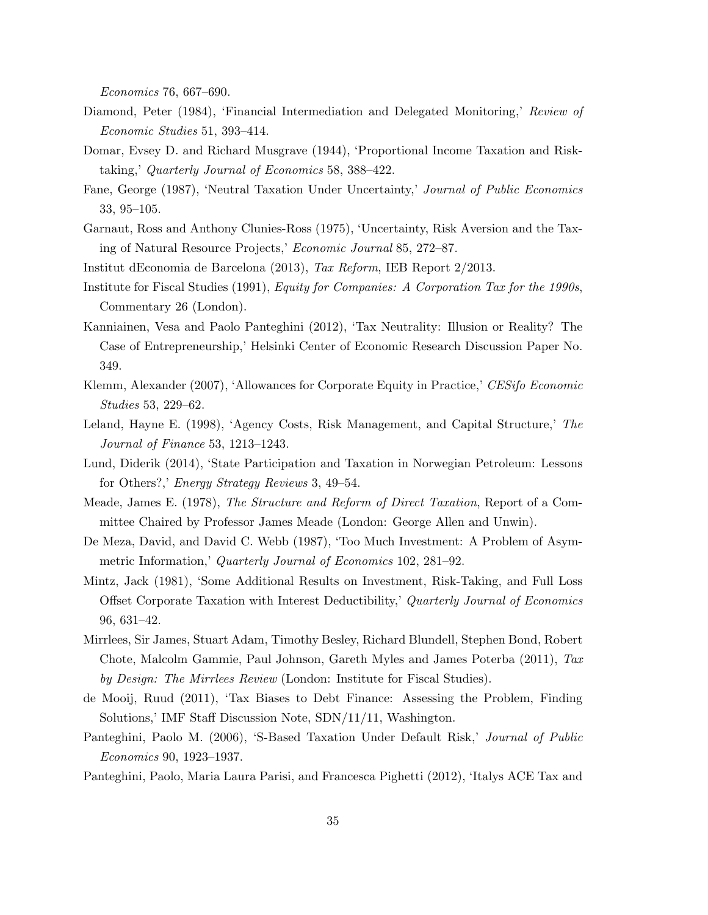*Economics* 76, 667–690.

Diamond, Peter (1984), 'Financial Intermediation and Delegated Monitoring,' *Review of Economic Studies* 51, 393–414.

Domar, Evsey D. and Richard Musgrave (1944), 'Proportional Income Taxation and Risk-taking,' *Quarterly Journal of Economics* 58, 388–422.

Fane, George (1987), 'Neutral Taxation Under Uncertainty,' *Journal of Public Economics* 33, 95–105.

Garnaut, Ross and Anthony Clunies-Ross (1975), 'Uncertainty, Risk Aversion and the Taxing of Natural Resource Projects,' *Economic Journal* 85, 272–87.

Institut dEconomia de Barcelona (2013), *Tax Reform*, IEB Report 2/2013.

Institute for Fiscal Studies (1991), *Equity for Companies: A Corporation Tax for the 1990s*, Commentary 26 (London).

Kanniainen, Vesa and Paolo Panteghini (2012), 'Tax Neutrality: Illusion or Reality? The Case of Entrepreneurship,' Helsinki Center of Economic Research Discussion Paper No. 349.

Klemm, Alexander (2007), 'Allowances for Corporate Equity in Practice,' *CESifo Economic Studies* 53, 229–62.

Leland, Hayne E. (1998), 'Agency Costs, Risk Management, and Capital Structure,' *The Journal of Finance* 53, 1213–1243.

Lund, Diderik (2014), 'State Participation and Taxation in Norwegian Petroleum: Lessons for Others?,' *Energy Strategy Reviews* 3, 49–54.

Meade, James E. (1978), *The Structure and Reform of Direct Taxation*, Report of a Committee Chaired by Professor James Meade (London: George Allen and Unwin).

De Meza, David, and David C. Webb (1987), 'Too Much Investment: A Problem of Asymmetric Information,' *Quarterly Journal of Economics* 102, 281–92.

Mintz, Jack (1981), 'Some Additional Results on Investment, Risk-Taking, and Full Loss Offset Corporate Taxation with Interest Deductibility,' *Quarterly Journal of Economics* 96, 631–42.

Mirrlees, Sir James, Stuart Adam, Timothy Besley, Richard Blundell, Stephen Bond, Robert Chote, Malcolm Gammie, Paul Johnson, Gareth Myles and James Poterba (2011), *Tax by Design: The Mirrlees Review* (London: Institute for Fiscal Studies).

de Mooij, Ruud (2011), 'Tax Biases to Debt Finance: Assessing the Problem, Finding Solutions,' IMF Staff Discussion Note, SDN/11/11, Washington.

Panteghini, Paolo M. (2006), 'S-Based Taxation Under Default Risk,' *Journal of Public Economics* 90, 1923–1937.

Panteghini, Paolo, Maria Laura Parisi, and Francesca Pighetti (2012), 'Italys ACE Tax and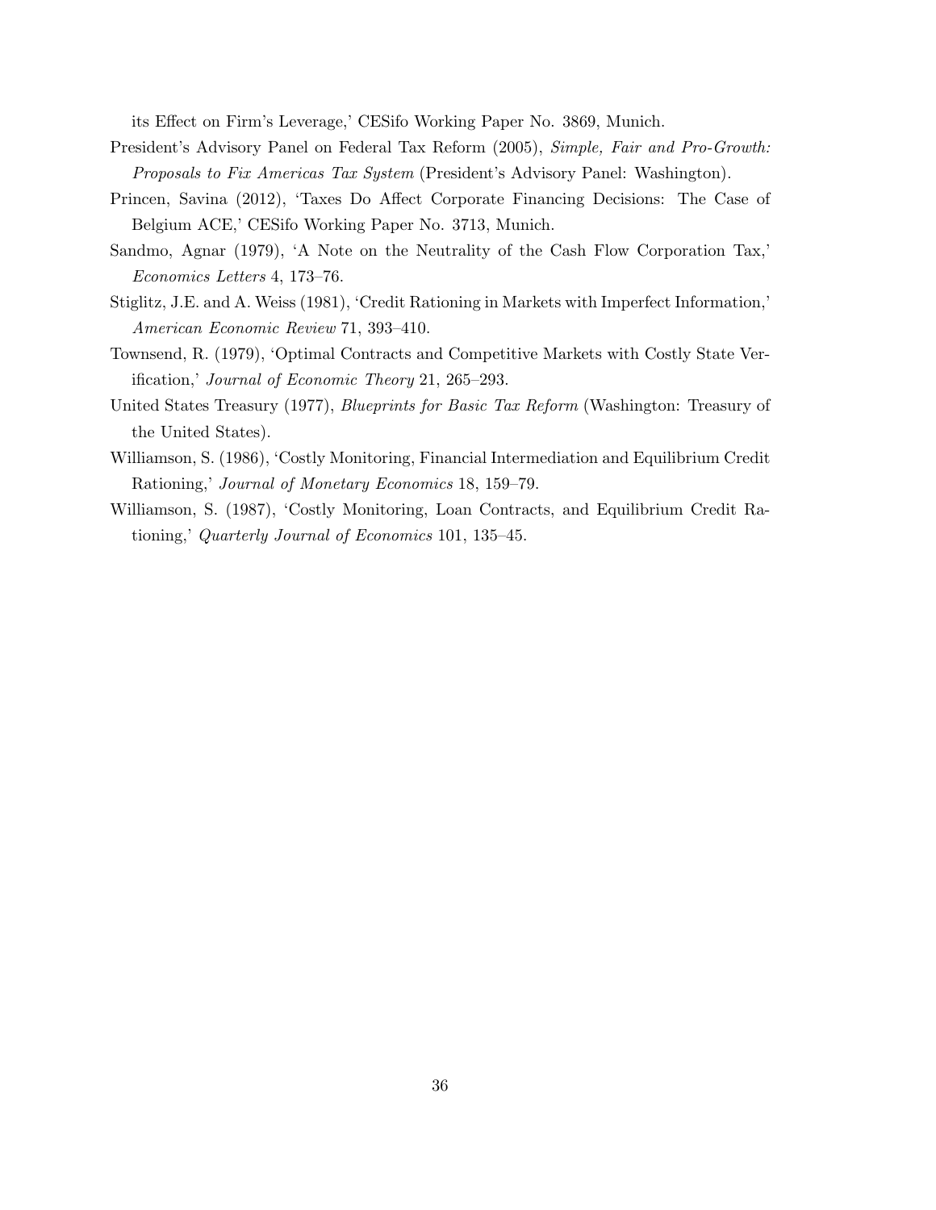its Effect on Firm's Leverage,' CESifo Working Paper No. 3869, Munich.

President's Advisory Panel on Federal Tax Reform (2005), *Simple, Fair and Pro-Growth: Proposals to Fix Americas Tax System* (President's Advisory Panel: Washington).

Princen, Savina (2012), 'Taxes Do Affect Corporate Financing Decisions: The Case of Belgium ACE,' CESifo Working Paper No. 3713, Munich.

Sandmo, Agnar (1979), 'A Note on the Neutrality of the Cash Flow Corporation Tax,' *Economics Letters* 4, 173–76.

Stiglitz, J.E. and A. Weiss (1981), 'Credit Rationing in Markets with Imperfect Information,' *American Economic Review* 71, 393–410.

Townsend, R. (1979), 'Optimal Contracts and Competitive Markets with Costly State Verification,' *Journal of Economic Theory* 21, 265–293.

United States Treasury (1977), *Blueprints for Basic Tax Reform* (Washington: Treasury of the United States).

Williamson, S. (1986), 'Costly Monitoring, Financial Intermediation and Equilibrium Credit Rationing,' *Journal of Monetary Economics* 18, 159–79.

Williamson, S. (1987), 'Costly Monitoring, Loan Contracts, and Equilibrium Credit Rationing,' *Quarterly Journal of Economics* 101, 135–45.